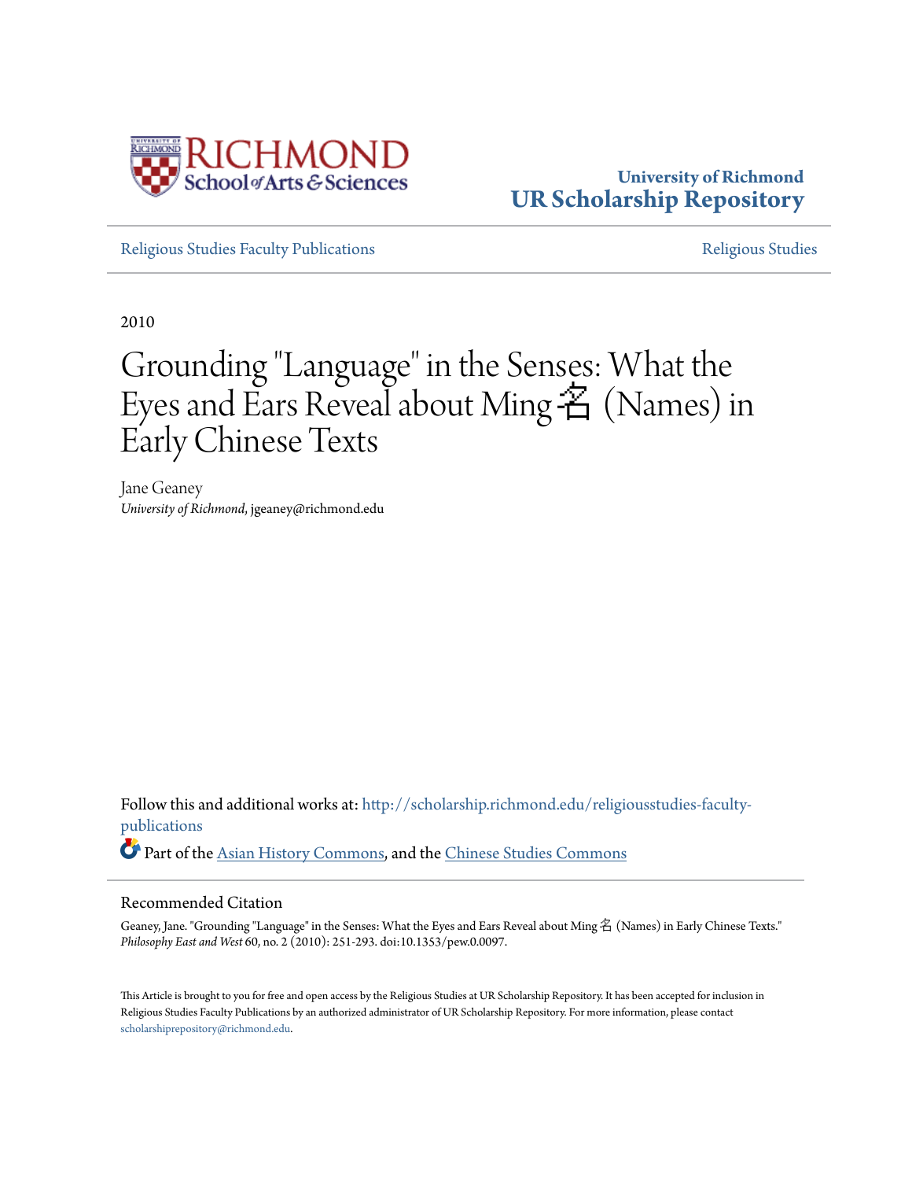University of Richmond
UR Scholarship Repository

Religious Studies Faculty Publications

Religious Studies

2010

# Grounding "Language" in the Senses: What the Eyes and Ears Reveal about Ming 名 (Names) in Early Chinese Texts

Jane Geaney
*University of Richmond*, jgeaney@richmond.edu

Follow this and additional works at: http://scholarship.richmond.edu/religiousstudies-faculty-publications

Part of the Asian History Commons, and the Chinese Studies Commons

## Recommended Citation

Geaney, Jane. "Grounding "Language" in the Senses: What the Eyes and Ears Reveal about Ming 名 (Names) in Early Chinese Texts." *Philosophy East and West* 60, no. 2 (2010): 251-293. doi:10.1353/pew.0.0097.

This Article is brought to you for free and open access by the Religious Studies at UR Scholarship Repository. It has been accepted for inclusion in Religious Studies Faculty Publications by an authorized administrator of UR Scholarship Repository. For more information, please contact scholarshiprepository@richmond.edu.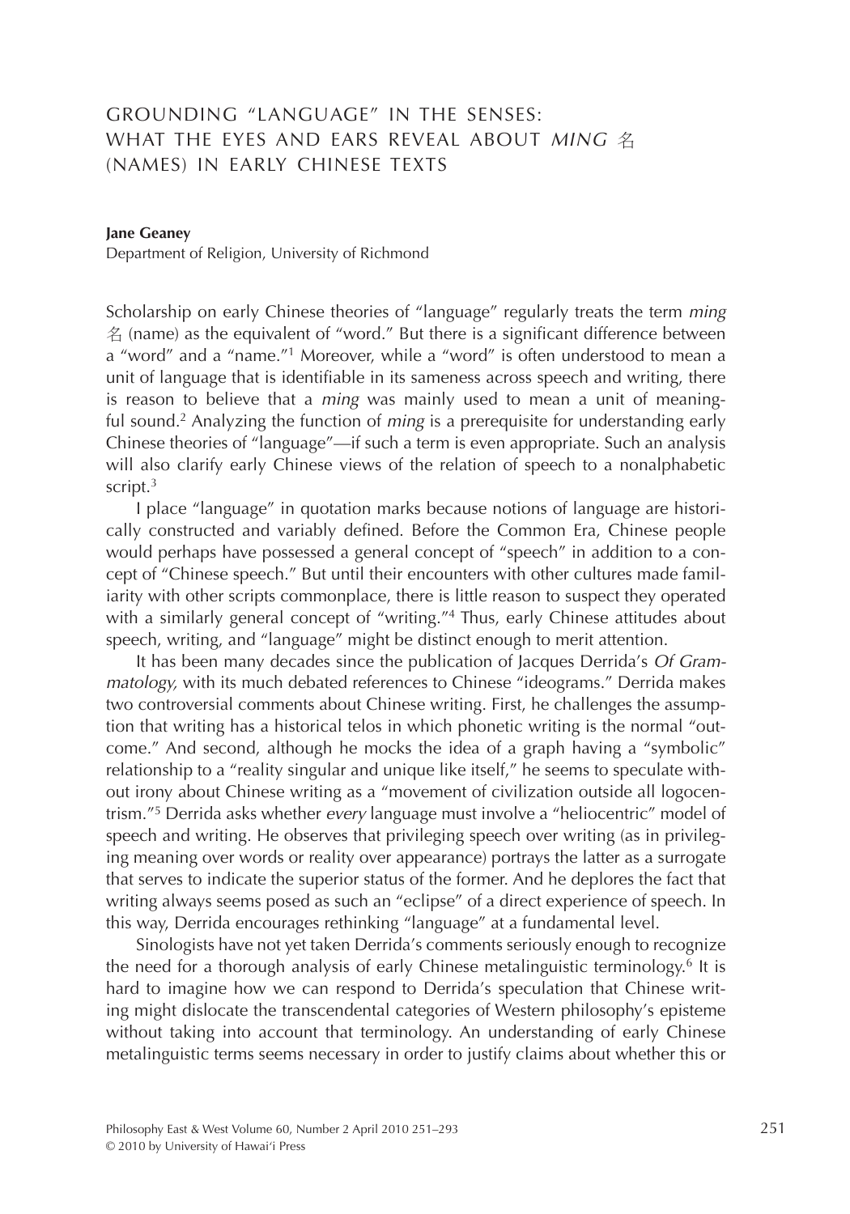# GROUNDING "LANGUAGE" IN THE SENSES: WHAT THE EYES AND EARS REVEAL ABOUT *MING* 名 (NAMES) IN EARLY CHINESE TEXTS

**Jane Geaney**
Department of Religion, University of Richmond

Scholarship on early Chinese theories of "language" regularly treats the term *ming* 名 (name) as the equivalent of "word." But there is a significant difference between a "word" and a "name."[1] Moreover, while a "word" is often understood to mean a unit of language that is identifiable in its sameness across speech and writing, there is reason to believe that a *ming* was mainly used to mean a unit of meaningful sound.[2] Analyzing the function of *ming* is a prerequisite for understanding early Chinese theories of "language"—if such a term is even appropriate. Such an analysis will also clarify early Chinese views of the relation of speech to a nonalphabetic script.[3]

I place "language" in quotation marks because notions of language are historically constructed and variably defined. Before the Common Era, Chinese people would perhaps have possessed a general concept of "speech" in addition to a concept of "Chinese speech." But until their encounters with other cultures made familiarity with other scripts commonplace, there is little reason to suspect they operated with a similarly general concept of "writing."[4] Thus, early Chinese attitudes about speech, writing, and "language" might be distinct enough to merit attention.

It has been many decades since the publication of Jacques Derrida's *Of Grammatology,* with its much debated references to Chinese "ideograms." Derrida makes two controversial comments about Chinese writing. First, he challenges the assumption that writing has a historical telos in which phonetic writing is the normal "outcome." And second, although he mocks the idea of a graph having a "symbolic" relationship to a "reality singular and unique like itself," he seems to speculate without irony about Chinese writing as a "movement of civilization outside all logocentrism."[5] Derrida asks whether *every* language must involve a "heliocentric" model of speech and writing. He observes that privileging speech over writing (as in privileging meaning over words or reality over appearance) portrays the latter as a surrogate that serves to indicate the superior status of the former. And he deplores the fact that writing always seems posed as such an "eclipse" of a direct experience of speech. In this way, Derrida encourages rethinking "language" at a fundamental level.

Sinologists have not yet taken Derrida's comments seriously enough to recognize the need for a thorough analysis of early Chinese metalinguistic terminology.[6] It is hard to imagine how we can respond to Derrida's speculation that Chinese writing might dislocate the transcendental categories of Western philosophy's episteme without taking into account that terminology. An understanding of early Chinese metalinguistic terms seems necessary in order to justify claims about whether this or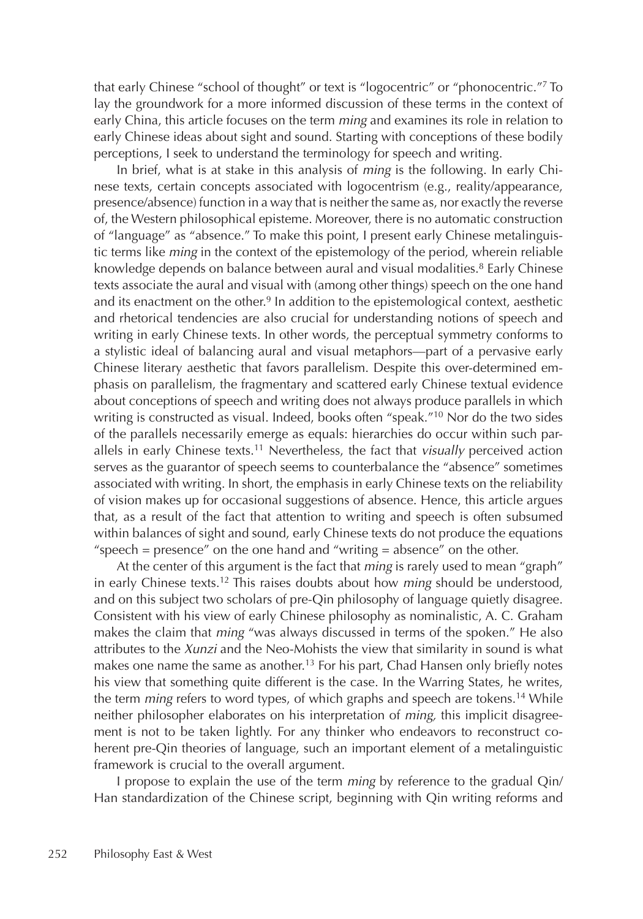that early Chinese "school of thought" or text is "logocentric" or "phonocentric."[7] To lay the groundwork for a more informed discussion of these terms in the context of early China, this article focuses on the term *ming* and examines its role in relation to early Chinese ideas about sight and sound. Starting with conceptions of these bodily perceptions, I seek to understand the terminology for speech and writing.

In brief, what is at stake in this analysis of *ming* is the following. In early Chinese texts, certain concepts associated with logocentrism (e.g., reality/appearance, presence/absence) function in a way that is neither the same as, nor exactly the reverse of, the Western philosophical episteme. Moreover, there is no automatic construction of "language" as "absence." To make this point, I present early Chinese metalinguistic terms like *ming* in the context of the epistemology of the period, wherein reliable knowledge depends on balance between aural and visual modalities.[8] Early Chinese texts associate the aural and visual with (among other things) speech on the one hand and its enactment on the other.[9] In addition to the epistemological context, aesthetic and rhetorical tendencies are also crucial for understanding notions of speech and writing in early Chinese texts. In other words, the perceptual symmetry conforms to a stylistic ideal of balancing aural and visual metaphors—part of a pervasive early Chinese literary aesthetic that favors parallelism. Despite this over-determined emphasis on parallelism, the fragmentary and scattered early Chinese textual evidence about conceptions of speech and writing does not always produce parallels in which writing is constructed as visual. Indeed, books often "speak."[10] Nor do the two sides of the parallels necessarily emerge as equals: hierarchies do occur within such parallels in early Chinese texts.[11] Nevertheless, the fact that *visually* perceived action serves as the guarantor of speech seems to counterbalance the "absence" sometimes associated with writing. In short, the emphasis in early Chinese texts on the reliability of vision makes up for occasional suggestions of absence. Hence, this article argues that, as a result of the fact that attention to writing and speech is often subsumed within balances of sight and sound, early Chinese texts do not produce the equations "speech = presence" on the one hand and "writing = absence" on the other.

At the center of this argument is the fact that *ming* is rarely used to mean "graph" in early Chinese texts.[12] This raises doubts about how *ming* should be understood, and on this subject two scholars of pre-Qin philosophy of language quietly disagree. Consistent with his view of early Chinese philosophy as nominalistic, A. C. Graham makes the claim that *ming* "was always discussed in terms of the spoken." He also attributes to the *Xunzi* and the Neo-Mohists the view that similarity in sound is what makes one name the same as another.[13] For his part, Chad Hansen only briefly notes his view that something quite different is the case. In the Warring States, he writes, the term *ming* refers to word types, of which graphs and speech are tokens.[14] While neither philosopher elaborates on his interpretation of *ming,* this implicit disagreement is not to be taken lightly. For any thinker who endeavors to reconstruct coherent pre-Qin theories of language, such an important element of a metalinguistic framework is crucial to the overall argument.

I propose to explain the use of the term *ming* by reference to the gradual Qin/Han standardization of the Chinese script, beginning with Qin writing reforms and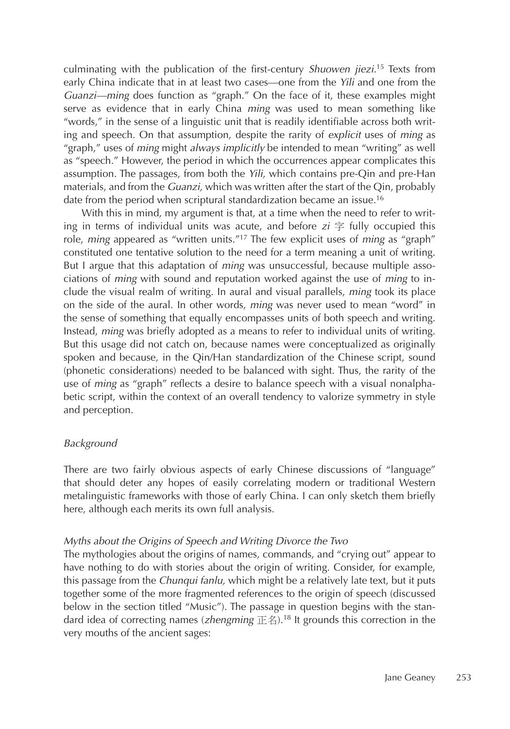culminating with the publication of the first-century *Shuowen jiezi*.[15] Texts from early China indicate that in at least two cases—one from the *Yili* and one from the *Guanzi*—*ming* does function as "graph." On the face of it, these examples might serve as evidence that in early China *ming* was used to mean something like "words," in the sense of a linguistic unit that is readily identifiable across both writing and speech. On that assumption, despite the rarity of *explicit* uses of *ming* as "graph," uses of *ming* might *always implicitly* be intended to mean "writing" as well as "speech." However, the period in which the occurrences appear complicates this assumption. The passages, from both the *Yili,* which contains pre-Qin and pre-Han materials, and from the *Guanzi,* which was written after the start of the Qin, probably date from the period when scriptural standardization became an issue.[16]

With this in mind, my argument is that, at a time when the need to refer to writing in terms of individual units was acute, and before *zi* 字 fully occupied this role, *ming* appeared as "written units."[17] The few explicit uses of *ming* as "graph" constituted one tentative solution to the need for a term meaning a unit of writing. But I argue that this adaptation of *ming* was unsuccessful, because multiple associations of *ming* with sound and reputation worked against the use of *ming* to include the visual realm of writing. In aural and visual parallels, *ming* took its place on the side of the aural. In other words, *ming* was never used to mean "word" in the sense of something that equally encompasses units of both speech and writing. Instead, *ming* was briefly adopted as a means to refer to individual units of writing. But this usage did not catch on, because names were conceptualized as originally spoken and because, in the Qin/Han standardization of the Chinese script, sound (phonetic considerations) needed to be balanced with sight. Thus, the rarity of the use of *ming* as "graph" reflects a desire to balance speech with a visual nonalphabetic script, within the context of an overall tendency to valorize symmetry in style and perception.

### *Background*

There are two fairly obvious aspects of early Chinese discussions of "language" that should deter any hopes of easily correlating modern or traditional Western metalinguistic frameworks with those of early China. I can only sketch them briefly here, although each merits its own full analysis.

#### *Myths about the Origins of Speech and Writing Divorce the Two*

The mythologies about the origins of names, commands, and "crying out" appear to have nothing to do with stories about the origin of writing. Consider, for example, this passage from the *Chunqui fanlu,* which might be a relatively late text, but it puts together some of the more fragmented references to the origin of speech (discussed below in the section titled "Music"). The passage in question begins with the standard idea of correcting names (*zhengming* 正名).[18] It grounds this correction in the very mouths of the ancient sages: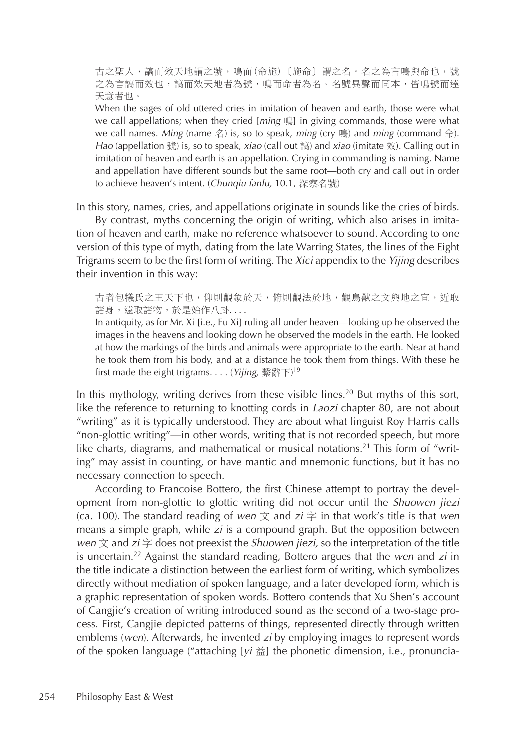古之聖人，謞而效天地謂之號，鳴而（命施）〔施命〕謂之名。名之為言鳴與命也，號之為言謞而效也，謞而效天地者為號，鳴而命者為名。名號異聲而同本，皆鳴號而達天意者也。

When the sages of old uttered cries in imitation of heaven and earth, those were what we call appellations; when they cried [*ming* 鳴] in giving commands, those were what we call names. *Ming* (name 名) is, so to speak, *ming* (cry 鳴) and *ming* (command 命). *Hao* (appellation 號) is, so to speak, *xiao* (call out 謞) and *xiao* (imitate 效). Calling out in imitation of heaven and earth is an appellation. Crying in commanding is naming. Name and appellation have different sounds but the same root—both cry and call out in order to achieve heaven's intent. (*Chunqiu fanlu,* 10.1, 深察名號)

In this story, names, cries, and appellations originate in sounds like the cries of birds.

By contrast, myths concerning the origin of writing, which also arises in imitation of heaven and earth, make no reference whatsoever to sound. According to one version of this type of myth, dating from the late Warring States, the lines of the Eight Trigrams seem to be the first form of writing. The *Xici* appendix to the *Yijing* describes their invention in this way:

古者包犧氏之王天下也，仰則觀象於天，俯則觀法於地，觀鳥獸之文與地之宜，近取諸身，遠取諸物，於是始作八卦. . . .

In antiquity, as for Mr. Xi [i.e., Fu Xi] ruling all under heaven—looking up he observed the images in the heavens and looking down he observed the models in the earth. He looked at how the markings of the birds and animals were appropriate to the earth. Near at hand he took them from his body, and at a distance he took them from things. With these he first made the eight trigrams. . . . (*Yijing,* 繫辭下)[19]

In this mythology, writing derives from these visible lines.[20] But myths of this sort, like the reference to returning to knotting cords in *Laozi* chapter 80, are not about "writing" as it is typically understood. They are about what linguist Roy Harris calls "non-glottic writing"—in other words, writing that is not recorded speech, but more like charts, diagrams, and mathematical or musical notations.[21] This form of "writing" may assist in counting, or have mantic and mnemonic functions, but it has no necessary connection to speech.

According to Francoise Bottero, the first Chinese attempt to portray the development from non-glottic to glottic writing did not occur until the *Shuowen jiezi* (ca. 100). The standard reading of *wen* 文 and *zi* 字 in that work's title is that *wen* means a simple graph, while *zi* is a compound graph. But the opposition between *wen* 文 and *zi* 字 does not preexist the *Shuowen jiezi,* so the interpretation of the title is uncertain.[22] Against the standard reading, Bottero argues that the *wen* and *zi* in the title indicate a distinction between the earliest form of writing, which symbolizes directly without mediation of spoken language, and a later developed form, which is a graphic representation of spoken words. Bottero contends that Xu Shen's account of Cangjie's creation of writing introduced sound as the second of a two-stage process. First, Cangjie depicted patterns of things, represented directly through written emblems (*wen*). Afterwards, he invented *zi* by employing images to represent words of the spoken language ("attaching [*yi* 益] the phonetic dimension, i.e., pronuncia-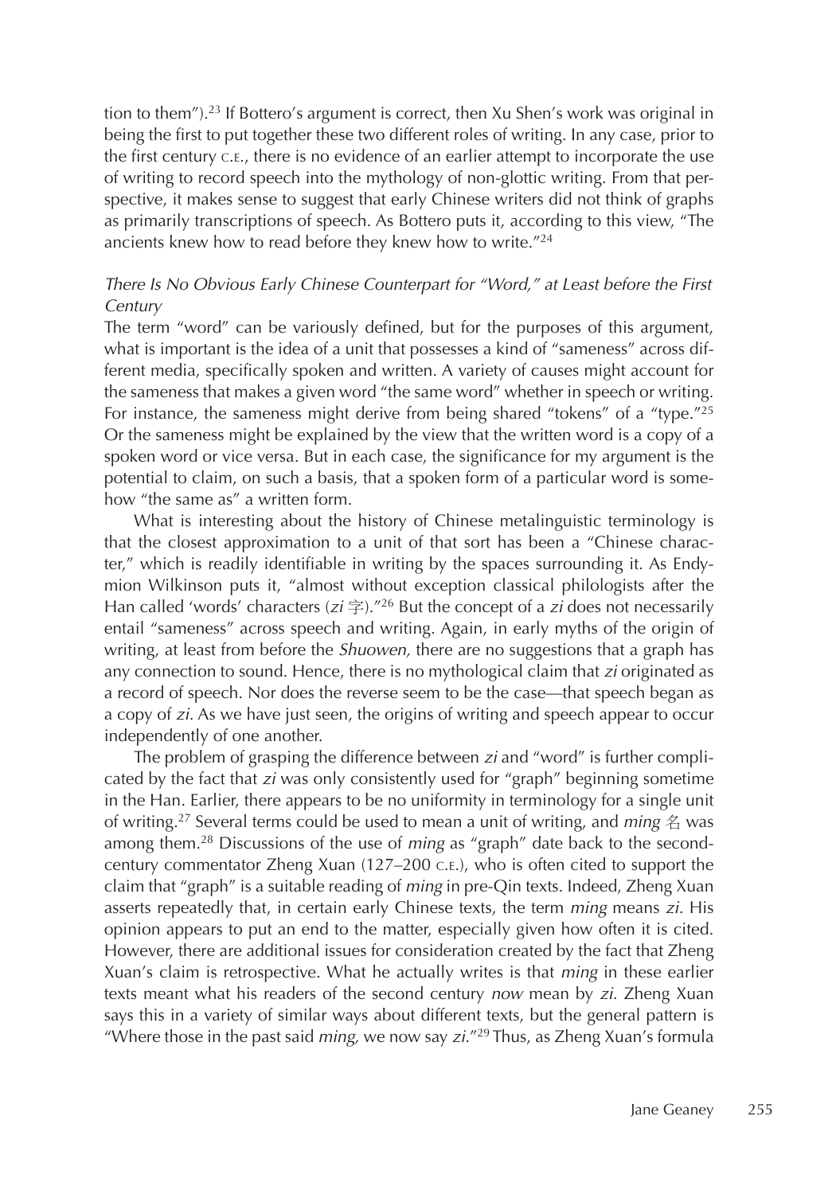tion to them").[23] If Bottero's argument is correct, then Xu Shen's work was original in being the first to put together these two different roles of writing. In any case, prior to the first century C.E., there is no evidence of an earlier attempt to incorporate the use of writing to record speech into the mythology of non-glottic writing. From that perspective, it makes sense to suggest that early Chinese writers did not think of graphs as primarily transcriptions of speech. As Bottero puts it, according to this view, "The ancients knew how to read before they knew how to write."[24]

### *There Is No Obvious Early Chinese Counterpart for "Word," at Least before the First Century*

The term "word" can be variously defined, but for the purposes of this argument, what is important is the idea of a unit that possesses a kind of "sameness" across different media, specifically spoken and written. A variety of causes might account for the sameness that makes a given word "the same word" whether in speech or writing. For instance, the sameness might derive from being shared "tokens" of a "type."[25] Or the sameness might be explained by the view that the written word is a copy of a spoken word or vice versa. But in each case, the significance for my argument is the potential to claim, on such a basis, that a spoken form of a particular word is somehow "the same as" a written form.

What is interesting about the history of Chinese metalinguistic terminology is that the closest approximation to a unit of that sort has been a "Chinese character," which is readily identifiable in writing by the spaces surrounding it. As Endymion Wilkinson puts it, "almost without exception classical philologists after the Han called 'words' characters (*zi* 字)."[26] But the concept of a *zi* does not necessarily entail "sameness" across speech and writing. Again, in early myths of the origin of writing, at least from before the *Shuowen,* there are no suggestions that a graph has any connection to sound. Hence, there is no mythological claim that *zi* originated as a record of speech. Nor does the reverse seem to be the case—that speech began as a copy of *zi.* As we have just seen, the origins of writing and speech appear to occur independently of one another.

The problem of grasping the difference between *zi* and "word" is further complicated by the fact that *zi* was only consistently used for "graph" beginning sometime in the Han. Earlier, there appears to be no uniformity in terminology for a single unit of writing.[27] Several terms could be used to mean a unit of writing, and *ming* 名 was among them.[28] Discussions of the use of *ming* as "graph" date back to the second-century commentator Zheng Xuan (127–200 C.E.), who is often cited to support the claim that "graph" is a suitable reading of *ming* in pre-Qin texts. Indeed, Zheng Xuan asserts repeatedly that, in certain early Chinese texts, the term *ming* means *zi.* His opinion appears to put an end to the matter, especially given how often it is cited. However, there are additional issues for consideration created by the fact that Zheng Xuan's claim is retrospective. What he actually writes is that *ming* in these earlier texts meant what his readers of the second century *now* mean by *zi.* Zheng Xuan says this in a variety of similar ways about different texts, but the general pattern is "Where those in the past said *ming,* we now say *zi.*"[29] Thus, as Zheng Xuan's formula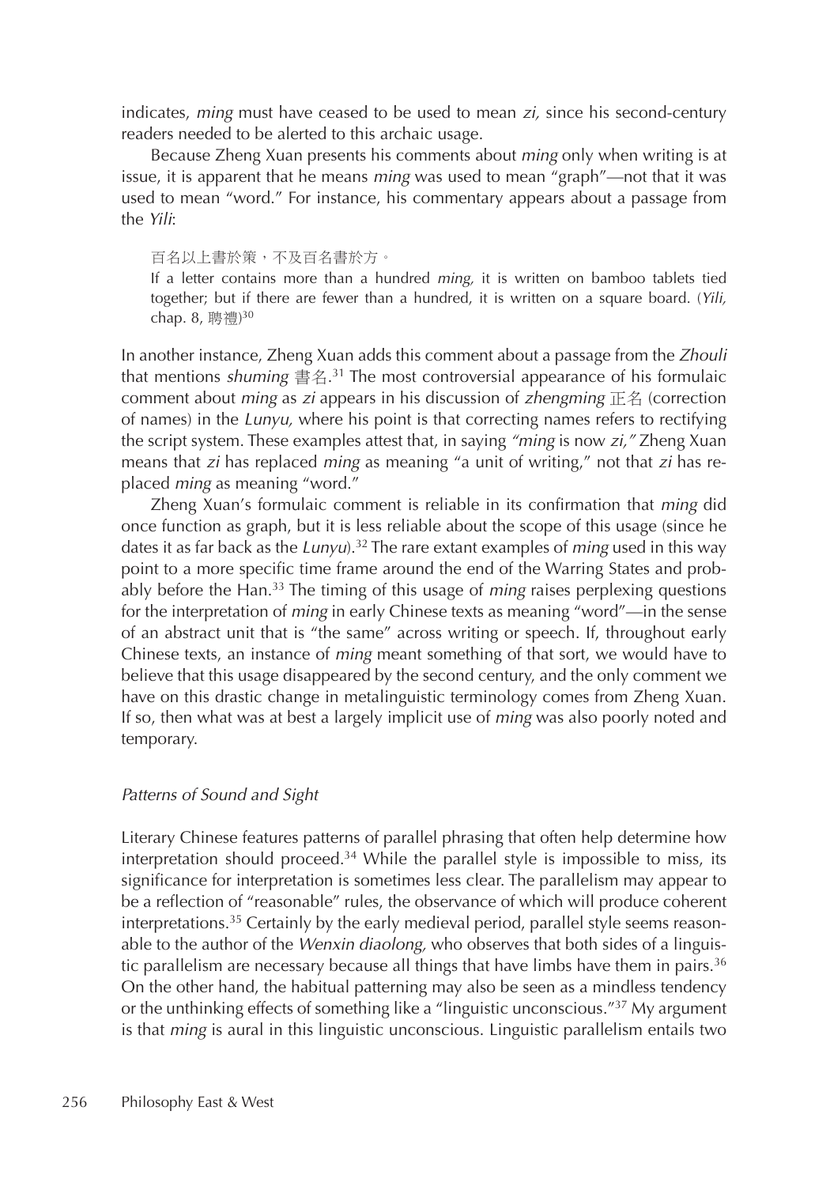indicates, *ming* must have ceased to be used to mean *zi,* since his second-century readers needed to be alerted to this archaic usage.

Because Zheng Xuan presents his comments about *ming* only when writing is at issue, it is apparent that he means *ming* was used to mean "graph"—not that it was used to mean "word." For instance, his commentary appears about a passage from the *Yili*:

> 百名以上書於策，不及百名書於方。
>
> If a letter contains more than a hundred *ming,* it is written on bamboo tablets tied together; but if there are fewer than a hundred, it is written on a square board. (*Yili,* chap. 8, 聘禮)[30]

In another instance, Zheng Xuan adds this comment about a passage from the *Zhouli* that mentions *shuming* 書名.[31] The most controversial appearance of his formulaic comment about *ming* as *zi* appears in his discussion of *zhengming* 正名 (correction of names) in the *Lunyu,* where his point is that correcting names refers to rectifying the script system. These examples attest that, in saying *"ming* is now *zi,"* Zheng Xuan means that *zi* has replaced *ming* as meaning "a unit of writing," not that *zi* has replaced *ming* as meaning "word."

Zheng Xuan's formulaic comment is reliable in its confirmation that *ming* did once function as graph, but it is less reliable about the scope of this usage (since he dates it as far back as the *Lunyu*).[32] The rare extant examples of *ming* used in this way point to a more specific time frame around the end of the Warring States and probably before the Han.[33] The timing of this usage of *ming* raises perplexing questions for the interpretation of *ming* in early Chinese texts as meaning "word"—in the sense of an abstract unit that is "the same" across writing or speech. If, throughout early Chinese texts, an instance of *ming* meant something of that sort, we would have to believe that this usage disappeared by the second century, and the only comment we have on this drastic change in metalinguistic terminology comes from Zheng Xuan. If so, then what was at best a largely implicit use of *ming* was also poorly noted and temporary.

### *Patterns of Sound and Sight*

Literary Chinese features patterns of parallel phrasing that often help determine how interpretation should proceed.[34] While the parallel style is impossible to miss, its significance for interpretation is sometimes less clear. The parallelism may appear to be a reflection of "reasonable" rules, the observance of which will produce coherent interpretations.[35] Certainly by the early medieval period, parallel style seems reasonable to the author of the *Wenxin diaolong,* who observes that both sides of a linguistic parallelism are necessary because all things that have limbs have them in pairs.[36] On the other hand, the habitual patterning may also be seen as a mindless tendency or the unthinking effects of something like a "linguistic unconscious."[37] My argument is that *ming* is aural in this linguistic unconscious. Linguistic parallelism entails two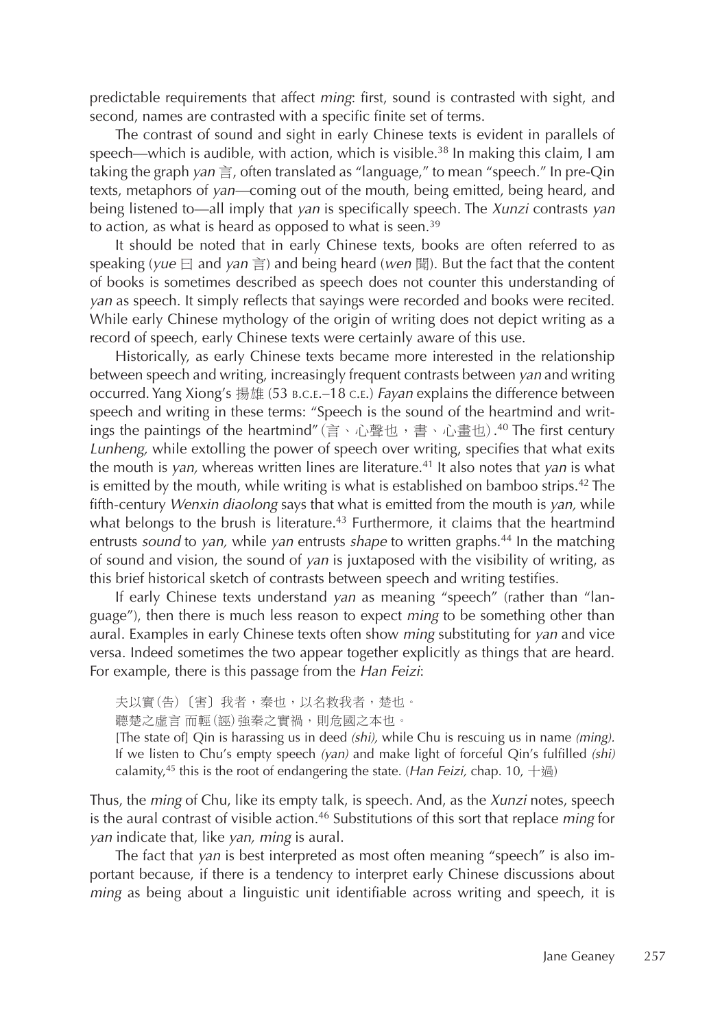predictable requirements that affect *ming*: first, sound is contrasted with sight, and second, names are contrasted with a specific finite set of terms.

The contrast of sound and sight in early Chinese texts is evident in parallels of speech—which is audible, with action, which is visible.[38] In making this claim, I am taking the graph *yan* 言, often translated as "language," to mean "speech." In pre-Qin texts, metaphors of *yan*—coming out of the mouth, being emitted, being heard, and being listened to—all imply that *yan* is specifically speech. The *Xunzi* contrasts *yan* to action, as what is heard as opposed to what is seen.[39]

It should be noted that in early Chinese texts, books are often referred to as speaking (*yue* 曰 and *yan* 言) and being heard (*wen* 聞). But the fact that the content of books is sometimes described as speech does not counter this understanding of *yan* as speech. It simply reflects that sayings were recorded and books were recited. While early Chinese mythology of the origin of writing does not depict writing as a record of speech, early Chinese texts were certainly aware of this use.

Historically, as early Chinese texts became more interested in the relationship between speech and writing, increasingly frequent contrasts between *yan* and writing occurred. Yang Xiong's 揚雄 (53 B.C.E.–18 C.E.) *Fayan* explains the difference between speech and writing in these terms: "Speech is the sound of the heartmind and writings the paintings of the heartmind" (言、心聲也，書、心畫也).[40] The first century *Lunheng,* while extolling the power of speech over writing, specifies that what exits the mouth is *yan,* whereas written lines are literature.[41] It also notes that *yan* is what is emitted by the mouth, while writing is what is established on bamboo strips.[42] The fifth-century *Wenxin diaolong* says that what is emitted from the mouth is *yan,* while what belongs to the brush is literature.[43] Furthermore, it claims that the heartmind entrusts *sound* to *yan,* while *yan* entrusts *shape* to written graphs.[44] In the matching of sound and vision, the sound of *yan* is juxtaposed with the visibility of writing, as this brief historical sketch of contrasts between speech and writing testifies.

If early Chinese texts understand *yan* as meaning "speech" (rather than "language"), then there is much less reason to expect *ming* to be something other than aural. Examples in early Chinese texts often show *ming* substituting for *yan* and vice versa. Indeed sometimes the two appear together explicitly as things that are heard. For example, there is this passage from the *Han Feizi*:

> 夫以實(告)〔害〕我者，秦也，以名救我者，楚也。
> 聽楚之虛言 而輕(誣)強秦之實禍，則危國之本也。
> [The state of] Qin is harassing us in deed *(shi),* while Chu is rescuing us in name *(ming).* If we listen to Chu's empty speech *(yan)* and make light of forceful Qin's fulfilled *(shi)* calamity,[45] this is the root of endangering the state. (*Han Feizi,* chap. 10, 十過)

Thus, the *ming* of Chu, like its empty talk, is speech. And, as the *Xunzi* notes, speech is the aural contrast of visible action.[46] Substitutions of this sort that replace *ming* for *yan* indicate that, like *yan, ming* is aural.

The fact that *yan* is best interpreted as most often meaning "speech" is also important because, if there is a tendency to interpret early Chinese discussions about *ming* as being about a linguistic unit identifiable across writing and speech, it is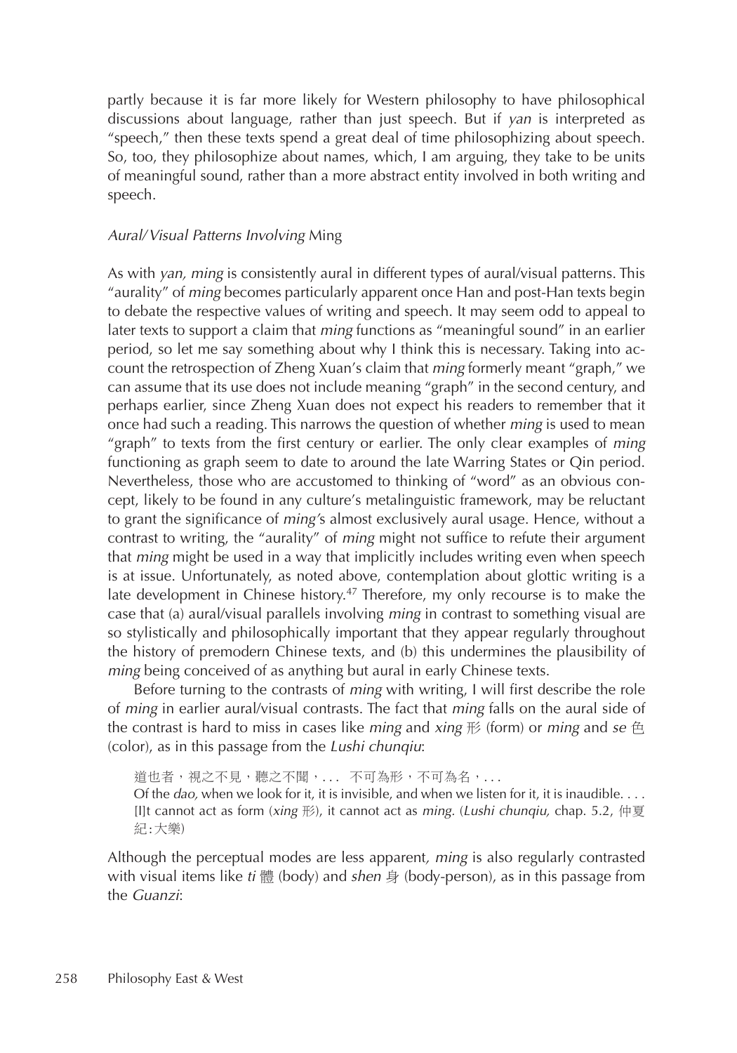partly because it is far more likely for Western philosophy to have philosophical discussions about language, rather than just speech. But if *yan* is interpreted as "speech," then these texts spend a great deal of time philosophizing about speech. So, too, they philosophize about names, which, I am arguing, they take to be units of meaningful sound, rather than a more abstract entity involved in both writing and speech.

### *Aural/Visual Patterns Involving* Ming

As with *yan, ming* is consistently aural in different types of aural/visual patterns. This "aurality" of *ming* becomes particularly apparent once Han and post-Han texts begin to debate the respective values of writing and speech. It may seem odd to appeal to later texts to support a claim that *ming* functions as "meaningful sound" in an earlier period, so let me say something about why I think this is necessary. Taking into account the retrospection of Zheng Xuan's claim that *ming* formerly meant "graph," we can assume that its use does not include meaning "graph" in the second century, and perhaps earlier, since Zheng Xuan does not expect his readers to remember that it once had such a reading. This narrows the question of whether *ming* is used to mean "graph" to texts from the first century or earlier. The only clear examples of *ming* functioning as graph seem to date to around the late Warring States or Qin period. Nevertheless, those who are accustomed to thinking of "word" as an obvious concept, likely to be found in any culture's metalinguistic framework, may be reluctant to grant the significance of *ming*'s almost exclusively aural usage. Hence, without a contrast to writing, the "aurality" of *ming* might not suffice to refute their argument that *ming* might be used in a way that implicitly includes writing even when speech is at issue. Unfortunately, as noted above, contemplation about glottic writing is a late development in Chinese history.[47] Therefore, my only recourse is to make the case that (a) aural/visual parallels involving *ming* in contrast to something visual are so stylistically and philosophically important that they appear regularly throughout the history of premodern Chinese texts, and (b) this undermines the plausibility of *ming* being conceived of as anything but aural in early Chinese texts.

Before turning to the contrasts of *ming* with writing, I will first describe the role of *ming* in earlier aural/visual contrasts. The fact that *ming* falls on the aural side of the contrast is hard to miss in cases like *ming* and *xing* 形 (form) or *ming* and *se* 色 (color), as in this passage from the *Lushi chunqiu*:

> 道也者，視之不見，聽之不聞，. . .　不可為形，不可為名，. . .
>
> Of the *dao,* when we look for it, it is invisible, and when we listen for it, it is inaudible. . . . [I]t cannot act as form (*xing* 形), it cannot act as *ming.* (*Lushi chunqiu,* chap. 5.2, 仲夏紀:大樂)

Although the perceptual modes are less apparent*, ming* is also regularly contrasted with visual items like *ti* 體 (body) and *shen* 身 (body-person), as in this passage from the *Guanzi*: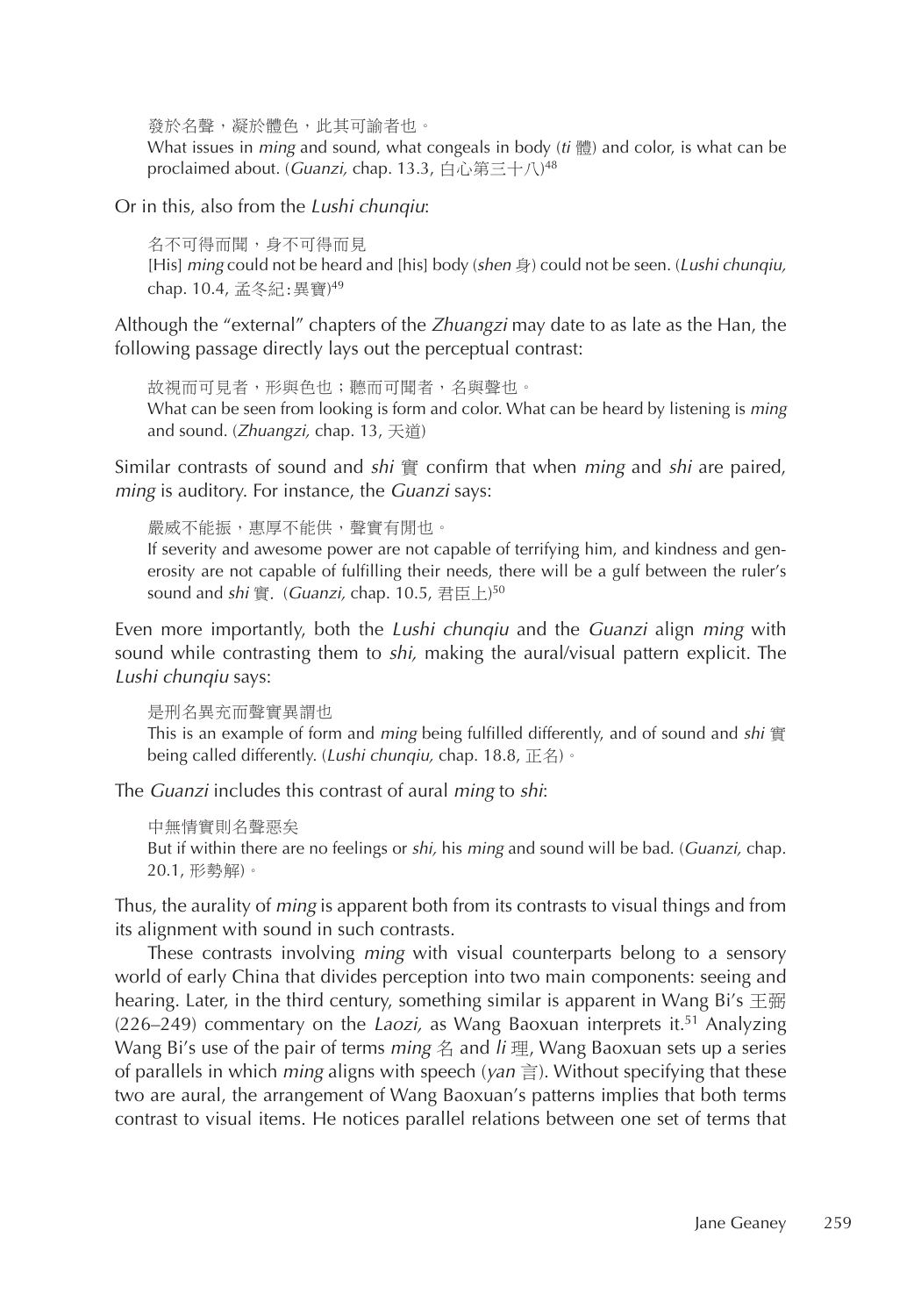發於名聲，凝於體色，此其可諭者也。
What issues in *ming* and sound, what congeals in body (*ti* 體) and color, is what can be proclaimed about. (*Guanzi,* chap. 13.3, 白心第三十八)[48]

Or in this, also from the *Lushi chunqiu*:

名不可得而聞，身不可得而見
[His] *ming* could not be heard and [his] body (*shen* 身) could not be seen. (*Lushi chunqiu,* chap. 10.4, 孟冬紀: 異寶)[49]

Although the "external" chapters of the *Zhuangzi* may date to as late as the Han, the following passage directly lays out the perceptual contrast:

故視而可見者，形與色也；聽而可聞者，名與聲也。
What can be seen from looking is form and color. What can be heard by listening is *ming* and sound. (*Zhuangzi,* chap. 13, 天道)

Similar contrasts of sound and *shi* 實 confirm that when *ming* and *shi* are paired, *ming* is auditory. For instance, the *Guanzi* says:

嚴威不能振，惠厚不能供，聲實有閒也。
If severity and awesome power are not capable of terrifying him, and kindness and generosity are not capable of fulfilling their needs, there will be a gulf between the ruler's sound and *shi* 實. (*Guanzi,* chap. 10.5, 君臣上)[50]

Even more importantly, both the *Lushi chunqiu* and the *Guanzi* align *ming* with sound while contrasting them to *shi,* making the aural/visual pattern explicit. The *Lushi chunqiu* says:

是刑名異充而聲實異謂也
This is an example of form and *ming* being fulfilled differently, and of sound and *shi* 實 being called differently. (*Lushi chunqiu,* chap. 18.8, 正名)。

The *Guanzi* includes this contrast of aural *ming* to *shi*:

中無情實則名聲惡矣
But if within there are no feelings or *shi,* his *ming* and sound will be bad. (*Guanzi,* chap. 20.1, 形勢解)。

Thus, the aurality of *ming* is apparent both from its contrasts to visual things and from its alignment with sound in such contrasts.

These contrasts involving *ming* with visual counterparts belong to a sensory world of early China that divides perception into two main components: seeing and hearing. Later, in the third century, something similar is apparent in Wang Bi's 王弼 (226–249) commentary on the *Laozi,* as Wang Baoxuan interprets it.[51] Analyzing Wang Bi's use of the pair of terms *ming* 名 and *li* 理, Wang Baoxuan sets up a series of parallels in which *ming* aligns with speech (*yan* 言). Without specifying that these two are aural, the arrangement of Wang Baoxuan's patterns implies that both terms contrast to visual items. He notices parallel relations between one set of terms that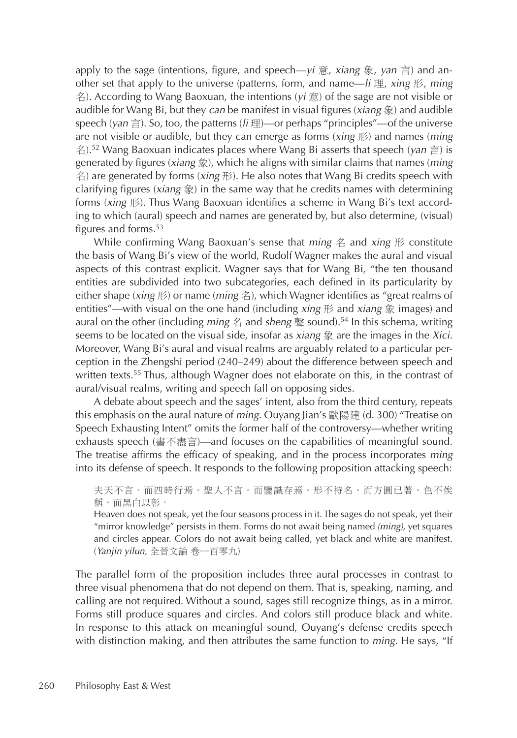apply to the sage (intentions, figure, and speech—*yi* 意, *xiang* 象, *yan* 言) and another set that apply to the universe (patterns, form, and name—*li* 理, *xing* 形, *ming* 名). According to Wang Baoxuan, the intentions (*yi* 意) of the sage are not visible or audible for Wang Bi, but they *can* be manifest in visual figures (*xiang* 象) and audible speech (*yan* 言). So, too, the patterns (*li* 理)—or perhaps "principles"—of the universe are not visible or audible, but they can emerge as forms (*xing* 形) and names (*ming* 名).[52] Wang Baoxuan indicates places where Wang Bi asserts that speech (*yan* 言) is generated by figures (*xiang* 象), which he aligns with similar claims that names (*ming* 名) are generated by forms (*xing* 形). He also notes that Wang Bi credits speech with clarifying figures (*xiang* 象) in the same way that he credits names with determining forms (*xing* 形). Thus Wang Baoxuan identifies a scheme in Wang Bi's text according to which (aural) speech and names are generated by, but also determine, (visual) figures and forms.[53]

While confirming Wang Baoxuan's sense that *ming* 名 and *xing* 形 constitute the basis of Wang Bi's view of the world, Rudolf Wagner makes the aural and visual aspects of this contrast explicit. Wagner says that for Wang Bi, "the ten thousand entities are subdivided into two subcategories, each defined in its particularity by either shape (*xing* 形) or name (*ming* 名), which Wagner identifies as "great realms of entities"—with visual on the one hand (including *xing* 形 and *xiang* 象 images) and aural on the other (including *ming* 名 and *sheng* 聲 sound).[54] In this schema, writing seems to be located on the visual side, insofar as *xiang* 象 are the images in the *Xici*. Moreover, Wang Bi's aural and visual realms are arguably related to a particular perception in the Zhengshi period (240–249) about the difference between speech and written texts.[55] Thus, although Wagner does not elaborate on this, in the contrast of aural/visual realms, writing and speech fall on opposing sides.

A debate about speech and the sages' intent, also from the third century, repeats this emphasis on the aural nature of *ming*. Ouyang Jian's 歐陽建 (d. 300) "Treatise on Speech Exhausting Intent" omits the former half of the controversy—whether writing exhausts speech (書不盡言)—and focuses on the capabilities of meaningful sound. The treatise affirms the efficacy of speaking, and in the process incorporates *ming* into its defense of speech. It responds to the following proposition attacking speech:

> 夫天不言。而四時行焉。聖人不言。而鑒識存焉。形不待名。而方圓已著。色不俟稱。而黑白以彰。
>
> Heaven does not speak, yet the four seasons process in it. The sages do not speak, yet their "mirror knowledge" persists in them. Forms do not await being named *(ming)*, yet squares and circles appear. Colors do not await being called, yet black and white are manifest. (*Yanjin yilun*, 全晉文論 卷一百零九)

The parallel form of the proposition includes three aural processes in contrast to three visual phenomena that do not depend on them. That is, speaking, naming, and calling are not required. Without a sound, sages still recognize things, as in a mirror. Forms still produce squares and circles. And colors still produce black and white. In response to this attack on meaningful sound, Ouyang's defense credits speech with distinction making, and then attributes the same function to *ming*. He says, "If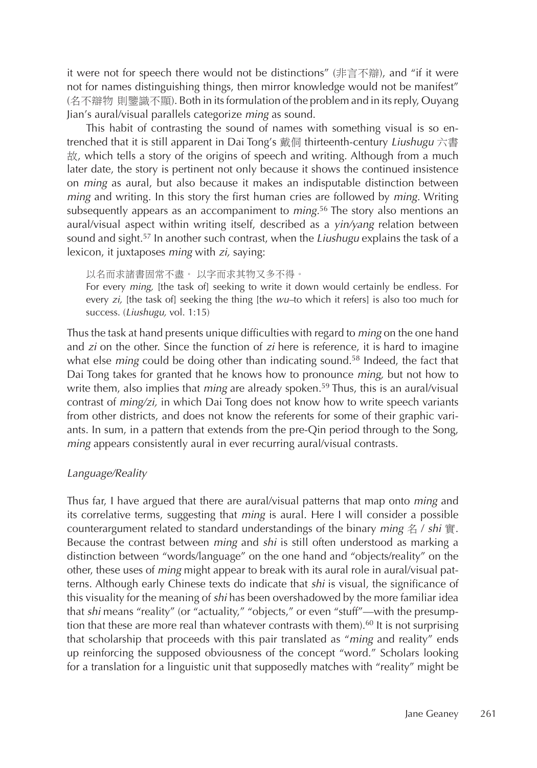it were not for speech there would not be distinctions" (非言不辯), and "if it were not for names distinguishing things, then mirror knowledge would not be manifest" (名不辯物 則鑒識不顯). Both in its formulation of the problem and in its reply, Ouyang Jian's aural/visual parallels categorize *ming* as sound.

This habit of contrasting the sound of names with something visual is so entrenched that it is still apparent in Dai Tong's 戴侗 thirteenth-century *Liushugu* 六書故, which tells a story of the origins of speech and writing. Although from a much later date, the story is pertinent not only because it shows the continued insistence on *ming* as aural, but also because it makes an indisputable distinction between *ming* and writing. In this story the first human cries are followed by *ming*. Writing subsequently appears as an accompaniment to *ming*.[56] The story also mentions an aural/visual aspect within writing itself, described as a *yin/yang* relation between sound and sight.[57] In another such contrast, when the *Liushugu* explains the task of a lexicon, it juxtaposes *ming* with *zi*, saying:

> 以名而求諸書固常不盡。 以字而求其物又多不得。
> For every *ming*, [the task of] seeking to write it down would certainly be endless. For every *zi*, [the task of] seeking the thing [the *wu*–to which it refers] is also too much for success. (*Liushugu*, vol. 1:15)

Thus the task at hand presents unique difficulties with regard to *ming* on the one hand and *zi* on the other. Since the function of *zi* here is reference, it is hard to imagine what else *ming* could be doing other than indicating sound.[58] Indeed, the fact that Dai Tong takes for granted that he knows how to pronounce *ming*, but not how to write them, also implies that *ming* are already spoken.[59] Thus, this is an aural/visual contrast of *ming/zi*, in which Dai Tong does not know how to write speech variants from other districts, and does not know the referents for some of their graphic variants. In sum, in a pattern that extends from the pre-Qin period through to the Song, *ming* appears consistently aural in ever recurring aural/visual contrasts.

### *Language/Reality*

Thus far, I have argued that there are aural/visual patterns that map onto *ming* and its correlative terms, suggesting that *ming* is aural. Here I will consider a possible counterargument related to standard understandings of the binary *ming* 名 / *shi* 實. Because the contrast between *ming* and *shi* is still often understood as marking a distinction between "words/language" on the one hand and "objects/reality" on the other, these uses of *ming* might appear to break with its aural role in aural/visual patterns. Although early Chinese texts do indicate that *shi* is visual, the significance of this visuality for the meaning of *shi* has been overshadowed by the more familiar idea that *shi* means "reality" (or "actuality," "objects," or even "stuff"—with the presumption that these are more real than whatever contrasts with them).[60] It is not surprising that scholarship that proceeds with this pair translated as "*ming* and reality" ends up reinforcing the supposed obviousness of the concept "word." Scholars looking for a translation for a linguistic unit that supposedly matches with "reality" might be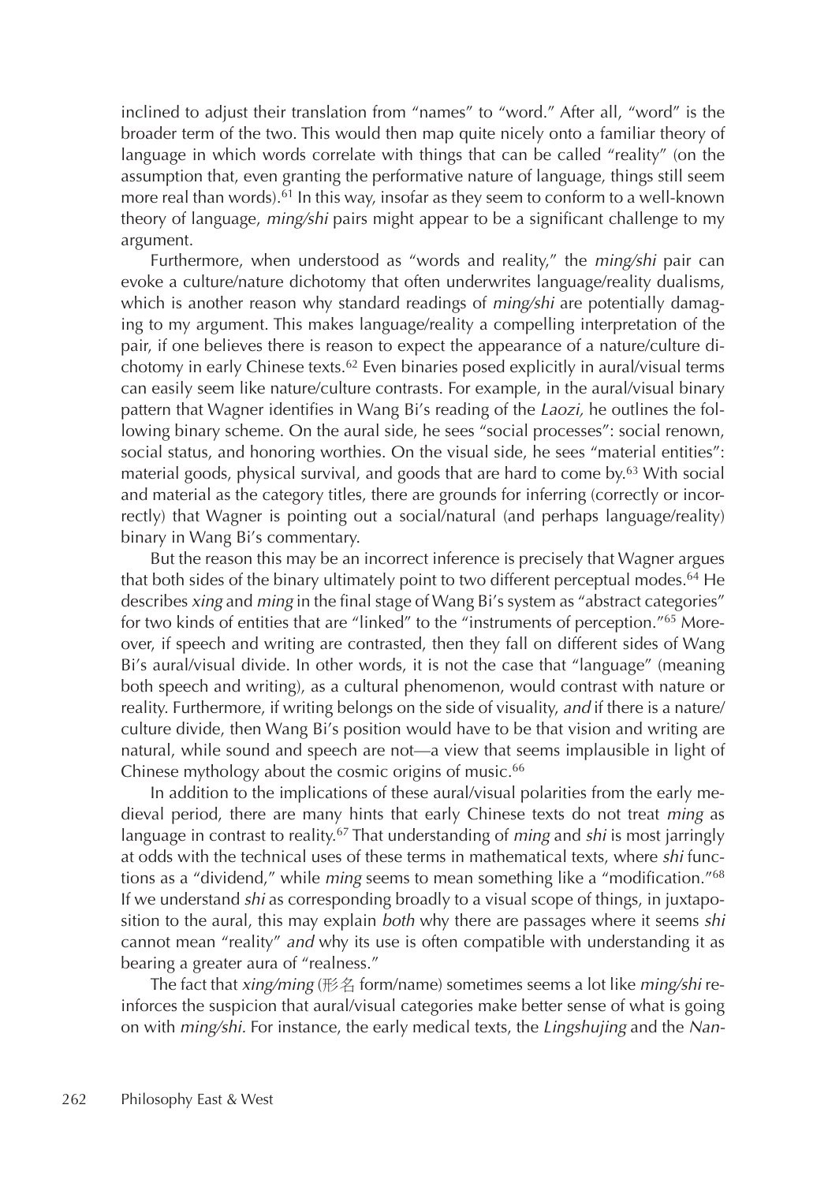inclined to adjust their translation from "names" to "word." After all, "word" is the broader term of the two. This would then map quite nicely onto a familiar theory of language in which words correlate with things that can be called "reality" (on the assumption that, even granting the performative nature of language, things still seem more real than words).[61] In this way, insofar as they seem to conform to a well-known theory of language, *ming/shi* pairs might appear to be a significant challenge to my argument.

Furthermore, when understood as "words and reality," the *ming/shi* pair can evoke a culture/nature dichotomy that often underwrites language/reality dualisms, which is another reason why standard readings of *ming/shi* are potentially damaging to my argument. This makes language/reality a compelling interpretation of the pair, if one believes there is reason to expect the appearance of a nature/culture dichotomy in early Chinese texts.[62] Even binaries posed explicitly in aural/visual terms can easily seem like nature/culture contrasts. For example, in the aural/visual binary pattern that Wagner identifies in Wang Bi's reading of the *Laozi,* he outlines the following binary scheme. On the aural side, he sees "social processes": social renown, social status, and honoring worthies. On the visual side, he sees "material entities": material goods, physical survival, and goods that are hard to come by.[63] With social and material as the category titles, there are grounds for inferring (correctly or incorrectly) that Wagner is pointing out a social/natural (and perhaps language/reality) binary in Wang Bi's commentary.

But the reason this may be an incorrect inference is precisely that Wagner argues that both sides of the binary ultimately point to two different perceptual modes.[64] He describes *xing* and *ming* in the final stage of Wang Bi's system as "abstract categories" for two kinds of entities that are "linked" to the "instruments of perception."[65] Moreover, if speech and writing are contrasted, then they fall on different sides of Wang Bi's aural/visual divide. In other words, it is not the case that "language" (meaning both speech and writing), as a cultural phenomenon, would contrast with nature or reality. Furthermore, if writing belongs on the side of visuality, *and* if there is a nature/culture divide, then Wang Bi's position would have to be that vision and writing are natural, while sound and speech are not—a view that seems implausible in light of Chinese mythology about the cosmic origins of music.[66]

In addition to the implications of these aural/visual polarities from the early medieval period, there are many hints that early Chinese texts do not treat *ming* as language in contrast to reality.[67] That understanding of *ming* and *shi* is most jarringly at odds with the technical uses of these terms in mathematical texts, where *shi* functions as a "dividend," while *ming* seems to mean something like a "modification."[68] If we understand *shi* as corresponding broadly to a visual scope of things, in juxtaposition to the aural, this may explain *both* why there are passages where it seems *shi* cannot mean "reality" *and* why its use is often compatible with understanding it as bearing a greater aura of "realness."

The fact that *xing/ming* (形名 form/name) sometimes seems a lot like *ming/shi* reinforces the suspicion that aural/visual categories make better sense of what is going on with *ming/shi*. For instance, the early medical texts, the *Lingshujing* and the *Nan-*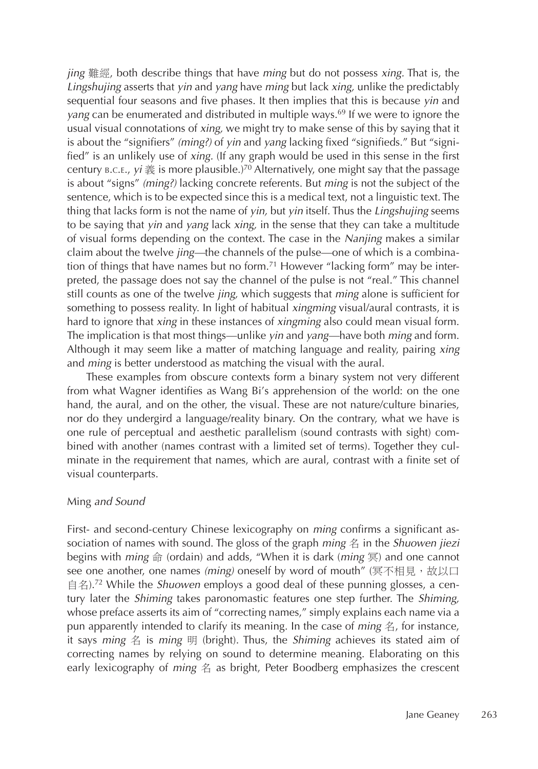*jing* 難經, both describe things that have *ming* but do not possess *xing*. That is, the *Lingshujing* asserts that *yin* and *yang* have *ming* but lack *xing,* unlike the predictably sequential four seasons and five phases. It then implies that this is because *yin* and *yang* can be enumerated and distributed in multiple ways.[69] If we were to ignore the usual visual connotations of *xing,* we might try to make sense of this by saying that it is about the "signifiers" *(ming?)* of *yin* and *yang* lacking fixed "signifieds." But "signified" is an unlikely use of *xing.* (If any graph would be used in this sense in the first century B.C.E., *yi* 義 is more plausible.)[70] Alternatively, one might say that the passage is about "signs" *(ming?)* lacking concrete referents. But *ming* is not the subject of the sentence, which is to be expected since this is a medical text, not a linguistic text. The thing that lacks form is not the name of *yin,* but *yin* itself. Thus the *Lingshujing* seems to be saying that *yin* and *yang* lack *xing,* in the sense that they can take a multitude of visual forms depending on the context. The case in the *Nanjing* makes a similar claim about the twelve *jing*—the channels of the pulse—one of which is a combination of things that have names but no form.[71] However "lacking form" may be interpreted, the passage does not say the channel of the pulse is not "real." This channel still counts as one of the twelve *jing,* which suggests that *ming* alone is sufficient for something to possess reality. In light of habitual *xingming* visual/aural contrasts, it is hard to ignore that *xing* in these instances of *xingming* also could mean visual form. The implication is that most things—unlike *yin* and *yang*—have both *ming* and form. Although it may seem like a matter of matching language and reality, pairing *xing* and *ming* is better understood as matching the visual with the aural.

These examples from obscure contexts form a binary system not very different from what Wagner identifies as Wang Bi's apprehension of the world: on the one hand, the aural, and on the other, the visual. These are not nature/culture binaries, nor do they undergird a language/reality binary. On the contrary, what we have is one rule of perceptual and aesthetic parallelism (sound contrasts with sight) combined with another (names contrast with a limited set of terms). Together they culminate in the requirement that names, which are aural, contrast with a finite set of visual counterparts.

### *Ming and Sound*

First- and second-century Chinese lexicography on *ming* confirms a significant association of names with sound. The gloss of the graph *ming* 名 in the *Shuowen jiezi* begins with *ming* 命 (ordain) and adds, "When it is dark (*ming* 冥) and one cannot see one another, one names *(ming)* oneself by word of mouth" (冥不相見，故以口自名).[72] While the *Shuowen* employs a good deal of these punning glosses, a century later the *Shiming* takes paronomastic features one step further. The *Shiming,* whose preface asserts its aim of "correcting names," simply explains each name via a pun apparently intended to clarify its meaning. In the case of *ming* 名, for instance, it says *ming* 名 is *ming* 明 (bright). Thus, the *Shiming* achieves its stated aim of correcting names by relying on sound to determine meaning. Elaborating on this early lexicography of *ming* 名 as bright, Peter Boodberg emphasizes the crescent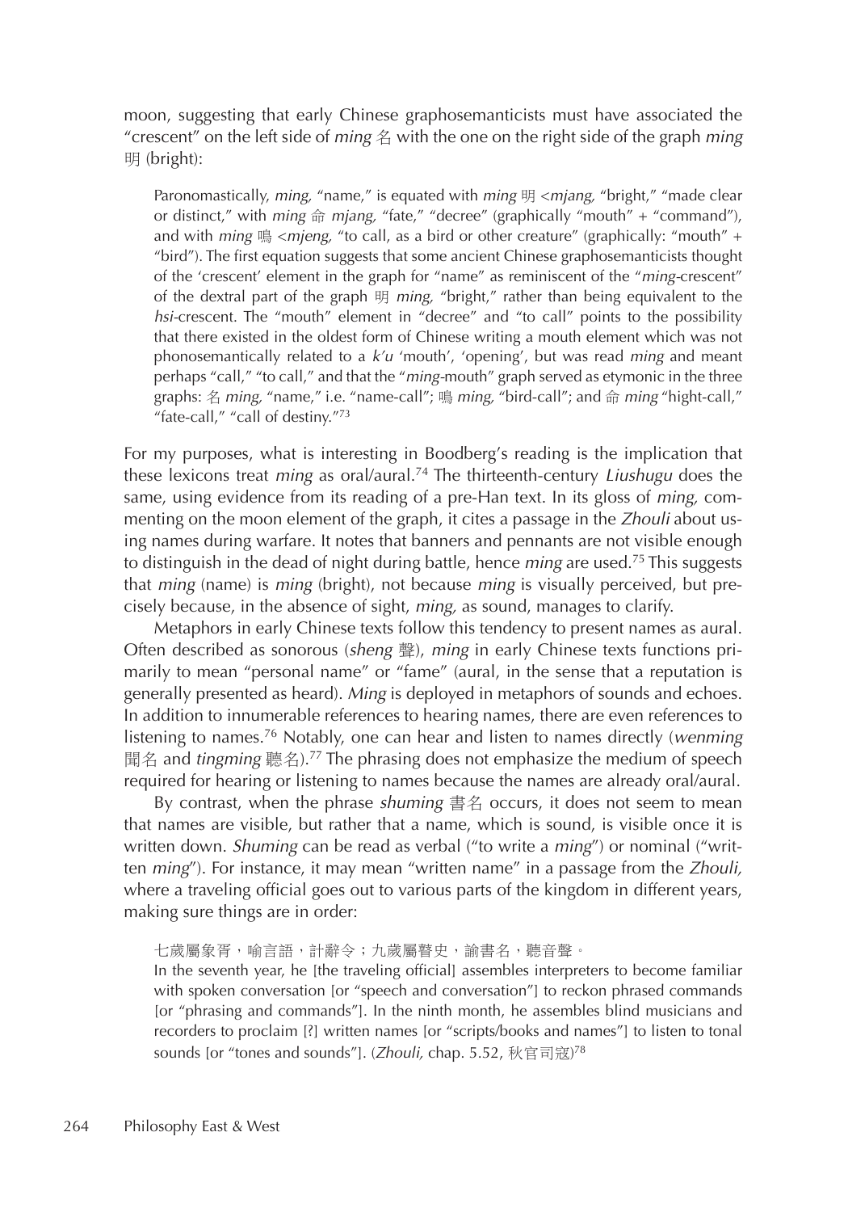moon, suggesting that early Chinese graphosemanticists must have associated the "crescent" on the left side of *ming* 名 with the one on the right side of the graph *ming* 明 (bright):

> Paronomastically, *ming,* "name," is equated with *ming* 明 <*mjang,* "bright," "made clear or distinct," with *ming* 命 *mjang,* "fate," "decree" (graphically "mouth" + "command"), and with *ming* 鳴 <*mjeng,* "to call, as a bird or other creature" (graphically: "mouth" + "bird"). The first equation suggests that some ancient Chinese graphosemanticists thought of the 'crescent' element in the graph for "name" as reminiscent of the "*ming*-crescent" of the dextral part of the graph 明 *ming,* "bright," rather than being equivalent to the *hsi*-crescent. The "mouth" element in "decree" and "to call" points to the possibility that there existed in the oldest form of Chinese writing a mouth element which was not phonosemantically related to a *k'u* 'mouth', 'opening', but was read *ming* and meant perhaps "call," "to call," and that the "*ming*-mouth" graph served as etymonic in the three graphs: 名 *ming,* "name," i.e. "name-call"; 鳴 *ming,* "bird-call"; and 命 *ming* "hight-call," "fate-call," "call of destiny."[73]

For my purposes, what is interesting in Boodberg's reading is the implication that these lexicons treat *ming* as oral/aural.[74] The thirteenth-century *Liushugu* does the same, using evidence from its reading of a pre-Han text. In its gloss of *ming,* commenting on the moon element of the graph, it cites a passage in the *Zhouli* about using names during warfare. It notes that banners and pennants are not visible enough to distinguish in the dead of night during battle, hence *ming* are used.[75] This suggests that *ming* (name) is *ming* (bright), not because *ming* is visually perceived, but precisely because, in the absence of sight, *ming,* as sound, manages to clarify.

Metaphors in early Chinese texts follow this tendency to present names as aural. Often described as sonorous (*sheng* 聲), *ming* in early Chinese texts functions primarily to mean "personal name" or "fame" (aural, in the sense that a reputation is generally presented as heard). *Ming* is deployed in metaphors of sounds and echoes. In addition to innumerable references to hearing names, there are even references to listening to names.[76] Notably, one can hear and listen to names directly (*wenming* 聞名 and *tingming* 聽名).[77] The phrasing does not emphasize the medium of speech required for hearing or listening to names because the names are already oral/aural.

By contrast, when the phrase *shuming* 書名 occurs, it does not seem to mean that names are visible, but rather that a name, which is sound, is visible once it is written down. *Shuming* can be read as verbal ("to write a *ming*") or nominal ("written *ming*"). For instance, it may mean "written name" in a passage from the *Zhouli,* where a traveling official goes out to various parts of the kingdom in different years, making sure things are in order:

> 七歲屬象胥，喻言語，計辭令；九歲屬瞽史，諭書名，聽音聲。
>
> In the seventh year, he [the traveling official] assembles interpreters to become familiar with spoken conversation [or "speech and conversation"] to reckon phrased commands [or "phrasing and commands"]. In the ninth month, he assembles blind musicians and recorders to proclaim [?] written names [or "scripts/books and names"] to listen to tonal sounds [or "tones and sounds"]. (*Zhouli,* chap. 5.52, 秋官司寇)[78]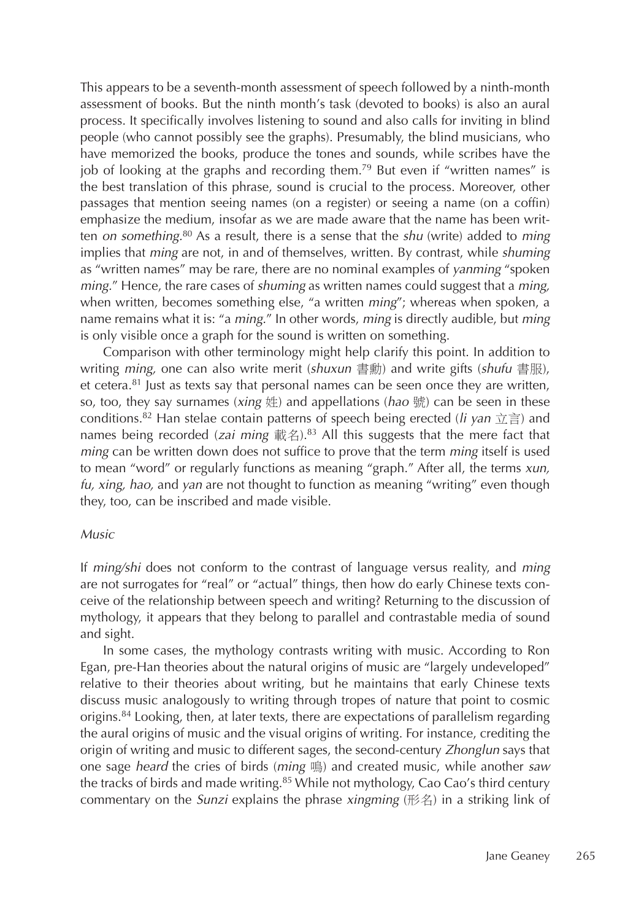This appears to be a seventh-month assessment of speech followed by a ninth-month assessment of books. But the ninth month's task (devoted to books) is also an aural process. It specifically involves listening to sound and also calls for inviting in blind people (who cannot possibly see the graphs). Presumably, the blind musicians, who have memorized the books, produce the tones and sounds, while scribes have the job of looking at the graphs and recording them.[79] But even if "written names" is the best translation of this phrase, sound is crucial to the process. Moreover, other passages that mention seeing names (on a register) or seeing a name (on a coffin) emphasize the medium, insofar as we are made aware that the name has been written *on something*.[80] As a result, there is a sense that the *shu* (write) added to *ming* implies that *ming* are not, in and of themselves, written. By contrast, while *shuming* as "written names" may be rare, there are no nominal examples of *yanming* "spoken *ming*." Hence, the rare cases of *shuming* as written names could suggest that a *ming,* when written, becomes something else, "a written *ming*"; whereas when spoken, a name remains what it is: "a *ming*." In other words, *ming* is directly audible, but *ming* is only visible once a graph for the sound is written on something.

Comparison with other terminology might help clarify this point. In addition to writing *ming,* one can also write merit (*shuxun* 書勳) and write gifts (*shufu* 書服), et cetera.[81] Just as texts say that personal names can be seen once they are written, so, too, they say surnames (*xing* 姓) and appellations (*hao* 號) can be seen in these conditions.[82] Han stelae contain patterns of speech being erected (*li yan* 立言) and names being recorded (*zai ming* 載名).[83] All this suggests that the mere fact that *ming* can be written down does not suffice to prove that the term *ming* itself is used to mean "word" or regularly functions as meaning "graph." After all, the terms *xun, fu, xing, hao,* and *yan* are not thought to function as meaning "writing" even though they, too, can be inscribed and made visible.

*Music*

If *ming/shi* does not conform to the contrast of language versus reality, and *ming* are not surrogates for "real" or "actual" things, then how do early Chinese texts conceive of the relationship between speech and writing? Returning to the discussion of mythology, it appears that they belong to parallel and contrastable media of sound and sight.

In some cases, the mythology contrasts writing with music. According to Ron Egan, pre-Han theories about the natural origins of music are "largely undeveloped" relative to their theories about writing, but he maintains that early Chinese texts discuss music analogously to writing through tropes of nature that point to cosmic origins.[84] Looking, then, at later texts, there are expectations of parallelism regarding the aural origins of music and the visual origins of writing. For instance, crediting the origin of writing and music to different sages, the second-century *Zhonglun* says that one sage *heard* the cries of birds (*ming* 鳴) and created music, while another *saw* the tracks of birds and made writing.[85] While not mythology, Cao Cao's third century commentary on the *Sunzi* explains the phrase *xingming* (形名) in a striking link of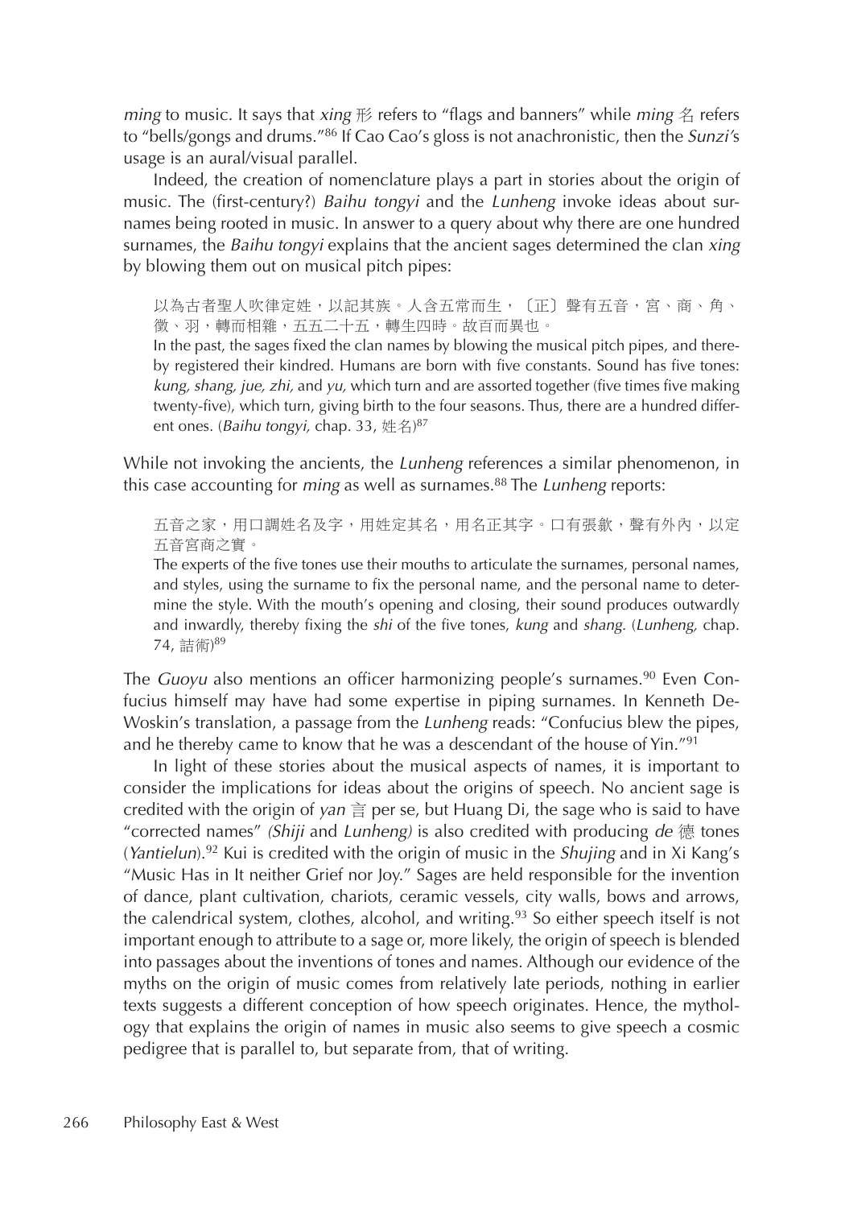*ming* to music. It says that *xing* 形 refers to "flags and banners" while *ming* 名 refers to "bells/gongs and drums."[86] If Cao Cao's gloss is not anachronistic, then the *Sunzi's* usage is an aural/visual parallel.

Indeed, the creation of nomenclature plays a part in stories about the origin of music. The (first-century?) *Baihu tongyi* and the *Lunheng* invoke ideas about surnames being rooted in music. In answer to a query about why there are one hundred surnames, the *Baihu tongyi* explains that the ancient sages determined the clan *xing* by blowing them out on musical pitch pipes:

> 以為古者聖人吹律定姓，以記其族。人含五常而生，〔正〕聲有五音，宮、商、角、徵、羽，轉而相雜，五五二十五，轉生四時。故百而異也。
>
> In the past, the sages fixed the clan names by blowing the musical pitch pipes, and thereby registered their kindred. Humans are born with five constants. Sound has five tones: *kung, shang, jue, zhi,* and *yu,* which turn and are assorted together (five times five making twenty-five), which turn, giving birth to the four seasons. Thus, there are a hundred different ones. (*Baihu tongyi,* chap. 33, 姓名)[87]

While not invoking the ancients, the *Lunheng* references a similar phenomenon, in this case accounting for *ming* as well as surnames.[88] The *Lunheng* reports:

> 五音之家，用口調姓名及字，用姓定其名，用名正其字。口有張歙，聲有外內，以定五音宮商之實。
>
> The experts of the five tones use their mouths to articulate the surnames, personal names, and styles, using the surname to fix the personal name, and the personal name to determine the style. With the mouth's opening and closing, their sound produces outwardly and inwardly, thereby fixing the *shi* of the five tones, *kung* and *shang.* (*Lunheng,* chap. 74, 詰術)[89]

The *Guoyu* also mentions an officer harmonizing people's surnames.[90] Even Confucius himself may have had some expertise in piping surnames. In Kenneth De-Woskin's translation, a passage from the *Lunheng* reads: "Confucius blew the pipes, and he thereby came to know that he was a descendant of the house of Yin."[91]

In light of these stories about the musical aspects of names, it is important to consider the implications for ideas about the origins of speech. No ancient sage is credited with the origin of *yan* 言 per se, but Huang Di, the sage who is said to have "corrected names" *(Shiji* and *Lunheng)* is also credited with producing *de* 德 tones (*Yantielun*).[92] Kui is credited with the origin of music in the *Shujing* and in Xi Kang's "Music Has in It neither Grief nor Joy." Sages are held responsible for the invention of dance, plant cultivation, chariots, ceramic vessels, city walls, bows and arrows, the calendrical system, clothes, alcohol, and writing.[93] So either speech itself is not important enough to attribute to a sage or, more likely, the origin of speech is blended into passages about the inventions of tones and names. Although our evidence of the myths on the origin of music comes from relatively late periods, nothing in earlier texts suggests a different conception of how speech originates. Hence, the mythology that explains the origin of names in music also seems to give speech a cosmic pedigree that is parallel to, but separate from, that of writing.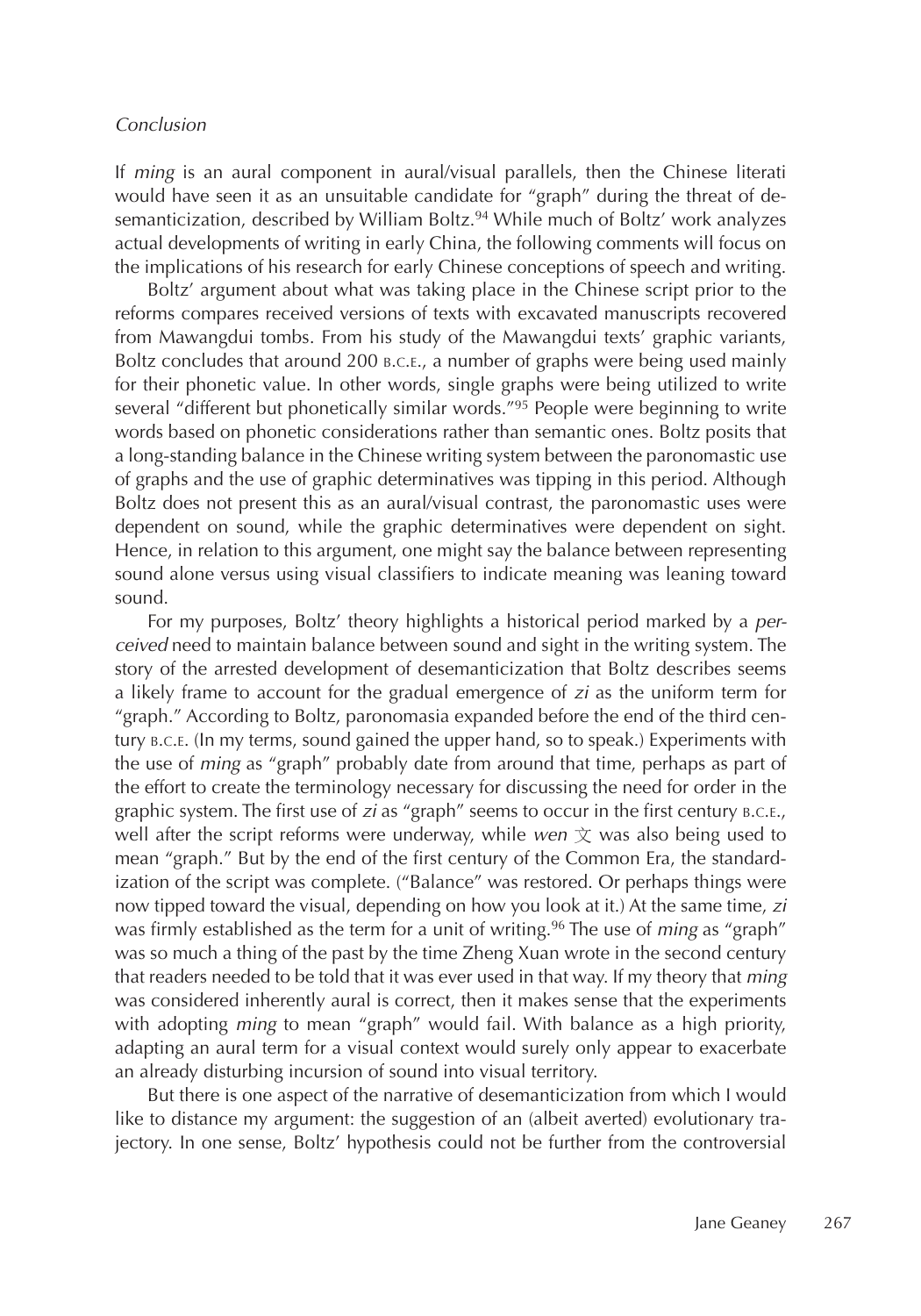*Conclusion*

If *ming* is an aural component in aural/visual parallels, then the Chinese literati would have seen it as an unsuitable candidate for "graph" during the threat of desemanticization, described by William Boltz.[94] While much of Boltz' work analyzes actual developments of writing in early China, the following comments will focus on the implications of his research for early Chinese conceptions of speech and writing.

Boltz' argument about what was taking place in the Chinese script prior to the reforms compares received versions of texts with excavated manuscripts recovered from Mawangdui tombs. From his study of the Mawangdui texts' graphic variants, Boltz concludes that around 200 B.C.E., a number of graphs were being used mainly for their phonetic value. In other words, single graphs were being utilized to write several "different but phonetically similar words."[95] People were beginning to write words based on phonetic considerations rather than semantic ones. Boltz posits that a long-standing balance in the Chinese writing system between the paronomastic use of graphs and the use of graphic determinatives was tipping in this period. Although Boltz does not present this as an aural/visual contrast, the paronomastic uses were dependent on sound, while the graphic determinatives were dependent on sight. Hence, in relation to this argument, one might say the balance between representing sound alone versus using visual classifiers to indicate meaning was leaning toward sound.

For my purposes, Boltz' theory highlights a historical period marked by a *perceived* need to maintain balance between sound and sight in the writing system. The story of the arrested development of desemanticization that Boltz describes seems a likely frame to account for the gradual emergence of *zi* as the uniform term for "graph." According to Boltz, paronomasia expanded before the end of the third century B.C.E. (In my terms, sound gained the upper hand, so to speak.) Experiments with the use of *ming* as "graph" probably date from around that time, perhaps as part of the effort to create the terminology necessary for discussing the need for order in the graphic system. The first use of *zi* as "graph" seems to occur in the first century B.C.E., well after the script reforms were underway, while *wen* 文 was also being used to mean "graph." But by the end of the first century of the Common Era, the standardization of the script was complete. ("Balance" was restored. Or perhaps things were now tipped toward the visual, depending on how you look at it.) At the same time, *zi* was firmly established as the term for a unit of writing.[96] The use of *ming* as "graph" was so much a thing of the past by the time Zheng Xuan wrote in the second century that readers needed to be told that it was ever used in that way. If my theory that *ming* was considered inherently aural is correct, then it makes sense that the experiments with adopting *ming* to mean "graph" would fail. With balance as a high priority, adapting an aural term for a visual context would surely only appear to exacerbate an already disturbing incursion of sound into visual territory.

But there is one aspect of the narrative of desemanticization from which I would like to distance my argument: the suggestion of an (albeit averted) evolutionary trajectory. In one sense, Boltz' hypothesis could not be further from the controversial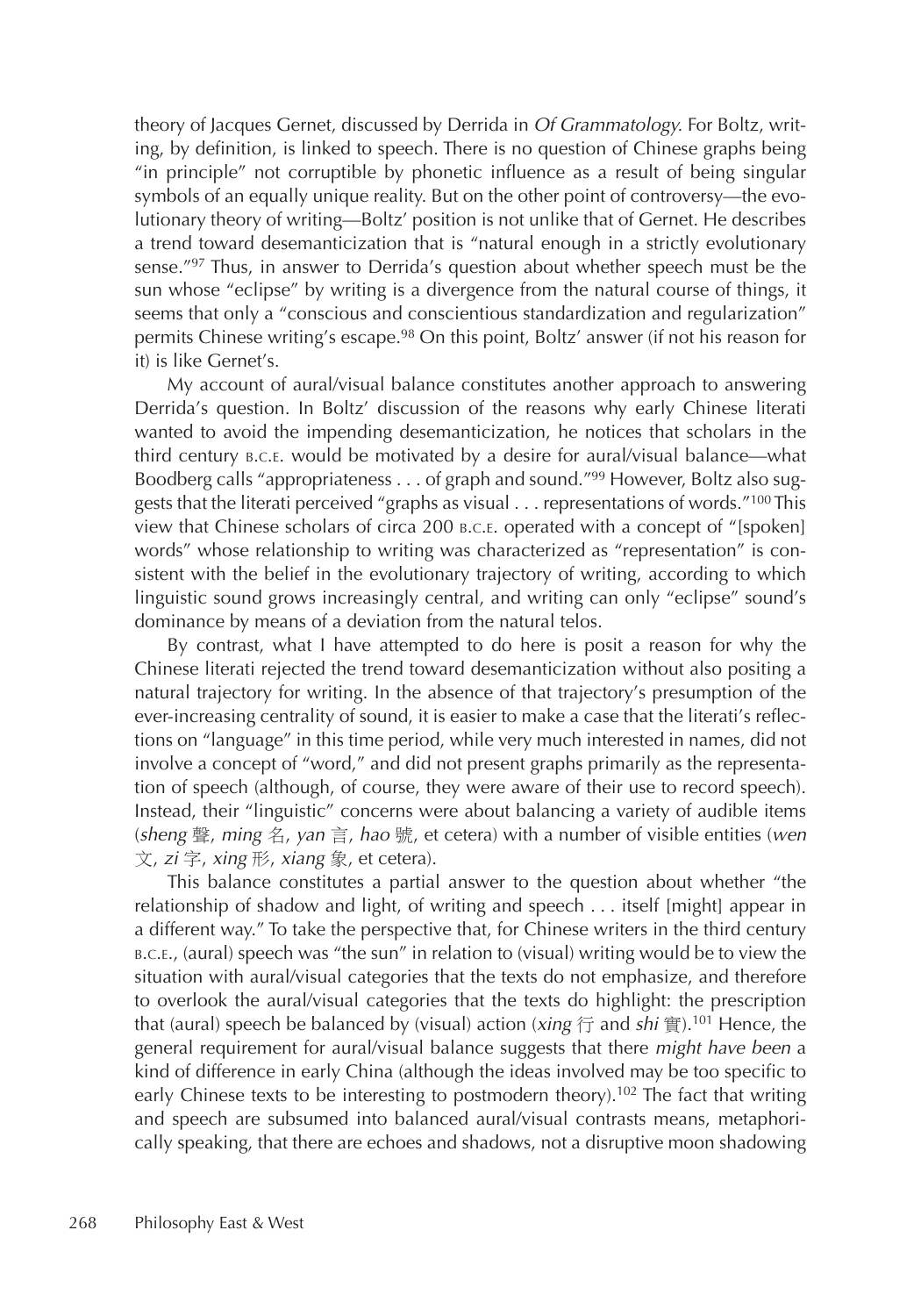theory of Jacques Gernet, discussed by Derrida in *Of Grammatology*. For Boltz, writing, by definition, is linked to speech. There is no question of Chinese graphs being "in principle" not corruptible by phonetic influence as a result of being singular symbols of an equally unique reality. But on the other point of controversy—the evolutionary theory of writing—Boltz' position is not unlike that of Gernet. He describes a trend toward desemanticization that is "natural enough in a strictly evolutionary sense."[97] Thus, in answer to Derrida's question about whether speech must be the sun whose "eclipse" by writing is a divergence from the natural course of things, it seems that only a "conscious and conscientious standardization and regularization" permits Chinese writing's escape.[98] On this point, Boltz' answer (if not his reason for it) is like Gernet's.

My account of aural/visual balance constitutes another approach to answering Derrida's question. In Boltz' discussion of the reasons why early Chinese literati wanted to avoid the impending desemanticization, he notices that scholars in the third century B.C.E. would be motivated by a desire for aural/visual balance—what Boodberg calls "appropriateness . . . of graph and sound."[99] However, Boltz also suggests that the literati perceived "graphs as visual . . . representations of words."[100] This view that Chinese scholars of circa 200 B.C.E. operated with a concept of "[spoken] words" whose relationship to writing was characterized as "representation" is consistent with the belief in the evolutionary trajectory of writing, according to which linguistic sound grows increasingly central, and writing can only "eclipse" sound's dominance by means of a deviation from the natural telos.

By contrast, what I have attempted to do here is posit a reason for why the Chinese literati rejected the trend toward desemanticization without also positing a natural trajectory for writing. In the absence of that trajectory's presumption of the ever-increasing centrality of sound, it is easier to make a case that the literati's reflections on "language" in this time period, while very much interested in names, did not involve a concept of "word," and did not present graphs primarily as the representation of speech (although, of course, they were aware of their use to record speech). Instead, their "linguistic" concerns were about balancing a variety of audible items (*sheng* 聲, *ming* 名, *yan* 言, *hao* 號, et cetera) with a number of visible entities (*wen* 文, *zi* 字, *xing* 形, *xiang* 象, et cetera).

This balance constitutes a partial answer to the question about whether "the relationship of shadow and light, of writing and speech . . . itself [might] appear in a different way." To take the perspective that, for Chinese writers in the third century B.C.E., (aural) speech was "the sun" in relation to (visual) writing would be to view the situation with aural/visual categories that the texts do not emphasize, and therefore to overlook the aural/visual categories that the texts do highlight: the prescription that (aural) speech be balanced by (visual) action (*xing* 行 and *shi* 實).[101] Hence, the general requirement for aural/visual balance suggests that there *might have been* a kind of difference in early China (although the ideas involved may be too specific to early Chinese texts to be interesting to postmodern theory).[102] The fact that writing and speech are subsumed into balanced aural/visual contrasts means, metaphorically speaking, that there are echoes and shadows, not a disruptive moon shadowing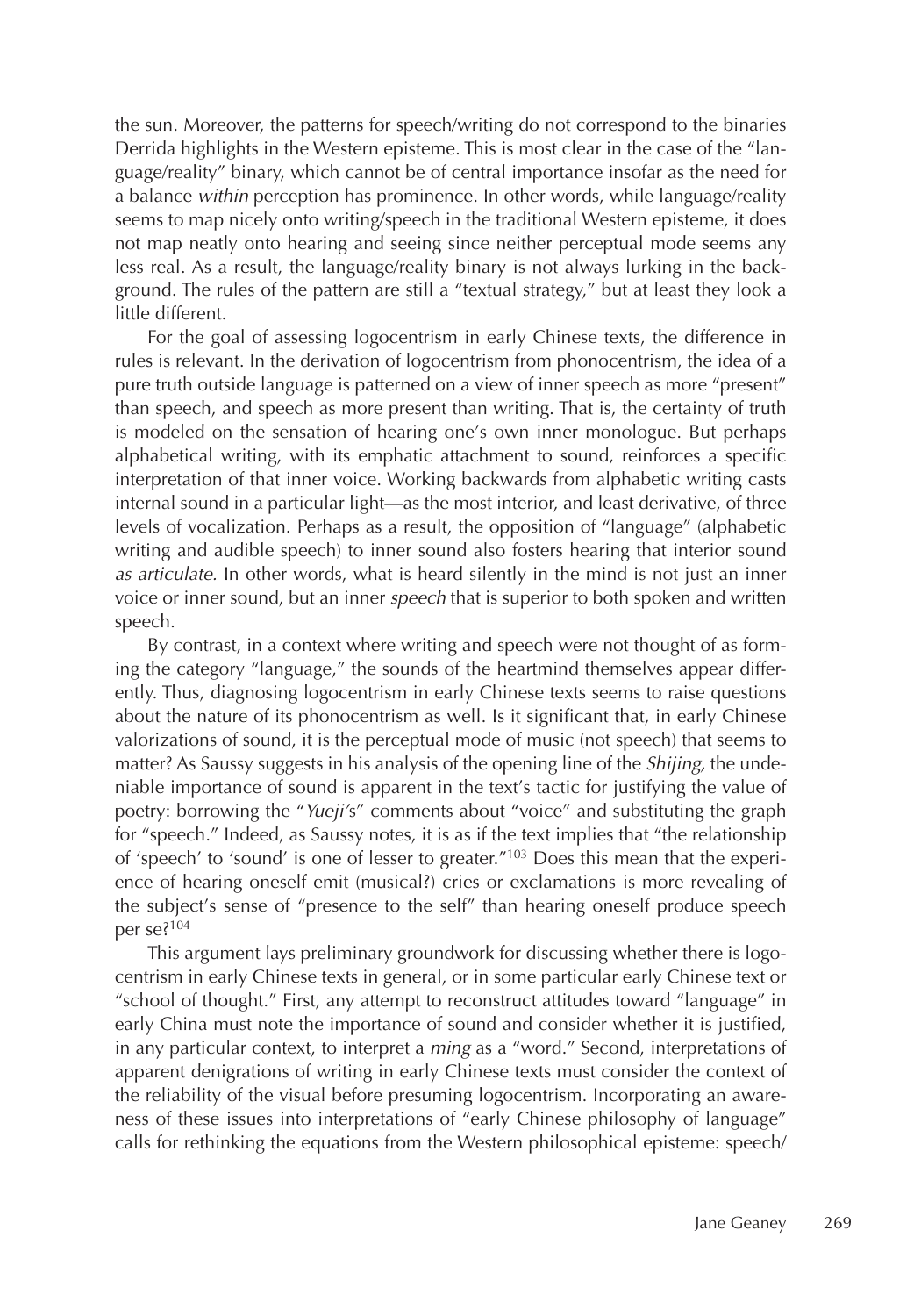the sun. Moreover, the patterns for speech/writing do not correspond to the binaries Derrida highlights in the Western episteme. This is most clear in the case of the "language/reality" binary, which cannot be of central importance insofar as the need for a balance *within* perception has prominence. In other words, while language/reality seems to map nicely onto writing/speech in the traditional Western episteme, it does not map neatly onto hearing and seeing since neither perceptual mode seems any less real. As a result, the language/reality binary is not always lurking in the background. The rules of the pattern are still a "textual strategy," but at least they look a little different.

For the goal of assessing logocentrism in early Chinese texts, the difference in rules is relevant. In the derivation of logocentrism from phonocentrism, the idea of a pure truth outside language is patterned on a view of inner speech as more "present" than speech, and speech as more present than writing. That is, the certainty of truth is modeled on the sensation of hearing one's own inner monologue. But perhaps alphabetical writing, with its emphatic attachment to sound, reinforces a specific interpretation of that inner voice. Working backwards from alphabetic writing casts internal sound in a particular light—as the most interior, and least derivative, of three levels of vocalization. Perhaps as a result, the opposition of "language" (alphabetic writing and audible speech) to inner sound also fosters hearing that interior sound *as articulate*. In other words, what is heard silently in the mind is not just an inner voice or inner sound, but an inner *speech* that is superior to both spoken and written speech.

By contrast, in a context where writing and speech were not thought of as forming the category "language," the sounds of the heartmind themselves appear differently. Thus, diagnosing logocentrism in early Chinese texts seems to raise questions about the nature of its phonocentrism as well. Is it significant that, in early Chinese valorizations of sound, it is the perceptual mode of music (not speech) that seems to matter? As Saussy suggests in his analysis of the opening line of the *Shijing,* the undeniable importance of sound is apparent in the text's tactic for justifying the value of poetry: borrowing the "*Yueji*'s" comments about "voice" and substituting the graph for "speech." Indeed, as Saussy notes, it is as if the text implies that "the relationship of 'speech' to 'sound' is one of lesser to greater."[103] Does this mean that the experience of hearing oneself emit (musical?) cries or exclamations is more revealing of the subject's sense of "presence to the self" than hearing oneself produce speech per se?[104]

This argument lays preliminary groundwork for discussing whether there is logocentrism in early Chinese texts in general, or in some particular early Chinese text or "school of thought." First, any attempt to reconstruct attitudes toward "language" in early China must note the importance of sound and consider whether it is justified, in any particular context, to interpret a *ming* as a "word." Second, interpretations of apparent denigrations of writing in early Chinese texts must consider the context of the reliability of the visual before presuming logocentrism. Incorporating an awareness of these issues into interpretations of "early Chinese philosophy of language" calls for rethinking the equations from the Western philosophical episteme: speech/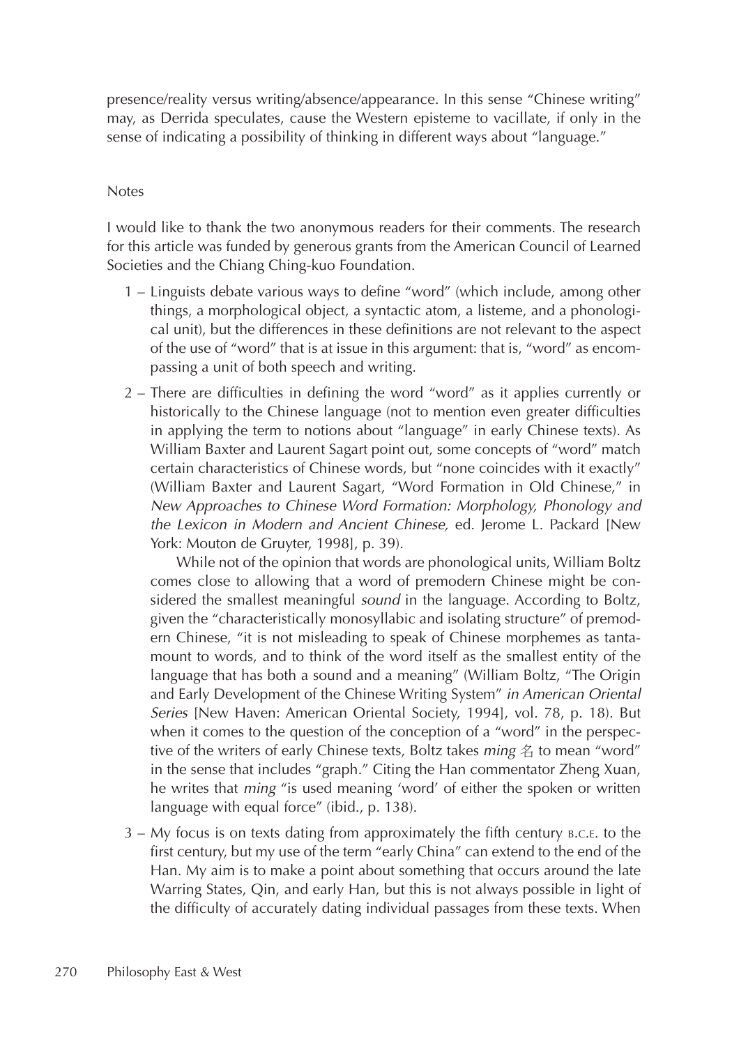presence/reality versus writing/absence/appearance. In this sense "Chinese writing" may, as Derrida speculates, cause the Western episteme to vacillate, if only in the sense of indicating a possibility of thinking in different ways about "language."

## Notes

I would like to thank the two anonymous readers for their comments. The research for this article was funded by generous grants from the American Council of Learned Societies and the Chiang Ching-kuo Foundation.

1 – Linguists debate various ways to define "word" (which include, among other things, a morphological object, a syntactic atom, a listeme, and a phonological unit), but the differences in these definitions are not relevant to the aspect of the use of "word" that is at issue in this argument: that is, "word" as encompassing a unit of both speech and writing.

2 – There are difficulties in defining the word "word" as it applies currently or historically to the Chinese language (not to mention even greater difficulties in applying the term to notions about "language" in early Chinese texts). As William Baxter and Laurent Sagart point out, some concepts of "word" match certain characteristics of Chinese words, but "none coincides with it exactly" (William Baxter and Laurent Sagart, "Word Formation in Old Chinese," in *New Approaches to Chinese Word Formation: Morphology, Phonology and the Lexicon in Modern and Ancient Chinese,* ed. Jerome L. Packard [New York: Mouton de Gruyter, 1998], p. 39).

While not of the opinion that words are phonological units, William Boltz comes close to allowing that a word of premodern Chinese might be considered the smallest meaningful *sound* in the language. According to Boltz, given the "characteristically monosyllabic and isolating structure" of premodern Chinese, "it is not misleading to speak of Chinese morphemes as tantamount to words, and to think of the word itself as the smallest entity of the language that has both a sound and a meaning" (William Boltz, "The Origin and Early Development of the Chinese Writing System" *in American Oriental Series* [New Haven: American Oriental Society, 1994], vol. 78, p. 18). But when it comes to the question of the conception of a "word" in the perspective of the writers of early Chinese texts, Boltz takes *ming* 名 to mean "word" in the sense that includes "graph." Citing the Han commentator Zheng Xuan, he writes that *ming* "is used meaning 'word' of either the spoken or written language with equal force" (ibid., p. 138).

3 – My focus is on texts dating from approximately the fifth century B.C.E. to the first century, but my use of the term "early China" can extend to the end of the Han. My aim is to make a point about something that occurs around the late Warring States, Qin, and early Han, but this is not always possible in light of the difficulty of accurately dating individual passages from these texts. When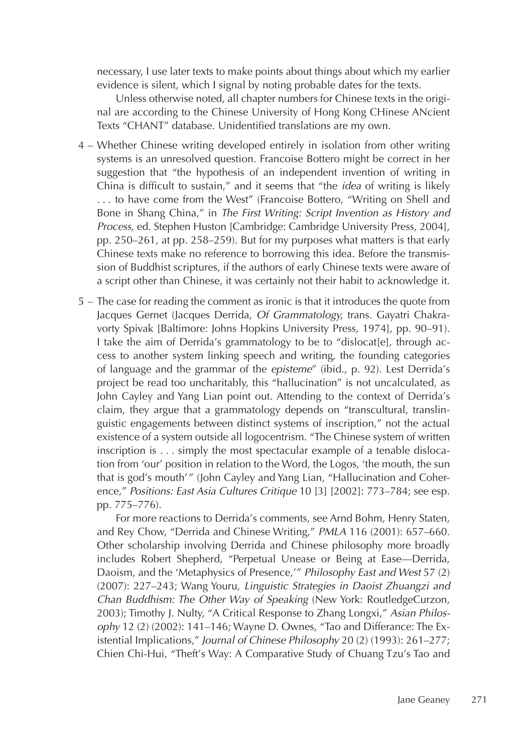necessary, I use later texts to make points about things about which my earlier evidence is silent, which I signal by noting probable dates for the texts.

Unless otherwise noted, all chapter numbers for Chinese texts in the original are according to the Chinese University of Hong Kong CHinese ANcient Texts "CHANT" database. Unidentified translations are my own.

4 – Whether Chinese writing developed entirely in isolation from other writing systems is an unresolved question. Francoise Bottero might be correct in her suggestion that "the hypothesis of an independent invention of writing in China is difficult to sustain," and it seems that "the *idea* of writing is likely . . . to have come from the West" (Francoise Bottero, "Writing on Shell and Bone in Shang China," in *The First Writing: Script Invention as History and Process,* ed. Stephen Huston [Cambridge: Cambridge University Press, 2004], pp. 250–261, at pp. 258–259). But for my purposes what matters is that early Chinese texts make no reference to borrowing this idea. Before the transmission of Buddhist scriptures, if the authors of early Chinese texts were aware of a script other than Chinese, it was certainly not their habit to acknowledge it.

5 – The case for reading the comment as ironic is that it introduces the quote from Jacques Gernet (Jacques Derrida, *Of Grammatology,* trans. Gayatri Chakravorty Spivak [Baltimore: Johns Hopkins University Press, 1974], pp. 90–91). I take the aim of Derrida's grammatology to be to "dislocat[e], through access to another system linking speech and writing, the founding categories of language and the grammar of the *episteme*" (ibid., p. 92). Lest Derrida's project be read too uncharitably, this "hallucination" is not uncalculated, as John Cayley and Yang Lian point out. Attending to the context of Derrida's claim, they argue that a grammatology depends on "transcultural, translinguistic engagements between distinct systems of inscription," not the actual existence of a system outside all logocentrism. "The Chinese system of written inscription is . . . simply the most spectacular example of a tenable dislocation from 'our' position in relation to the Word, the Logos, 'the mouth, the sun that is god's mouth' " (John Cayley and Yang Lian, "Hallucination and Coherence," *Positions: East Asia Cultures Critique* 10 [3] [2002]: 773–784; see esp. pp. 775–776).

For more reactions to Derrida's comments, see Arnd Bohm, Henry Staten, and Rey Chow, "Derrida and Chinese Writing," *PMLA* 116 (2001): 657–660. Other scholarship involving Derrida and Chinese philosophy more broadly includes Robert Shepherd, "Perpetual Unease or Being at Ease—Derrida, Daoism, and the 'Metaphysics of Presence,'" *Philosophy East and West* 57 (2) (2007): 227–243; Wang Youru, *Linguistic Strategies in Daoist Zhuangzi and Chan Buddhism: The Other Way of Speaking* (New York: RoutledgeCurzon, 2003); Timothy J. Nulty, "A Critical Response to Zhang Longxi," *Asian Philosophy* 12 (2) (2002): 141–146; Wayne D. Ownes, "Tao and Differance: The Existential Implications," *Journal of Chinese Philosophy* 20 (2) (1993): 261–277; Chien Chi-Hui, "Theft's Way: A Comparative Study of Chuang Tzu's Tao and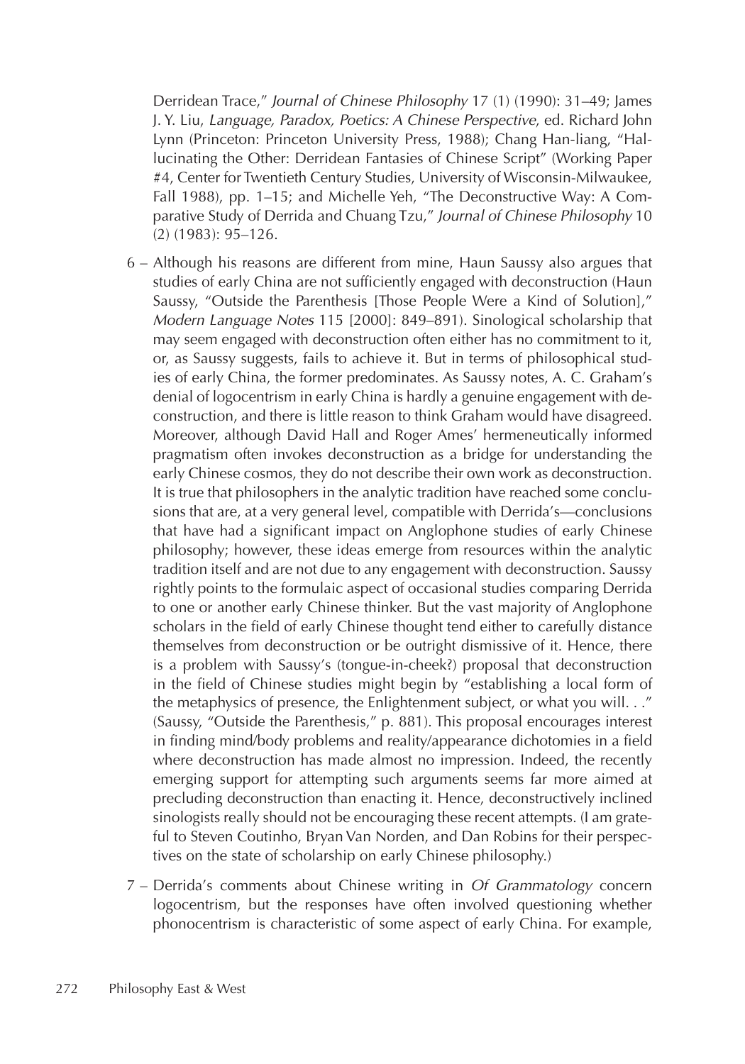Derridean Trace," *Journal of Chinese Philosophy* 17 (1) (1990): 31–49; James J. Y. Liu, *Language, Paradox, Poetics: A Chinese Perspective*, ed. Richard John Lynn (Princeton: Princeton University Press, 1988); Chang Han-liang, "Hallucinating the Other: Derridean Fantasies of Chinese Script" (Working Paper #4, Center for Twentieth Century Studies, University of Wisconsin-Milwaukee, Fall 1988), pp. 1–15; and Michelle Yeh, "The Deconstructive Way: A Comparative Study of Derrida and Chuang Tzu," *Journal of Chinese Philosophy* 10 (2) (1983): 95–126.

6 – Although his reasons are different from mine, Haun Saussy also argues that studies of early China are not sufficiently engaged with deconstruction (Haun Saussy, "Outside the Parenthesis [Those People Were a Kind of Solution]," *Modern Language Notes* 115 [2000]: 849–891). Sinological scholarship that may seem engaged with deconstruction often either has no commitment to it, or, as Saussy suggests, fails to achieve it. But in terms of philosophical studies of early China, the former predominates. As Saussy notes, A. C. Graham's denial of logocentrism in early China is hardly a genuine engagement with deconstruction, and there is little reason to think Graham would have disagreed. Moreover, although David Hall and Roger Ames' hermeneutically informed pragmatism often invokes deconstruction as a bridge for understanding the early Chinese cosmos, they do not describe their own work as deconstruction. It is true that philosophers in the analytic tradition have reached some conclusions that are, at a very general level, compatible with Derrida's—conclusions that have had a significant impact on Anglophone studies of early Chinese philosophy; however, these ideas emerge from resources within the analytic tradition itself and are not due to any engagement with deconstruction. Saussy rightly points to the formulaic aspect of occasional studies comparing Derrida to one or another early Chinese thinker. But the vast majority of Anglophone scholars in the field of early Chinese thought tend either to carefully distance themselves from deconstruction or be outright dismissive of it. Hence, there is a problem with Saussy's (tongue-in-cheek?) proposal that deconstruction in the field of Chinese studies might begin by "establishing a local form of the metaphysics of presence, the Enlightenment subject, or what you will. . ." (Saussy, "Outside the Parenthesis," p. 881). This proposal encourages interest in finding mind/body problems and reality/appearance dichotomies in a field where deconstruction has made almost no impression. Indeed, the recently emerging support for attempting such arguments seems far more aimed at precluding deconstruction than enacting it. Hence, deconstructively inclined sinologists really should not be encouraging these recent attempts. (I am grateful to Steven Coutinho, Bryan Van Norden, and Dan Robins for their perspectives on the state of scholarship on early Chinese philosophy.)

7 – Derrida's comments about Chinese writing in *Of Grammatology* concern logocentrism, but the responses have often involved questioning whether phonocentrism is characteristic of some aspect of early China. For example,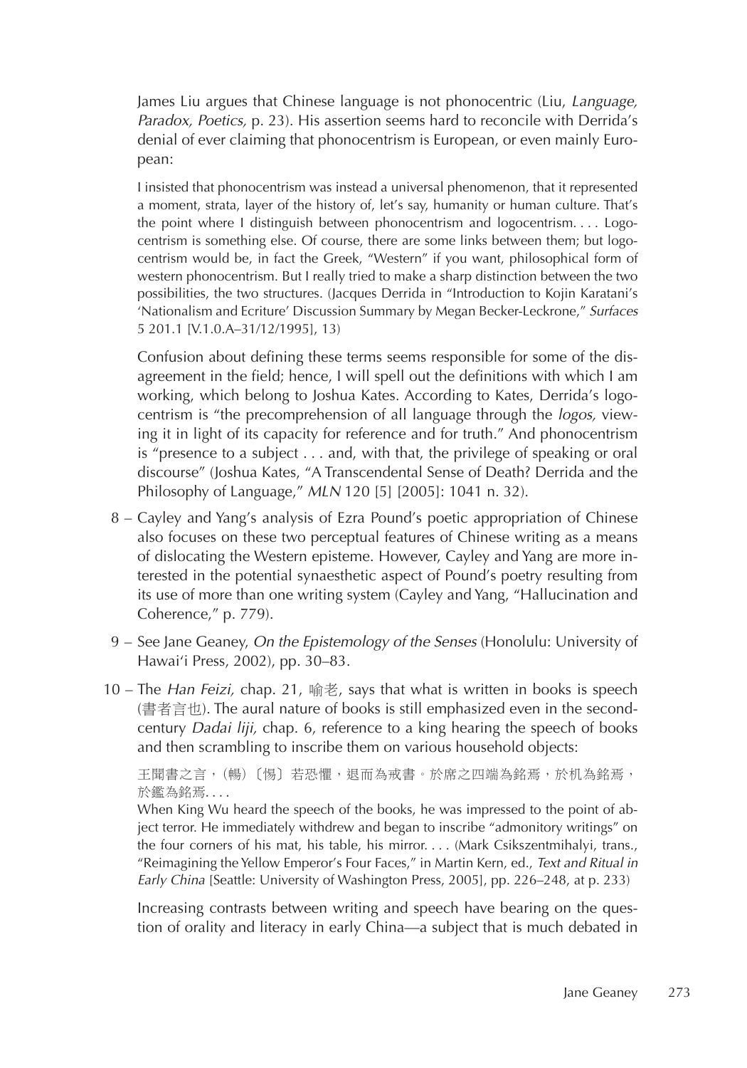James Liu argues that Chinese language is not phonocentric (Liu, *Language, Paradox, Poetics,* p. 23). His assertion seems hard to reconcile with Derrida's denial of ever claiming that phonocentrism is European, or even mainly European:

> I insisted that phonocentrism was instead a universal phenomenon, that it represented a moment, strata, layer of the history of, let's say, humanity or human culture. That's the point where I distinguish between phonocentrism and logocentrism. . . . Logocentrism is something else. Of course, there are some links between them; but logocentrism would be, in fact the Greek, "Western" if you want, philosophical form of western phonocentrism. But I really tried to make a sharp distinction between the two possibilities, the two structures. (Jacques Derrida in "Introduction to Kojin Karatani's 'Nationalism and Ecriture' Discussion Summary by Megan Becker-Leckrone," *Surfaces* 5 201.1 [V.1.0.A–31/12/1995], 13)

Confusion about defining these terms seems responsible for some of the disagreement in the field; hence, I will spell out the definitions with which I am working, which belong to Joshua Kates. According to Kates, Derrida's logocentrism is "the precomprehension of all language through the *logos,* viewing it in light of its capacity for reference and for truth." And phonocentrism is "presence to a subject . . . and, with that, the privilege of speaking or oral discourse" (Joshua Kates, "A Transcendental Sense of Death? Derrida and the Philosophy of Language," *MLN* 120 [5] [2005]: 1041 n. 32).

8 – Cayley and Yang's analysis of Ezra Pound's poetic appropriation of Chinese also focuses on these two perceptual features of Chinese writing as a means of dislocating the Western episteme. However, Cayley and Yang are more interested in the potential synaesthetic aspect of Pound's poetry resulting from its use of more than one writing system (Cayley and Yang, "Hallucination and Coherence," p. 779).

9 – See Jane Geaney, *On the Epistemology of the Senses* (Honolulu: University of Hawai'i Press, 2002), pp. 30–83.

10 – The *Han Feizi,* chap. 21, 喻老, says that what is written in books is speech (書者言也). The aural nature of books is still emphasized even in the second-century *Dadai liji,* chap. 6, reference to a king hearing the speech of books and then scrambling to inscribe them on various household objects:

> 王聞書之言，(鴫)〔惕〕若恐懼，退而為戒書。於席之四端為銘焉，於机為銘焉，於鑑為銘焉. . . .
>
> When King Wu heard the speech of the books, he was impressed to the point of abject terror. He immediately withdrew and began to inscribe "admonitory writings" on the four corners of his mat, his table, his mirror. . . . (Mark Csikszentmihalyi, trans., "Reimagining the Yellow Emperor's Four Faces," in Martin Kern, ed., *Text and Ritual in Early China* [Seattle: University of Washington Press, 2005], pp. 226–248, at p. 233)

Increasing contrasts between writing and speech have bearing on the question of orality and literacy in early China—a subject that is much debated in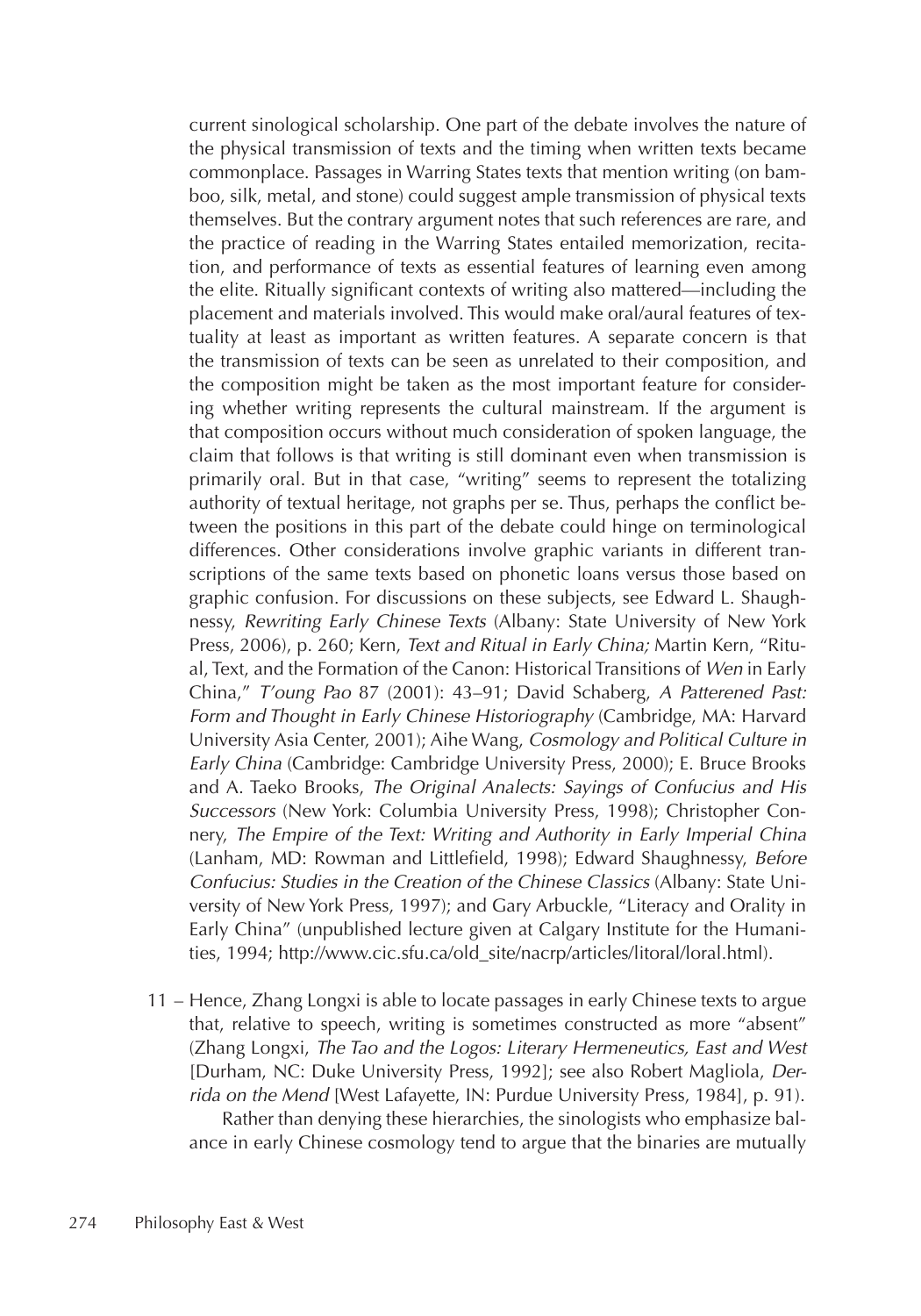current sinological scholarship. One part of the debate involves the nature of the physical transmission of texts and the timing when written texts became commonplace. Passages in Warring States texts that mention writing (on bamboo, silk, metal, and stone) could suggest ample transmission of physical texts themselves. But the contrary argument notes that such references are rare, and the practice of reading in the Warring States entailed memorization, recitation, and performance of texts as essential features of learning even among the elite. Ritually significant contexts of writing also mattered—including the placement and materials involved. This would make oral/aural features of textuality at least as important as written features. A separate concern is that the transmission of texts can be seen as unrelated to their composition, and the composition might be taken as the most important feature for considering whether writing represents the cultural mainstream. If the argument is that composition occurs without much consideration of spoken language, the claim that follows is that writing is still dominant even when transmission is primarily oral. But in that case, "writing" seems to represent the totalizing authority of textual heritage, not graphs per se. Thus, perhaps the conflict between the positions in this part of the debate could hinge on terminological differences. Other considerations involve graphic variants in different transcriptions of the same texts based on phonetic loans versus those based on graphic confusion. For discussions on these subjects, see Edward L. Shaughnessy, *Rewriting Early Chinese Texts* (Albany: State University of New York Press, 2006), p. 260; Kern, *Text and Ritual in Early China;* Martin Kern, "Ritual, Text, and the Formation of the Canon: Historical Transitions of *Wen* in Early China," *T'oung Pao* 87 (2001): 43–91; David Schaberg, *A Patterened Past: Form and Thought in Early Chinese Historiography* (Cambridge, MA: Harvard University Asia Center, 2001); Aihe Wang, *Cosmology and Political Culture in Early China* (Cambridge: Cambridge University Press, 2000); E. Bruce Brooks and A. Taeko Brooks, *The Original Analects: Sayings of Confucius and His Successors* (New York: Columbia University Press, 1998); Christopher Connery, *The Empire of the Text: Writing and Authority in Early Imperial China* (Lanham, MD: Rowman and Littlefield, 1998); Edward Shaughnessy, *Before Confucius: Studies in the Creation of the Chinese Classics* (Albany: State University of New York Press, 1997); and Gary Arbuckle, "Literacy and Orality in Early China" (unpublished lecture given at Calgary Institute for the Humanities, 1994; http://www.cic.sfu.ca/old_site/nacrp/articles/litoral/loral.html).

11 – Hence, Zhang Longxi is able to locate passages in early Chinese texts to argue that, relative to speech, writing is sometimes constructed as more "absent" (Zhang Longxi, *The Tao and the Logos: Literary Hermeneutics, East and West* [Durham, NC: Duke University Press, 1992]; see also Robert Magliola, *Derrida on the Mend* [West Lafayette, IN: Purdue University Press, 1984], p. 91).

Rather than denying these hierarchies, the sinologists who emphasize balance in early Chinese cosmology tend to argue that the binaries are mutually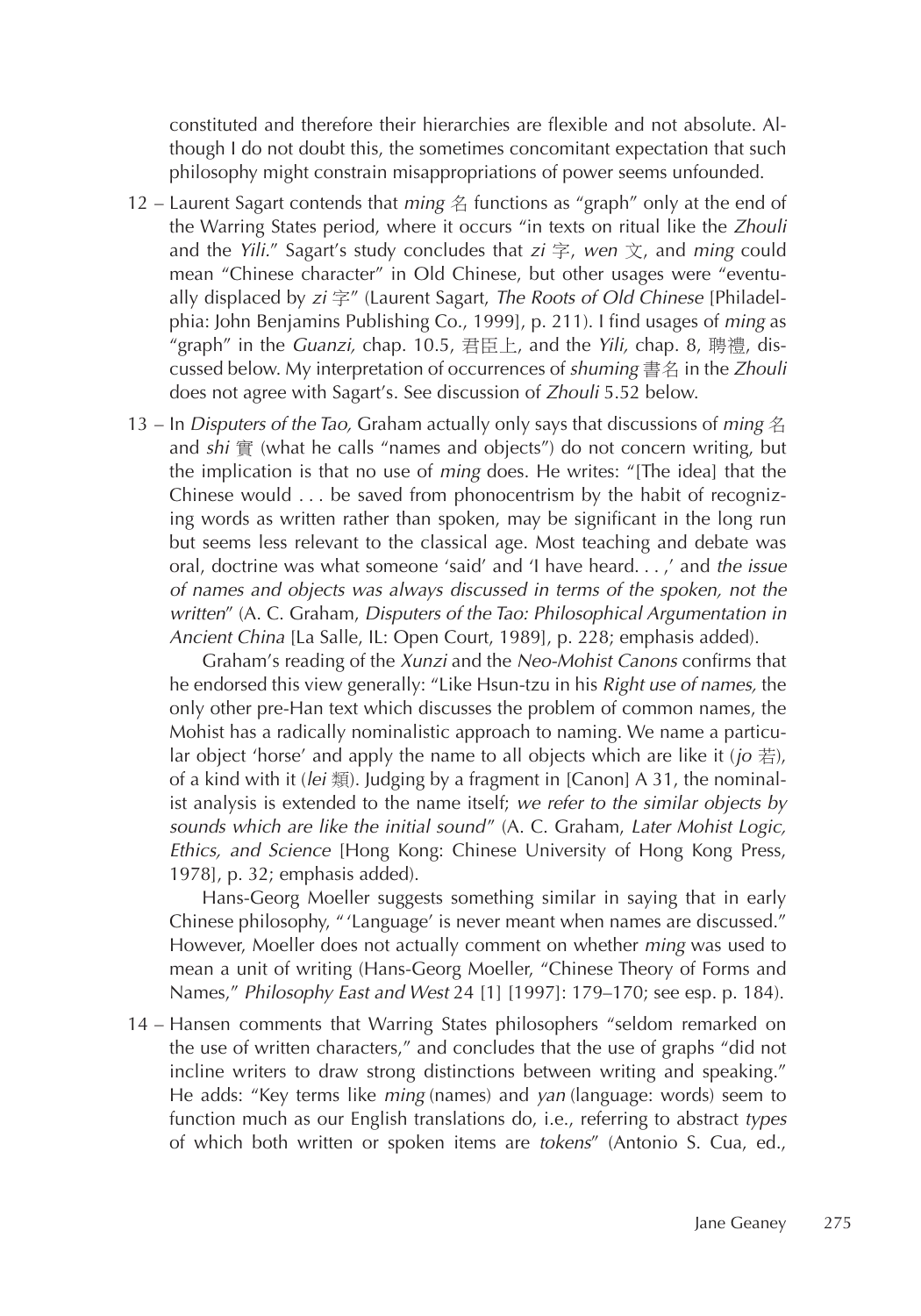constituted and therefore their hierarchies are flexible and not absolute. Although I do not doubt this, the sometimes concomitant expectation that such philosophy might constrain misappropriations of power seems unfounded.

12 – Laurent Sagart contends that *ming* 名 functions as "graph" only at the end of the Warring States period, where it occurs "in texts on ritual like the *Zhouli* and the *Yili*." Sagart's study concludes that *zi* 字, *wen* 文, and *ming* could mean "Chinese character" in Old Chinese, but other usages were "eventually displaced by *zi* 字" (Laurent Sagart, *The Roots of Old Chinese* [Philadelphia: John Benjamins Publishing Co., 1999], p. 211). I find usages of *ming* as "graph" in the *Guanzi,* chap. 10.5, 君臣上, and the *Yili,* chap. 8, 聘禮, discussed below. My interpretation of occurrences of *shuming* 書名 in the *Zhouli* does not agree with Sagart's. See discussion of *Zhouli* 5.52 below.

13 – In *Disputers of the Tao,* Graham actually only says that discussions of *ming* 名 and *shi* 實 (what he calls "names and objects") do not concern writing, but the implication is that no use of *ming* does. He writes: "[The idea] that the Chinese would . . . be saved from phonocentrism by the habit of recognizing words as written rather than spoken, may be significant in the long run but seems less relevant to the classical age. Most teaching and debate was oral, doctrine was what someone 'said' and 'I have heard. . . ,' and *the issue of names and objects was always discussed in terms of the spoken, not the written*" (A. C. Graham, *Disputers of the Tao: Philosophical Argumentation in Ancient China* [La Salle, IL: Open Court, 1989], p. 228; emphasis added).

Graham's reading of the *Xunzi* and the *Neo-Mohist Canons* confirms that he endorsed this view generally: "Like Hsun-tzu in his *Right use of names,* the only other pre-Han text which discusses the problem of common names, the Mohist has a radically nominalistic approach to naming. We name a particular object 'horse' and apply the name to all objects which are like it (*jo* 若), of a kind with it (*lei* 類). Judging by a fragment in [Canon] A 31, the nominalist analysis is extended to the name itself; *we refer to the similar objects by sounds which are like the initial sound*" (A. C. Graham, *Later Mohist Logic, Ethics, and Science* [Hong Kong: Chinese University of Hong Kong Press, 1978], p. 32; emphasis added).

Hans-Georg Moeller suggests something similar in saying that in early Chinese philosophy, "'Language' is never meant when names are discussed." However, Moeller does not actually comment on whether *ming* was used to mean a unit of writing (Hans-Georg Moeller, "Chinese Theory of Forms and Names," *Philosophy East and West* 24 [1] [1997]: 179–170; see esp. p. 184).

14 – Hansen comments that Warring States philosophers "seldom remarked on the use of written characters," and concludes that the use of graphs "did not incline writers to draw strong distinctions between writing and speaking." He adds: "Key terms like *ming* (names) and *yan* (language: words) seem to function much as our English translations do, i.e., referring to abstract *types* of which both written or spoken items are *tokens*" (Antonio S. Cua, ed.,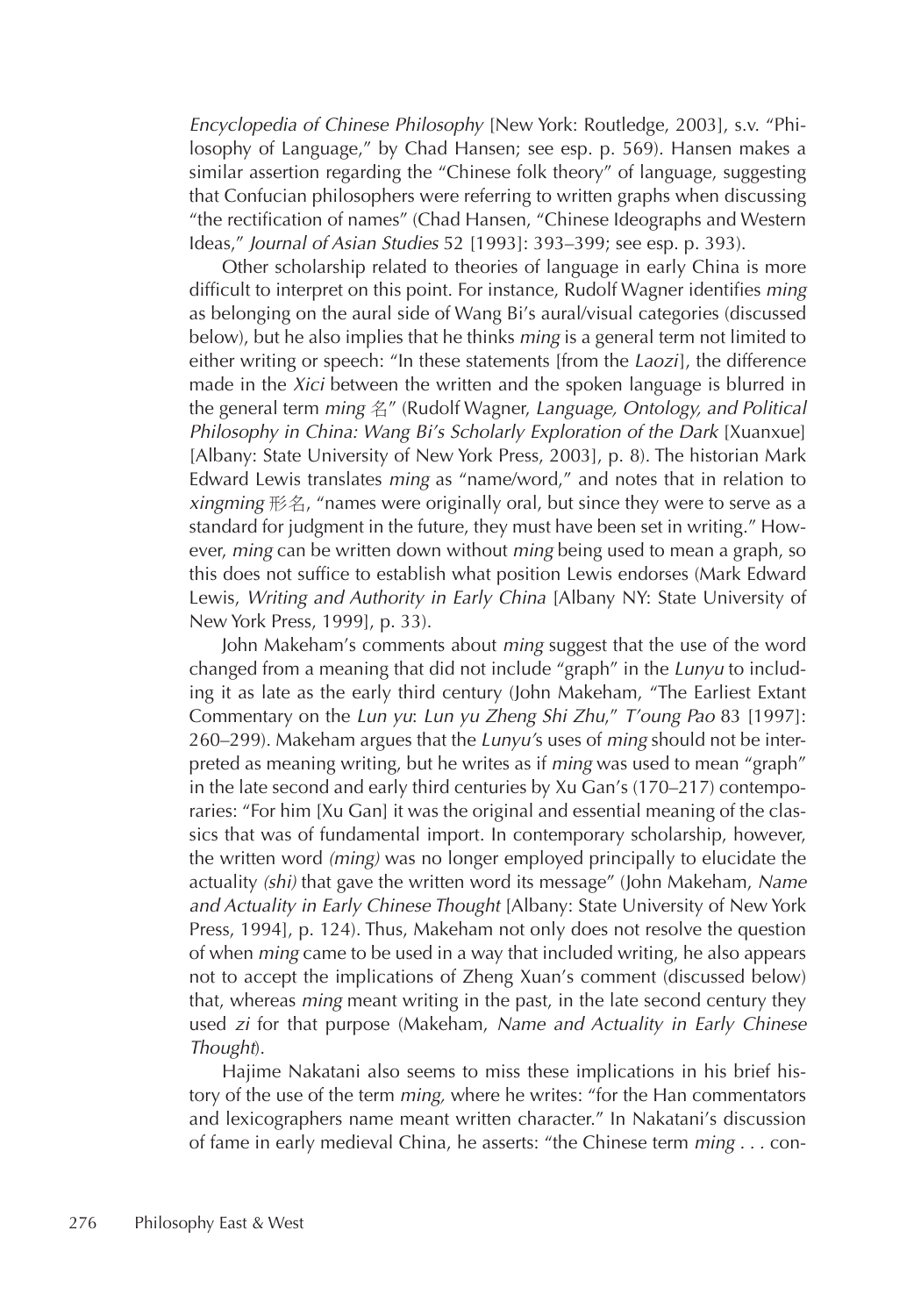*Encyclopedia of Chinese Philosophy* [New York: Routledge, 2003], s.v. "Philosophy of Language," by Chad Hansen; see esp. p. 569). Hansen makes a similar assertion regarding the "Chinese folk theory" of language, suggesting that Confucian philosophers were referring to written graphs when discussing "the rectification of names" (Chad Hansen, "Chinese Ideographs and Western Ideas," *Journal of Asian Studies* 52 [1993]: 393–399; see esp. p. 393).

Other scholarship related to theories of language in early China is more difficult to interpret on this point. For instance, Rudolf Wagner identifies *ming* as belonging on the aural side of Wang Bi's aural/visual categories (discussed below), but he also implies that he thinks *ming* is a general term not limited to either writing or speech: "In these statements [from the *Laozi*], the difference made in the *Xici* between the written and the spoken language is blurred in the general term *ming* 名" (Rudolf Wagner, *Language, Ontology, and Political Philosophy in China: Wang Bi's Scholarly Exploration of the Dark* [Xuanxue] [Albany: State University of New York Press, 2003], p. 8). The historian Mark Edward Lewis translates *ming* as "name/word," and notes that in relation to *xingming* 形名, "names were originally oral, but since they were to serve as a standard for judgment in the future, they must have been set in writing." However, *ming* can be written down without *ming* being used to mean a graph, so this does not suffice to establish what position Lewis endorses (Mark Edward Lewis, *Writing and Authority in Early China* [Albany NY: State University of New York Press, 1999], p. 33).

John Makeham's comments about *ming* suggest that the use of the word changed from a meaning that did not include "graph" in the *Lunyu* to including it as late as the early third century (John Makeham, "The Earliest Extant Commentary on the *Lun yu*: *Lun yu Zheng Shi Zhu*," *T'oung Pao* 83 [1997]: 260–299). Makeham argues that the *Lunyu'*s uses of *ming* should not be interpreted as meaning writing, but he writes as if *ming* was used to mean "graph" in the late second and early third centuries by Xu Gan's (170–217) contemporaries: "For him [Xu Gan] it was the original and essential meaning of the classics that was of fundamental import. In contemporary scholarship, however, the written word *(ming)* was no longer employed principally to elucidate the actuality *(shi)* that gave the written word its message" (John Makeham, *Name and Actuality in Early Chinese Thought* [Albany: State University of New York Press, 1994], p. 124). Thus, Makeham not only does not resolve the question of when *ming* came to be used in a way that included writing, he also appears not to accept the implications of Zheng Xuan's comment (discussed below) that, whereas *ming* meant writing in the past, in the late second century they used *zi* for that purpose (Makeham, *Name and Actuality in Early Chinese Thought*).

Hajime Nakatani also seems to miss these implications in his brief history of the use of the term *ming,* where he writes: "for the Han commentators and lexicographers name meant written character." In Nakatani's discussion of fame in early medieval China, he asserts: "the Chinese term *ming* . . . con-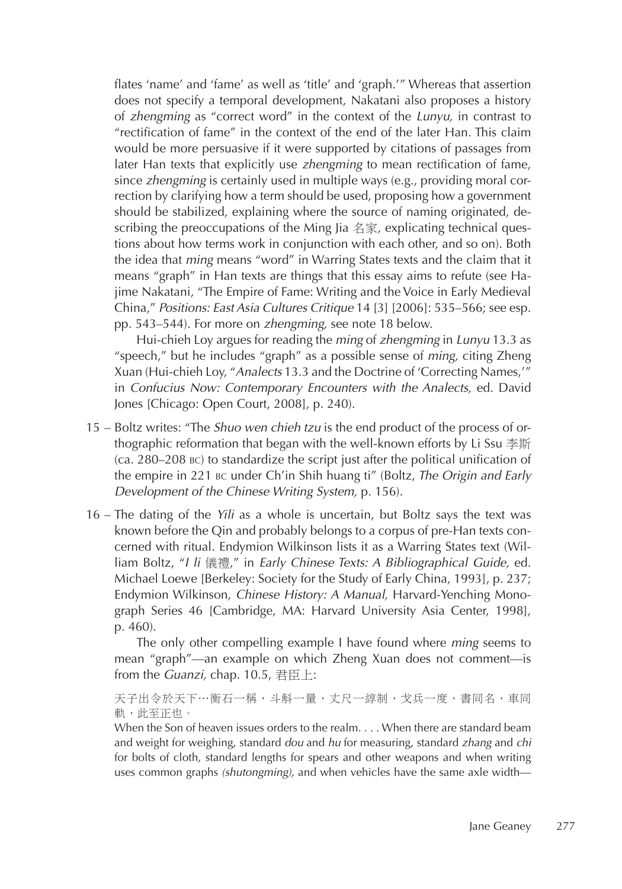flates 'name' and 'fame' as well as 'title' and 'graph.'" Whereas that assertion does not specify a temporal development, Nakatani also proposes a history of *zhengming* as "correct word" in the context of the *Lunyu,* in contrast to "rectification of fame" in the context of the end of the later Han. This claim would be more persuasive if it were supported by citations of passages from later Han texts that explicitly use *zhengming* to mean rectification of fame, since *zhengming* is certainly used in multiple ways (e.g., providing moral correction by clarifying how a term should be used, proposing how a government should be stabilized, explaining where the source of naming originated, describing the preoccupations of the Ming Jia 名家, explicating technical questions about how terms work in conjunction with each other, and so on). Both the idea that *ming* means "word" in Warring States texts and the claim that it means "graph" in Han texts are things that this essay aims to refute (see Hajime Nakatani, "The Empire of Fame: Writing and the Voice in Early Medieval China," *Positions: East Asia Cultures Critique* 14 [3] [2006]: 535–566; see esp. pp. 543–544). For more on *zhengming,* see note 18 below.

Hui-chieh Loy argues for reading the *ming* of *zhengming* in *Lunyu* 13.3 as "speech," but he includes "graph" as a possible sense of *ming,* citing Zheng Xuan (Hui-chieh Loy, "*Analects* 13.3 and the Doctrine of 'Correcting Names,'" in *Confucius Now: Contemporary Encounters with the Analects,* ed. David Jones [Chicago: Open Court, 2008], p. 240).

15 – Boltz writes: "The *Shuo wen chieh tzu* is the end product of the process of orthographic reformation that began with the well-known efforts by Li Ssu 李斯 (ca. 280–208 BC) to standardize the script just after the political unification of the empire in 221 BC under Ch'in Shih huang ti" (Boltz, *The Origin and Early Development of the Chinese Writing System,* p. 156).

16 – The dating of the *Yili* as a whole is uncertain, but Boltz says the text was known before the Qin and probably belongs to a corpus of pre-Han texts concerned with ritual. Endymion Wilkinson lists it as a Warring States text (William Boltz, "*I li* 儀禮," in *Early Chinese Texts: A Bibliographical Guide,* ed. Michael Loewe [Berkeley: Society for the Study of Early China, 1993], p. 237; Endymion Wilkinson, *Chinese History: A Manual,* Harvard-Yenching Monograph Series 46 [Cambridge, MA: Harvard University Asia Center, 1998], p. 460).

The only other compelling example I have found where *ming* seems to mean "graph"—an example on which Zheng Xuan does not comment—is from the *Guanzi,* chap. 10.5, 君臣上:

> 天子出令於天下…衡石一稱，斗斛一量，丈尺一綧制，戈兵一度，書同名，車同軌，此至正也。
>
> When the Son of heaven issues orders to the realm. . . . When there are standard beam and weight for weighing, standard *dou* and *hu* for measuring, standard *zhang* and *chi* for bolts of cloth, standard lengths for spears and other weapons and when writing uses common graphs *(shutongming),* and when vehicles have the same axle width—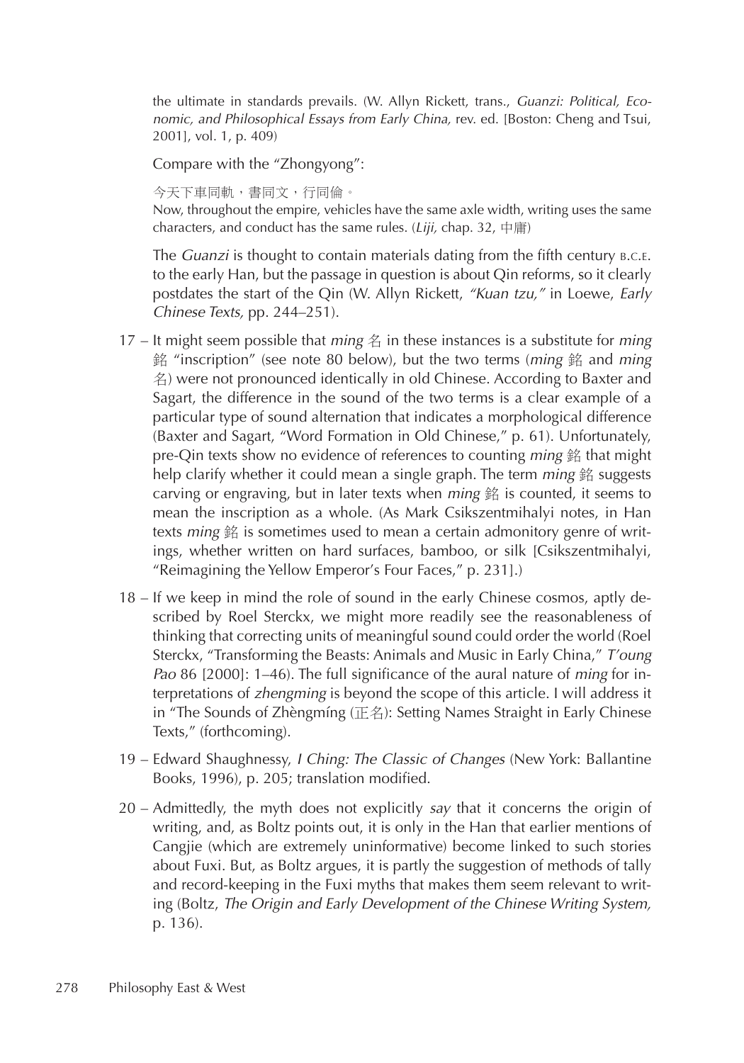the ultimate in standards prevails. (W. Allyn Rickett, trans., *Guanzi: Political, Economic, and Philosophical Essays from Early China,* rev. ed. [Boston: Cheng and Tsui, 2001], vol. 1, p. 409)

Compare with the "Zhongyong":

今天下車同軌，書同文，行同倫。
Now, throughout the empire, vehicles have the same axle width, writing uses the same characters, and conduct has the same rules. (*Liji,* chap. 32, 中庸)

The *Guanzi* is thought to contain materials dating from the fifth century B.C.E. to the early Han, but the passage in question is about Qin reforms, so it clearly postdates the start of the Qin (W. Allyn Rickett, *"Kuan tzu,"* in Loewe, *Early Chinese Texts,* pp. 244–251).

17 – It might seem possible that *ming* 名 in these instances is a substitute for *ming* 銘 "inscription" (see note 80 below), but the two terms (*ming* 銘 and *ming* 名) were not pronounced identically in old Chinese. According to Baxter and Sagart, the difference in the sound of the two terms is a clear example of a particular type of sound alternation that indicates a morphological difference (Baxter and Sagart, "Word Formation in Old Chinese," p. 61). Unfortunately, pre-Qin texts show no evidence of references to counting *ming* 銘 that might help clarify whether it could mean a single graph. The term *ming* 銘 suggests carving or engraving, but in later texts when *ming* 銘 is counted, it seems to mean the inscription as a whole. (As Mark Csikszentmihalyi notes, in Han texts *ming* 銘 is sometimes used to mean a certain admonitory genre of writings, whether written on hard surfaces, bamboo, or silk [Csikszentmihalyi, "Reimagining the Yellow Emperor's Four Faces," p. 231].)

18 – If we keep in mind the role of sound in the early Chinese cosmos, aptly described by Roel Sterckx, we might more readily see the reasonableness of thinking that correcting units of meaningful sound could order the world (Roel Sterckx, "Transforming the Beasts: Animals and Music in Early China," *T'oung Pao* 86 [2000]: 1–46). The full significance of the aural nature of *ming* for interpretations of *zhengming* is beyond the scope of this article. I will address it in "The Sounds of Zhèngmíng (正名): Setting Names Straight in Early Chinese Texts," (forthcoming).

19 – Edward Shaughnessy, *I Ching: The Classic of Changes* (New York: Ballantine Books, 1996), p. 205; translation modified.

20 – Admittedly, the myth does not explicitly *say* that it concerns the origin of writing, and, as Boltz points out, it is only in the Han that earlier mentions of Cangjie (which are extremely uninformative) become linked to such stories about Fuxi. But, as Boltz argues, it is partly the suggestion of methods of tally and record-keeping in the Fuxi myths that makes them seem relevant to writing (Boltz, *The Origin and Early Development of the Chinese Writing System,* p. 136).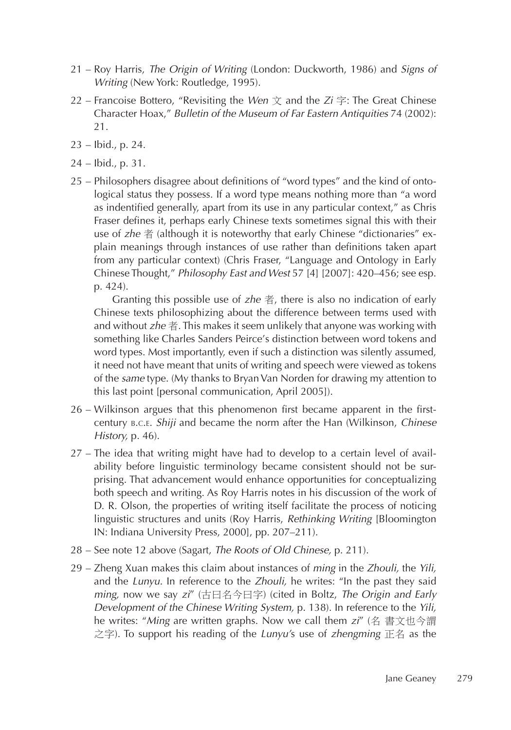21 – Roy Harris, *The Origin of Writing* (London: Duckworth, 1986) and *Signs of Writing* (New York: Routledge, 1995).

22 – Francoise Bottero, "Revisiting the *Wen* 文 and the *Zi* 字: The Great Chinese Character Hoax," *Bulletin of the Museum of Far Eastern Antiquities* 74 (2002): 21.

23 – Ibid., p. 24.

24 – Ibid., p. 31.

25 – Philosophers disagree about definitions of "word types" and the kind of ontological status they possess. If a word type means nothing more than "a word as indentified generally, apart from its use in any particular context," as Chris Fraser defines it, perhaps early Chinese texts sometimes signal this with their use of *zhe* 者 (although it is noteworthy that early Chinese "dictionaries" explain meanings through instances of use rather than definitions taken apart from any particular context) (Chris Fraser, "Language and Ontology in Early Chinese Thought," *Philosophy East and West* 57 [4] [2007]: 420–456; see esp. p. 424).

Granting this possible use of *zhe* 者, there is also no indication of early Chinese texts philosophizing about the difference between terms used with and without *zhe* 者. This makes it seem unlikely that anyone was working with something like Charles Sanders Peirce's distinction between word tokens and word types. Most importantly, even if such a distinction was silently assumed, it need not have meant that units of writing and speech were viewed as tokens of the *same* type. (My thanks to Bryan Van Norden for drawing my attention to this last point [personal communication, April 2005]).

26 – Wilkinson argues that this phenomenon first became apparent in the first-century B.C.E. *Shiji* and became the norm after the Han (Wilkinson, *Chinese History,* p. 46).

27 – The idea that writing might have had to develop to a certain level of availability before linguistic terminology became consistent should not be surprising. That advancement would enhance opportunities for conceptualizing both speech and writing. As Roy Harris notes in his discussion of the work of D. R. Olson, the properties of writing itself facilitate the process of noticing linguistic structures and units (Roy Harris, *Rethinking Writing* [Bloomington IN: Indiana University Press, 2000], pp. 207–211).

28 – See note 12 above (Sagart, *The Roots of Old Chinese,* p. 211).

29 – Zheng Xuan makes this claim about instances of *ming* in the *Zhouli,* the *Yili,* and the *Lunyu.* In reference to the *Zhouli,* he writes: "In the past they said *ming,* now we say *zi*" (古曰名今曰字) (cited in Boltz, *The Origin and Early Development of the Chinese Writing System,* p. 138). In reference to the *Yili,* he writes: "*Ming* are written graphs. Now we call them *zi*" (名 書文也今謂之字). To support his reading of the *Lunyu*'s use of *zhengming* 正名 as the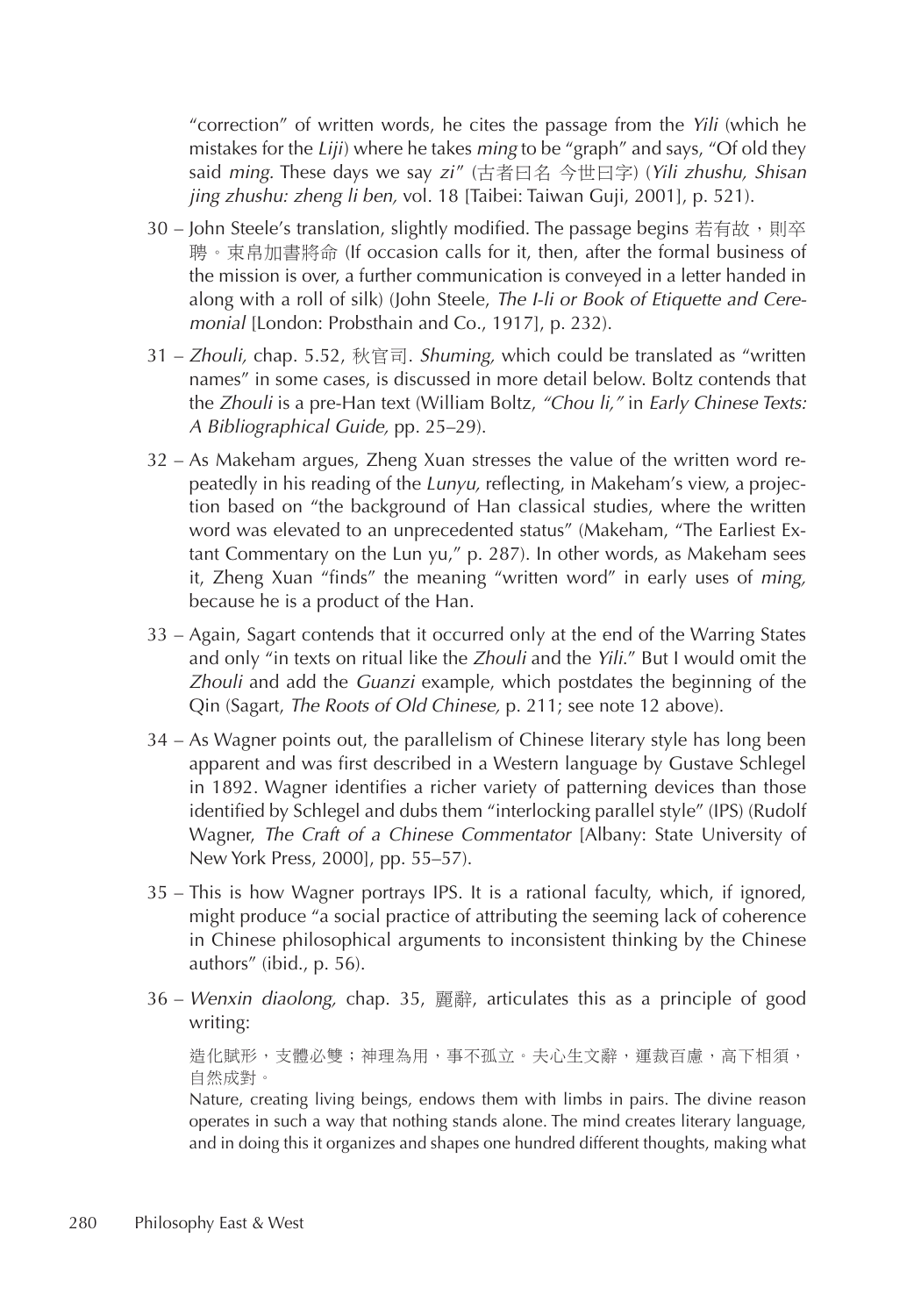"correction" of written words, he cites the passage from the *Yili* (which he mistakes for the *Liji*) where he takes *ming* to be "graph" and says, "Of old they said *ming.* These days we say *zi*" (古者曰名 今世曰字) (*Yili zhushu, Shisan jing zhushu: zheng li ben,* vol. 18 [Taibei: Taiwan Guji, 2001], p. 521).

30 – John Steele's translation, slightly modified. The passage begins 若有故，則卒聘。束帛加書將命 (If occasion calls for it, then, after the formal business of the mission is over, a further communication is conveyed in a letter handed in along with a roll of silk) (John Steele, *The I-li or Book of Etiquette and Ceremonial* [London: Probsthain and Co., 1917], p. 232).

31 – *Zhouli,* chap. 5.52, 秋官司. *Shuming,* which could be translated as "written names" in some cases, is discussed in more detail below. Boltz contends that the *Zhouli* is a pre-Han text (William Boltz, *"Chou li,"* in *Early Chinese Texts: A Bibliographical Guide,* pp. 25–29).

32 – As Makeham argues, Zheng Xuan stresses the value of the written word repeatedly in his reading of the *Lunyu,* reflecting, in Makeham's view, a projection based on "the background of Han classical studies, where the written word was elevated to an unprecedented status" (Makeham, "The Earliest Extant Commentary on the Lun yu," p. 287). In other words, as Makeham sees it, Zheng Xuan "finds" the meaning "written word" in early uses of *ming,* because he is a product of the Han.

33 – Again, Sagart contends that it occurred only at the end of the Warring States and only "in texts on ritual like the *Zhouli* and the *Yili*." But I would omit the *Zhouli* and add the *Guanzi* example, which postdates the beginning of the Qin (Sagart, *The Roots of Old Chinese,* p. 211; see note 12 above).

34 – As Wagner points out, the parallelism of Chinese literary style has long been apparent and was first described in a Western language by Gustave Schlegel in 1892. Wagner identifies a richer variety of patterning devices than those identified by Schlegel and dubs them "interlocking parallel style" (IPS) (Rudolf Wagner, *The Craft of a Chinese Commentator* [Albany: State University of New York Press, 2000], pp. 55–57).

35 – This is how Wagner portrays IPS. It is a rational faculty, which, if ignored, might produce "a social practice of attributing the seeming lack of coherence in Chinese philosophical arguments to inconsistent thinking by the Chinese authors" (ibid., p. 56).

36 – *Wenxin diaolong,* chap. 35, 麗辭, articulates this as a principle of good writing:

造化賦形，支體必雙；神理為用，事不孤立。夫心生文辭，運裁百慮，高下相須，自然成對。

Nature, creating living beings, endows them with limbs in pairs. The divine reason operates in such a way that nothing stands alone. The mind creates literary language, and in doing this it organizes and shapes one hundred different thoughts, making what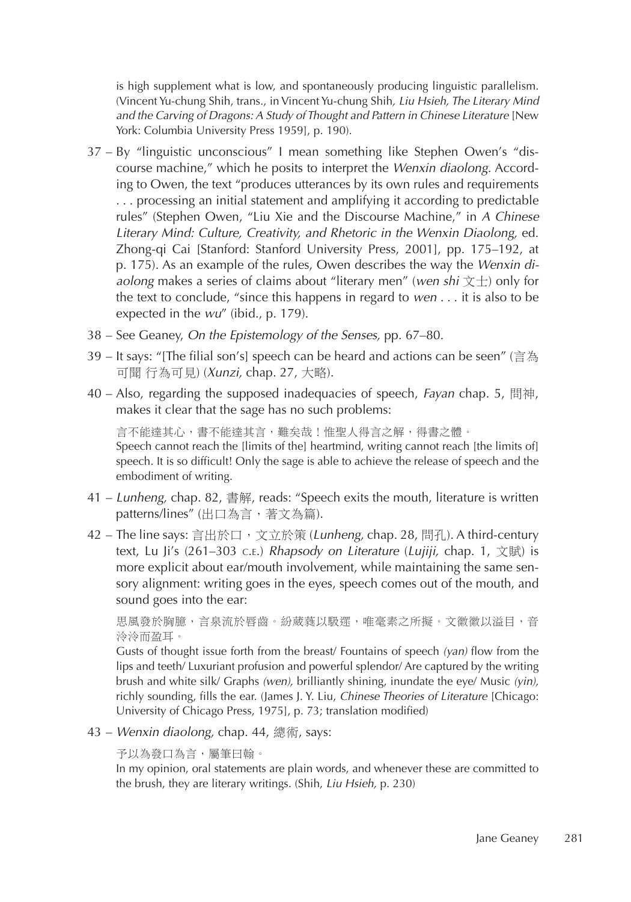is high supplement what is low, and spontaneously producing linguistic parallelism. (Vincent Yu-chung Shih, trans., in Vincent Yu-chung Shih, *Liu Hsieh, The Literary Mind and the Carving of Dragons: A Study of Thought and Pattern in Chinese Literature* [New York: Columbia University Press 1959], p. 190).

37 – By "linguistic unconscious" I mean something like Stephen Owen's "discourse machine," which he posits to interpret the *Wenxin diaolong.* According to Owen, the text "produces utterances by its own rules and requirements . . . processing an initial statement and amplifying it according to predictable rules" (Stephen Owen, "Liu Xie and the Discourse Machine," in *A Chinese Literary Mind: Culture, Creativity, and Rhetoric in the Wenxin Diaolong,* ed. Zhong-qi Cai [Stanford: Stanford University Press, 2001], pp. 175–192, at p. 175). As an example of the rules, Owen describes the way the *Wenxin diaolong* makes a series of claims about "literary men" (*wen shi* 文士) only for the text to conclude, "since this happens in regard to *wen* . . . it is also to be expected in the *wu*" (ibid., p. 179).

38 – See Geaney, *On the Epistemology of the Senses,* pp. 67–80.

39 – It says: "[The filial son's] speech can be heard and actions can be seen" (言為可聞 行為可見) (*Xunzi,* chap. 27, 大略).

40 – Also, regarding the supposed inadequacies of speech, *Fayan* chap. 5, 問神, makes it clear that the sage has no such problems:

言不能達其心，書不能達其言，難矣哉！惟聖人得言之解，得書之體。
Speech cannot reach the [limits of the] heartmind, writing cannot reach [the limits of] speech. It is so difficult! Only the sage is able to achieve the release of speech and the embodiment of writing.

41 – *Lunheng,* chap. 82, 書解, reads: "Speech exits the mouth, literature is written patterns/lines" (出口為言，著文為篇).

42 – The line says: 言出於口，文立於策 (*Lunheng,* chap. 28, 問孔). A third-century text, Lu Ji's (261–303 C.E.) *Rhapsody on Literature* (*Lujiji,* chap. 1, 文賦) is more explicit about ear/mouth involvement, while maintaining the same sensory alignment: writing goes in the eyes, speech comes out of the mouth, and sound goes into the ear:

思風發於胸臆，言泉流於唇齒。紛葳蕤以馺遝，唯毫素之所擬。文徽徽以溢目，音泠泠而盈耳。
Gusts of thought issue forth from the breast/ Fountains of speech *(yan)* flow from the lips and teeth/ Luxuriant profusion and powerful splendor/ Are captured by the writing brush and white silk/ Graphs *(wen),* brilliantly shining, inundate the eye/ Music *(yin),* richly sounding, fills the ear. (James J. Y. Liu, *Chinese Theories of Literature* [Chicago: University of Chicago Press, 1975], p. 73; translation modified)

43 – *Wenxin diaolong,* chap. 44, 總術, says:

予以為發口為言，屬筆曰翰。
In my opinion, oral statements are plain words, and whenever these are committed to the brush, they are literary writings. (Shih, *Liu Hsieh,* p. 230)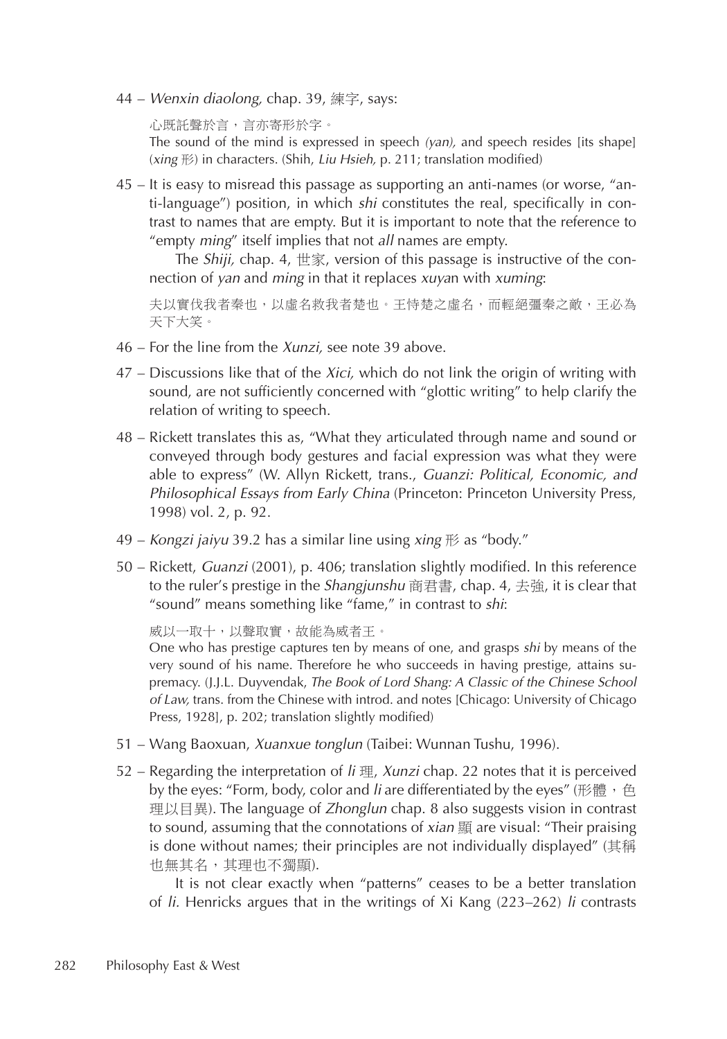44 – *Wenxin diaolong,* chap. 39, 練字, says:

> 心既託聲於言，言亦寄形於字。
> The sound of the mind is expressed in speech *(yan),* and speech resides [its shape] (*xing* 形) in characters. (Shih, *Liu Hsieh,* p. 211; translation modified)

45 – It is easy to misread this passage as supporting an anti-names (or worse, "anti-language") position, in which *shi* constitutes the real, specifically in contrast to names that are empty. But it is important to note that the reference to "empty *ming*" itself implies that not *all* names are empty.

The *Shiji,* chap. 4, 世家, version of this passage is instructive of the connection of *yan* and *ming* in that it replaces *xuyan* with *xuming*:

> 夫以實伐我者秦也，以虛名救我者楚也。王恃楚之虛名，而輕絕彊秦之敵，王必為天下大笑。

46 – For the line from the *Xunzi,* see note 39 above.

47 – Discussions like that of the *Xici,* which do not link the origin of writing with sound, are not sufficiently concerned with "glottic writing" to help clarify the relation of writing to speech.

48 – Rickett translates this as, "What they articulated through name and sound or conveyed through body gestures and facial expression was what they were able to express" (W. Allyn Rickett, trans., *Guanzi: Political, Economic, and Philosophical Essays from Early China* (Princeton: Princeton University Press, 1998) vol. 2, p. 92.

49 – *Kongzi jaiyu* 39.2 has a similar line using *xing* 形 as "body."

50 – Rickett, *Guanzi* (2001), p. 406; translation slightly modified. In this reference to the ruler's prestige in the *Shangjunshu* 商君書, chap. 4, 去強, it is clear that "sound" means something like "fame," in contrast to *shi*:

> 威以一取十，以聲取實，故能為威者王。
> One who has prestige captures ten by means of one, and grasps *shi* by means of the very sound of his name. Therefore he who succeeds in having prestige, attains supremacy. (J.J.L. Duyvendak, *The Book of Lord Shang: A Classic of the Chinese School of Law,* trans. from the Chinese with introd. and notes [Chicago: University of Chicago Press, 1928], p. 202; translation slightly modified)

51 – Wang Baoxuan, *Xuanxue tonglun* (Taibei: Wunnan Tushu, 1996).

52 – Regarding the interpretation of *li* 理, *Xunzi* chap. 22 notes that it is perceived by the eyes: "Form, body, color and *li* are differentiated by the eyes" (形體，色理以目異). The language of *Zhonglun* chap. 8 also suggests vision in contrast to sound, assuming that the connotations of *xian* 顯 are visual: "Their praising is done without names; their principles are not individually displayed" (其稱也無其名，其理也不獨顯).

It is not clear exactly when "patterns" ceases to be a better translation of *li*. Henricks argues that in the writings of Xi Kang (223–262) *li* contrasts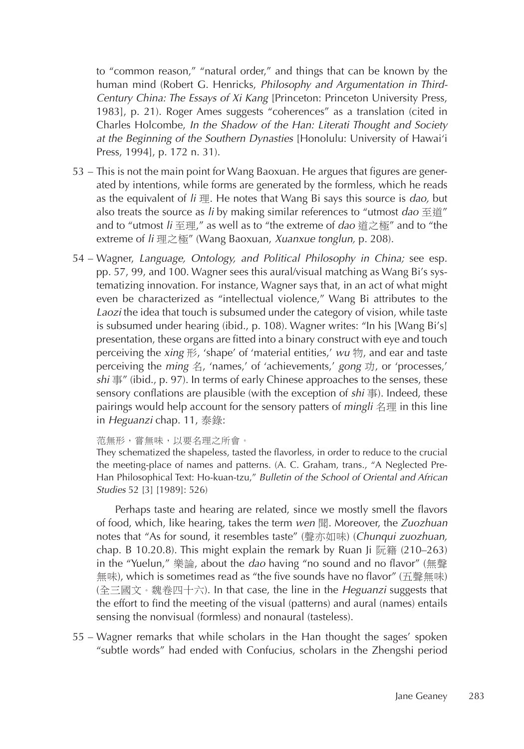to "common reason," "natural order," and things that can be known by the human mind (Robert G. Henricks, *Philosophy and Argumentation in Third-Century China: The Essays of Xi Kang* [Princeton: Princeton University Press, 1983], p. 21). Roger Ames suggests "coherences" as a translation (cited in Charles Holcombe, *In the Shadow of the Han: Literati Thought and Society at the Beginning of the Southern Dynasties* [Honolulu: University of Hawai'i Press, 1994], p. 172 n. 31).

53 – This is not the main point for Wang Baoxuan. He argues that figures are generated by intentions, while forms are generated by the formless, which he reads as the equivalent of *li* 理. He notes that Wang Bi says this source is *dao,* but also treats the source as *li* by making similar references to "utmost *dao* 至道" and to "utmost *li* 至理," as well as to "the extreme of *dao* 道之極" and to "the extreme of *li* 理之極" (Wang Baoxuan, *Xuanxue tonglun,* p. 208).

54 – Wagner, *Language, Ontology, and Political Philosophy in China;* see esp. pp. 57, 99, and 100. Wagner sees this aural/visual matching as Wang Bi's systematizing innovation. For instance, Wagner says that, in an act of what might even be characterized as "intellectual violence," Wang Bi attributes to the *Laozi* the idea that touch is subsumed under the category of vision, while taste is subsumed under hearing (ibid., p. 108). Wagner writes: "In his [Wang Bi's] presentation, these organs are fitted into a binary construct with eye and touch perceiving the *xing* 形, 'shape' of 'material entities,' *wu* 物, and ear and taste perceiving the *ming* 名, 'names,' of 'achievements,' *gong* 功, or 'processes,' *shi* 事" (ibid., p. 97). In terms of early Chinese approaches to the senses, these sensory conflations are plausible (with the exception of *shi* 事). Indeed, these pairings would help account for the sensory patters of *mingli* 名理 in this line in *Heguanzi* chap. 11, 泰錄:

范無形，嘗無味，以要名理之所會。
They schematized the shapeless, tasted the flavorless, in order to reduce to the crucial the meeting-place of names and patterns. (A. C. Graham, trans., "A Neglected Pre-Han Philosophical Text: Ho-kuan-tzu," *Bulletin of the School of Oriental and African Studies* 52 [3] [1989]: 526)

Perhaps taste and hearing are related, since we mostly smell the flavors of food, which, like hearing, takes the term *wen* 聞. Moreover, the *Zuozhuan* notes that "As for sound, it resembles taste" (聲亦如味) (*Chunqui zuozhuan,* chap. B 10.20.8). This might explain the remark by Ruan Ji 阮籍 (210–263) in the "Yuelun," 樂論, about the *dao* having "no sound and no flavor" (無聲無味), which is sometimes read as "the five sounds have no flavor" (五聲無味) (全三國文。魏卷四十六). In that case, the line in the *Heguanzi* suggests that the effort to find the meeting of the visual (patterns) and aural (names) entails sensing the nonvisual (formless) and nonaural (tasteless).

55 – Wagner remarks that while scholars in the Han thought the sages' spoken "subtle words" had ended with Confucius, scholars in the Zhengshi period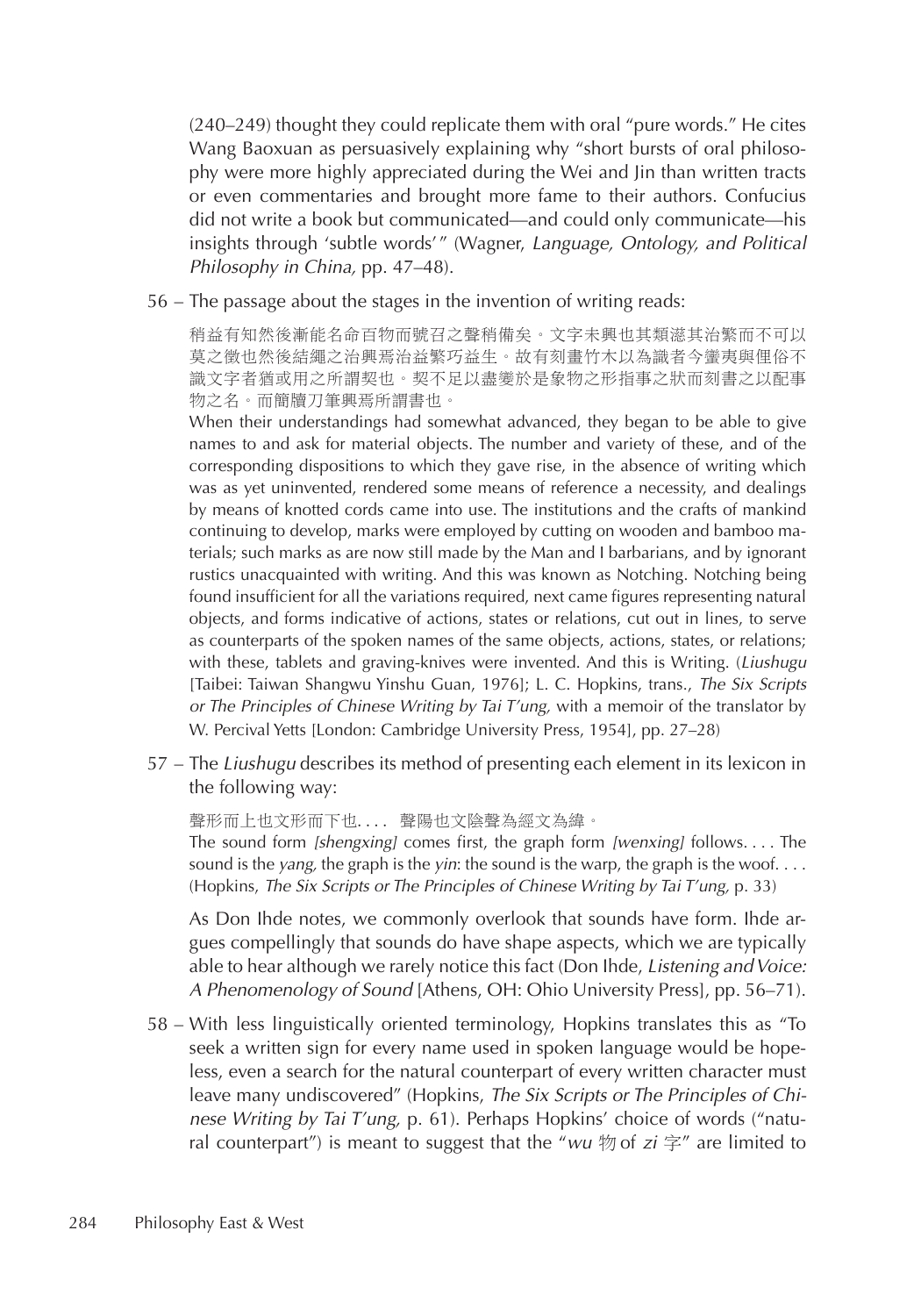(240–249) thought they could replicate them with oral "pure words." He cites Wang Baoxuan as persuasively explaining why "short bursts of oral philosophy were more highly appreciated during the Wei and Jin than written tracts or even commentaries and brought more fame to their authors. Confucius did not write a book but communicated—and could only communicate—his insights through 'subtle words'" (Wagner, *Language, Ontology, and Political Philosophy in China,* pp. 47–48).

56 – The passage about the stages in the invention of writing reads:

稍益有知然後漸能名命百物而號召之聲稍備矣。文字未興也其類滋其治繁而不可以莫之徵也然後結繩之治興焉治益繁巧益生。故有刻畫竹木以為識者今蠻夷與俚俗不識文字者猶或用之所謂契也。契不足以盡變於是象物之形指事之狀而刻書之以配事物之名。而簡牘刀筆興焉所謂書也。

When their understandings had somewhat advanced, they began to be able to give names to and ask for material objects. The number and variety of these, and of the corresponding dispositions to which they gave rise, in the absence of writing which was as yet uninvented, rendered some means of reference a necessity, and dealings by means of knotted cords came into use. The institutions and the crafts of mankind continuing to develop, marks were employed by cutting on wooden and bamboo materials; such marks as are now still made by the Man and I barbarians, and by ignorant rustics unacquainted with writing. And this was known as Notching. Notching being found insufficient for all the variations required, next came figures representing natural objects, and forms indicative of actions, states or relations, cut out in lines, to serve as counterparts of the spoken names of the same objects, actions, states, or relations; with these, tablets and graving-knives were invented. And this is Writing. (*Liushugu* [Taibei: Taiwan Shangwu Yinshu Guan, 1976]; L. C. Hopkins, trans., *The Six Scripts or The Principles of Chinese Writing by Tai T'ung,* with a memoir of the translator by W. Percival Yetts [London: Cambridge University Press, 1954], pp. 27–28)

57 – The *Liushugu* describes its method of presenting each element in its lexicon in the following way:

聲形而上也文形而下也. . . . 聲陽也文陰聲為經文為緯。

The sound form *[shengxing]* comes first, the graph form *[wenxing]* follows. . . . The sound is the *yang,* the graph is the *yin*: the sound is the warp, the graph is the woof. . . . (Hopkins, *The Six Scripts or The Principles of Chinese Writing by Tai T'ung,* p. 33)

As Don Ihde notes, we commonly overlook that sounds have form. Ihde argues compellingly that sounds do have shape aspects, which we are typically able to hear although we rarely notice this fact (Don Ihde, *Listening and Voice: A Phenomenology of Sound* [Athens, OH: Ohio University Press], pp. 56–71).

58 – With less linguistically oriented terminology, Hopkins translates this as "To seek a written sign for every name used in spoken language would be hopeless, even a search for the natural counterpart of every written character must leave many undiscovered" (Hopkins, *The Six Scripts or The Principles of Chinese Writing by Tai T'ung,* p. 61). Perhaps Hopkins' choice of words ("natural counterpart") is meant to suggest that the "*wu* 物 of *zi* 字" are limited to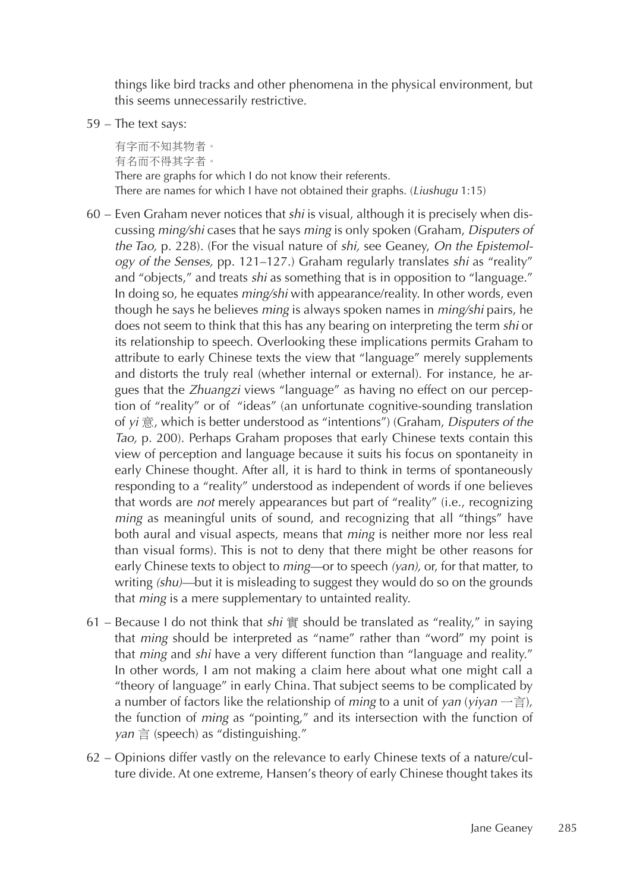things like bird tracks and other phenomena in the physical environment, but this seems unnecessarily restrictive.

59 – The text says:

有字而不知其物者。
有名而不得其字者。
There are graphs for which I do not know their referents.
There are names for which I have not obtained their graphs. (*Liushugu* 1:15)

60 – Even Graham never notices that *shi* is visual, although it is precisely when discussing *ming/shi* cases that he says *ming* is only spoken (Graham, *Disputers of the Tao,* p. 228). (For the visual nature of *shi,* see Geaney, *On the Epistemology of the Senses,* pp. 121–127.) Graham regularly translates *shi* as "reality" and "objects," and treats *shi* as something that is in opposition to "language." In doing so, he equates *ming/shi* with appearance/reality. In other words, even though he says he believes *ming* is always spoken names in *ming/shi* pairs, he does not seem to think that this has any bearing on interpreting the term *shi* or its relationship to speech. Overlooking these implications permits Graham to attribute to early Chinese texts the view that "language" merely supplements and distorts the truly real (whether internal or external). For instance, he argues that the *Zhuangzi* views "language" as having no effect on our perception of "reality" or of "ideas" (an unfortunate cognitive-sounding translation of *yi* 意, which is better understood as "intentions") (Graham, *Disputers of the Tao,* p. 200). Perhaps Graham proposes that early Chinese texts contain this view of perception and language because it suits his focus on spontaneity in early Chinese thought. After all, it is hard to think in terms of spontaneously responding to a "reality" understood as independent of words if one believes that words are *not* merely appearances but part of "reality" (i.e., recognizing *ming* as meaningful units of sound, and recognizing that all "things" have both aural and visual aspects, means that *ming* is neither more nor less real than visual forms). This is not to deny that there might be other reasons for early Chinese texts to object to *ming*—or to speech *(yan),* or, for that matter, to writing *(shu)*—but it is misleading to suggest they would do so on the grounds that *ming* is a mere supplementary to untainted reality.

61 – Because I do not think that *shi* 實 should be translated as "reality," in saying that *ming* should be interpreted as "name" rather than "word" my point is that *ming* and *shi* have a very different function than "language and reality." In other words, I am not making a claim here about what one might call a "theory of language" in early China. That subject seems to be complicated by a number of factors like the relationship of *ming* to a unit of *yan* (*yiyan* 一言), the function of *ming* as "pointing," and its intersection with the function of *yan* 言 (speech) as "distinguishing."

62 – Opinions differ vastly on the relevance to early Chinese texts of a nature/culture divide. At one extreme, Hansen's theory of early Chinese thought takes its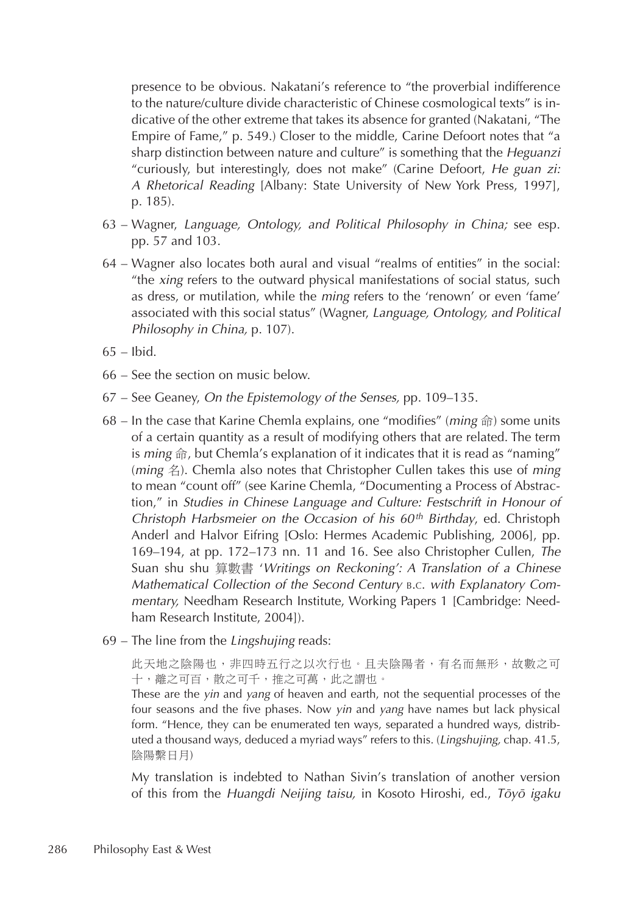presence to be obvious. Nakatani's reference to "the proverbial indifference to the nature/culture divide characteristic of Chinese cosmological texts" is indicative of the other extreme that takes its absence for granted (Nakatani, "The Empire of Fame," p. 549.) Closer to the middle, Carine Defoort notes that "a sharp distinction between nature and culture" is something that the *Heguanzi* "curiously, but interestingly, does not make" (Carine Defoort, *He guan zi: A Rhetorical Reading* [Albany: State University of New York Press, 1997], p. 185).

63 – Wagner, *Language, Ontology, and Political Philosophy in China;* see esp. pp. 57 and 103.

64 – Wagner also locates both aural and visual "realms of entities" in the social: "the *xing* refers to the outward physical manifestations of social status, such as dress, or mutilation, while the *ming* refers to the 'renown' or even 'fame' associated with this social status" (Wagner, *Language, Ontology, and Political Philosophy in China,* p. 107).

65 – Ibid.

66 – See the section on music below.

67 – See Geaney, *On the Epistemology of the Senses,* pp. 109–135.

68 – In the case that Karine Chemla explains, one "modifies" (*ming* 命) some units of a certain quantity as a result of modifying others that are related. The term is *ming* 命, but Chemla's explanation of it indicates that it is read as "naming" (*ming* 名). Chemla also notes that Christopher Cullen takes this use of *ming* to mean "count off" (see Karine Chemla, "Documenting a Process of Abstraction," in *Studies in Chinese Language and Culture: Festschrift in Honour of Christoph Harbsmeier on the Occasion of his 60th Birthday*, ed. Christoph Anderl and Halvor Eifring [Oslo: Hermes Academic Publishing, 2006], pp. 169–194, at pp. 172–173 nn. 11 and 16. See also Christopher Cullen, *The* Suan shu shu 算數書 *'Writings on Reckoning': A Translation of a Chinese Mathematical Collection of the Second Century* B.C. *with Explanatory Commentary,* Needham Research Institute, Working Papers 1 [Cambridge: Needham Research Institute, 2004]).

69 – The line from the *Lingshujing* reads:

> 此天地之陰陽也，非四時五行之以次行也。且夫陰陽者，有名而無形，故數之可十，離之可百，散之可千，推之可萬，此之謂也。
>
> These are the *yin* and *yang* of heaven and earth, not the sequential processes of the four seasons and the five phases. Now *yin* and *yang* have names but lack physical form. "Hence, they can be enumerated ten ways, separated a hundred ways, distributed a thousand ways, deduced a myriad ways" refers to this. (*Lingshujing,* chap. 41.5, 陰陽繫日月)

My translation is indebted to Nathan Sivin's translation of another version of this from the *Huangdi Neijing taisu,* in Kosoto Hiroshi, ed., *Tōyō igaku*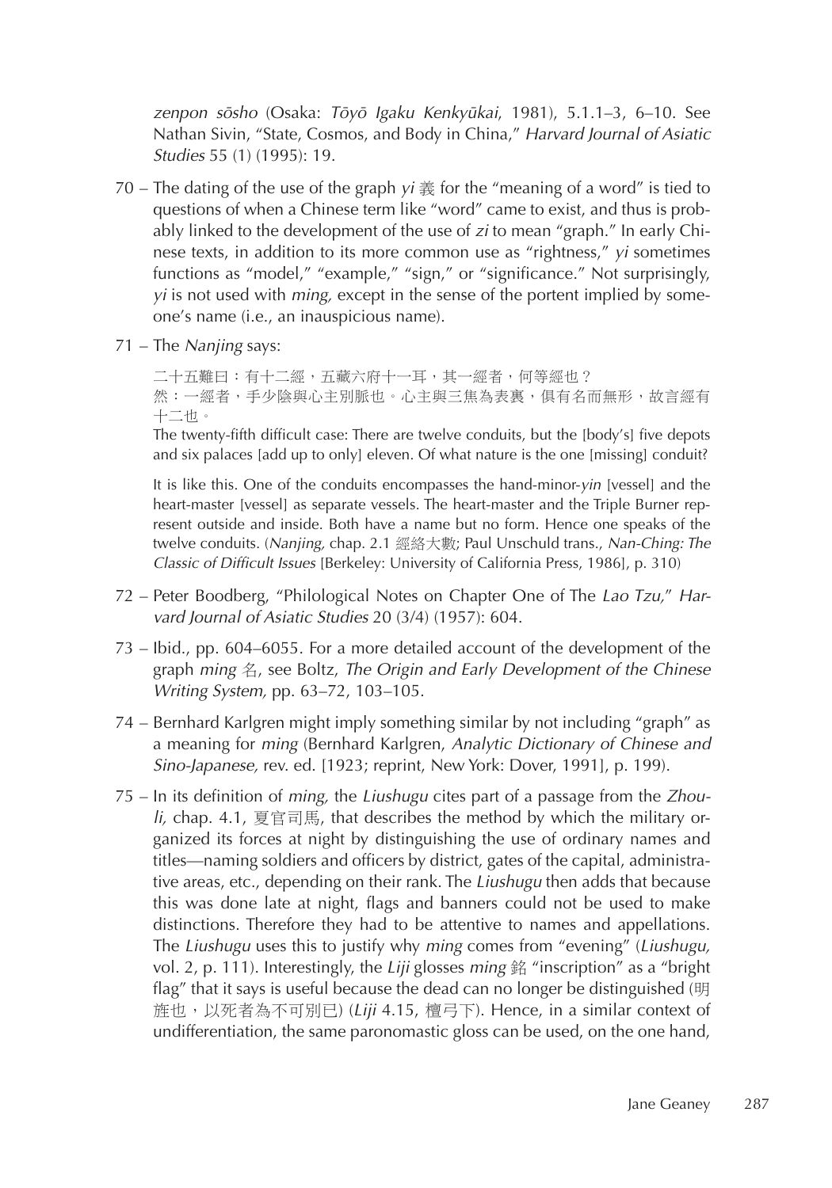*zenpon sōsho* (Osaka: *Tōyō Igaku Kenkyūkai,* 1981), 5.1.1–3, 6–10. See Nathan Sivin, "State, Cosmos, and Body in China," *Harvard Journal of Asiatic Studies* 55 (1) (1995): 19.

70 – The dating of the use of the graph *yi* 義 for the "meaning of a word" is tied to questions of when a Chinese term like "word" came to exist, and thus is probably linked to the development of the use of *zi* to mean "graph." In early Chinese texts, in addition to its more common use as "rightness," *yi* sometimes functions as "model," "example," "sign," or "significance." Not surprisingly, *yi* is not used with *ming,* except in the sense of the portent implied by someone's name (i.e., an inauspicious name).

71 – The *Nanjing* says:

> 二十五難曰：有十二經，五藏六府十一耳，其一經者，何等經也？
> 然：一經者，手少陰與心主別脈也。心主與三焦為表裏，俱有名而無形，故言經有十二也。
> The twenty-fifth difficult case: There are twelve conduits, but the [body's] five depots and six palaces [add up to only] eleven. Of what nature is the one [missing] conduit?
>
> It is like this. One of the conduits encompasses the hand-minor-*yin* [vessel] and the heart-master [vessel] as separate vessels. The heart-master and the Triple Burner represent outside and inside. Both have a name but no form. Hence one speaks of the twelve conduits. (*Nanjing,* chap. 2.1 經絡大數; Paul Unschuld trans., *Nan-Ching: The Classic of Difficult Issues* [Berkeley: University of California Press, 1986], p. 310)

72 – Peter Boodberg, "Philological Notes on Chapter One of The *Lao Tzu,*" *Harvard Journal of Asiatic Studies* 20 (3/4) (1957): 604.

73 – Ibid., pp. 604–6055. For a more detailed account of the development of the graph *ming* 名, see Boltz, *The Origin and Early Development of the Chinese Writing System,* pp. 63–72, 103–105.

74 – Bernhard Karlgren might imply something similar by not including "graph" as a meaning for *ming* (Bernhard Karlgren, *Analytic Dictionary of Chinese and Sino-Japanese,* rev. ed. [1923; reprint, New York: Dover, 1991], p. 199).

75 – In its definition of *ming,* the *Liushugu* cites part of a passage from the *Zhouli,* chap. 4.1, 夏官司馬, that describes the method by which the military organized its forces at night by distinguishing the use of ordinary names and titles—naming soldiers and officers by district, gates of the capital, administrative areas, etc., depending on their rank. The *Liushugu* then adds that because this was done late at night, flags and banners could not be used to make distinctions. Therefore they had to be attentive to names and appellations. The *Liushugu* uses this to justify why *ming* comes from "evening" (*Liushugu,* vol. 2, p. 111). Interestingly, the *Liji* glosses *ming* 銘 "inscription" as a "bright flag" that it says is useful because the dead can no longer be distinguished (明旌也，以死者為不可別已) (*Liji* 4.15, 檀弓下). Hence, in a similar context of undifferentiation, the same paronomastic gloss can be used, on the one hand,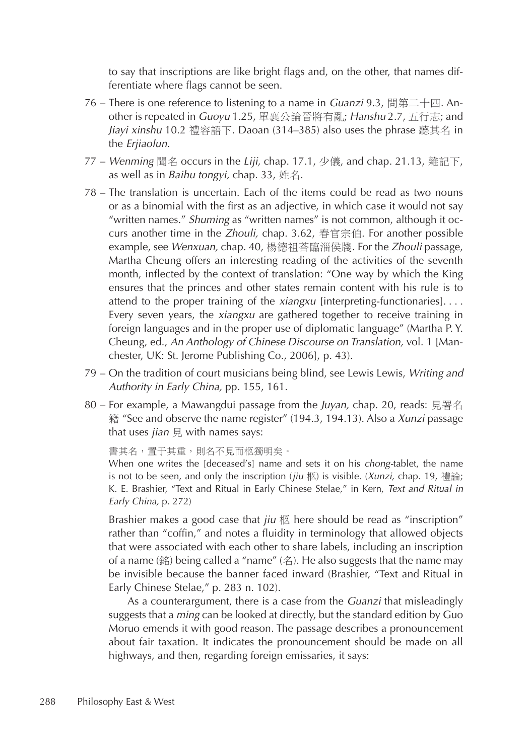to say that inscriptions are like bright flags and, on the other, that names differentiate where flags cannot be seen.

76 – There is one reference to listening to a name in *Guanzi* 9.3, 問第二十四. Another is repeated in *Guoyu* 1.25, 單襄公論晉將有亂; *Hanshu* 2.7, 五行志; and *Jiayi xinshu* 10.2 禮容語下. Daoan (314–385) also uses the phrase 聽其名 in the *Erjiaolun.*

77 – *Wenming* 聞名 occurs in the *Liji,* chap. 17.1, 少儀, and chap. 21.13, 雜記下, as well as in *Baihu tongyi,* chap. 33, 姓名.

78 – The translation is uncertain. Each of the items could be read as two nouns or as a binomial with the first as an adjective, in which case it would not say "written names." *Shuming* as "written names" is not common, although it occurs another time in the *Zhouli,* chap. 3.62, 春官宗伯. For another possible example, see *Wenxuan,* chap. 40, 楊德祖荅臨淄侯牋. For the *Zhouli* passage, Martha Cheung offers an interesting reading of the activities of the seventh month, inflected by the context of translation: "One way by which the King ensures that the princes and other states remain content with his rule is to attend to the proper training of the *xiangxu* [interpreting-functionaries]. . . . Every seven years, the *xiangxu* are gathered together to receive training in foreign languages and in the proper use of diplomatic language" (Martha P. Y. Cheung, ed., *An Anthology of Chinese Discourse on Translation,* vol. 1 [Manchester, UK: St. Jerome Publishing Co., 2006], p. 43).

79 – On the tradition of court musicians being blind, see Lewis Lewis, *Writing and Authority in Early China,* pp. 155, 161.

80 – For example, a Mawangdui passage from the *Juyan,* chap. 20, reads: 見署名籍 "See and observe the name register" (194.3, 194.13). Also a *Xunzi* passage that uses *jian* 見 with names says:

> 書其名，置于其重，則名不見而柩獨明矣。
> When one writes the [deceased's] name and sets it on his *chong*-tablet, the name is not to be seen, and only the inscription (*jiu* 柩) is visible. (*Xunzi,* chap. 19, 禮論; K. E. Brashier, "Text and Ritual in Early Chinese Stelae," in Kern, *Text and Ritual in Early China,* p. 272)

Brashier makes a good case that *jiu* 柩 here should be read as "inscription" rather than "coffin," and notes a fluidity in terminology that allowed objects that were associated with each other to share labels, including an inscription of a name (銘) being called a "name" (名). He also suggests that the name may be invisible because the banner faced inward (Brashier, "Text and Ritual in Early Chinese Stelae," p. 283 n. 102).

As a counterargument, there is a case from the *Guanzi* that misleadingly suggests that a *ming* can be looked at directly, but the standard edition by Guo Moruo emends it with good reason. The passage describes a pronouncement about fair taxation. It indicates the pronouncement should be made on all highways, and then, regarding foreign emissaries, it says: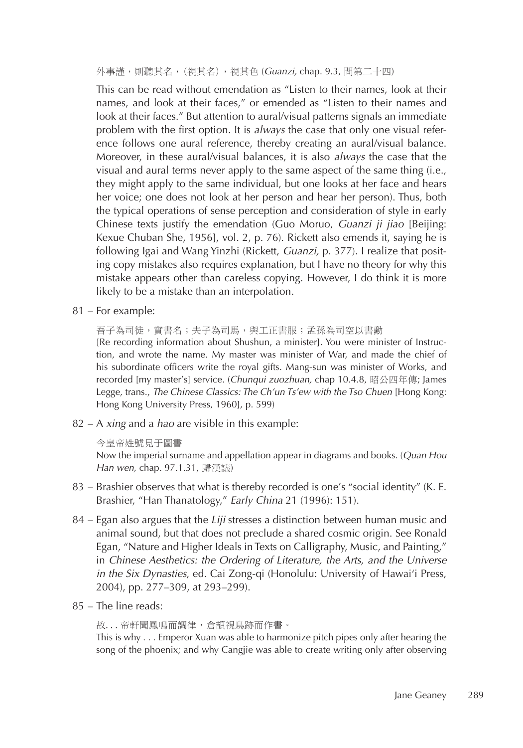外事謹，則聽其名，(視其名)，視其色 (*Guanzi,* chap. 9.3, 問第二十四)

This can be read without emendation as "Listen to their names, look at their names, and look at their faces," or emended as "Listen to their names and look at their faces." But attention to aural/visual patterns signals an immediate problem with the first option. It is *always* the case that only one visual reference follows one aural reference, thereby creating an aural/visual balance. Moreover, in these aural/visual balances, it is also *always* the case that the visual and aural terms never apply to the same aspect of the same thing (i.e., they might apply to the same individual, but one looks at her face and hears her voice; one does not look at her person and hear her person). Thus, both the typical operations of sense perception and consideration of style in early Chinese texts justify the emendation (Guo Moruo, *Guanzi ji jiao* [Beijing: Kexue Chuban She, 1956], vol. 2, p. 76). Rickett also emends it, saying he is following Igai and Wang Yinzhi (Rickett, *Guanzi,* p. 377). I realize that positing copy mistakes also requires explanation, but I have no theory for why this mistake appears other than careless copying. However, I do think it is more likely to be a mistake than an interpolation.

81 – For example:

吾子為司徒，實書名；夫子為司馬，與工正書服；孟孫為司空以書勳
[Re recording information about Shushun, a minister]. You were minister of Instruction, and wrote the name. My master was minister of War, and made the chief of his subordinate officers write the royal gifts. Mang-sun was minister of Works, and recorded [my master's] service. (*Chunqui zuozhuan,* chap 10.4.8, 昭公四年傳; James Legge, trans., *The Chinese Classics: The Ch'un Ts'ew with the Tso Chuen* [Hong Kong: Hong Kong University Press, 1960], p. 599)

82 – A *xing* and a *hao* are visible in this example:

今皇帝姓號見于圖書
Now the imperial surname and appellation appear in diagrams and books. (*Quan Hou Han wen,* chap. 97.1.31, 歸漢議)

83 – Brashier observes that what is thereby recorded is one's "social identity" (K. E. Brashier, "Han Thanatology," *Early China* 21 (1996): 151).

84 – Egan also argues that the *Liji* stresses a distinction between human music and animal sound, but that does not preclude a shared cosmic origin. See Ronald Egan, "Nature and Higher Ideals in Texts on Calligraphy, Music, and Painting," in *Chinese Aesthetics: the Ordering of Literature, the Arts, and the Universe in the Six Dynasties,* ed. Cai Zong-qi (Honolulu: University of Hawai'i Press, 2004), pp. 277–309, at 293–299).

85 – The line reads:

故. . . 帝軒聞鳳鳴而調律，倉頡視鳥跡而作書。
This is why . . . Emperor Xuan was able to harmonize pitch pipes only after hearing the song of the phoenix; and why Cangjie was able to create writing only after observing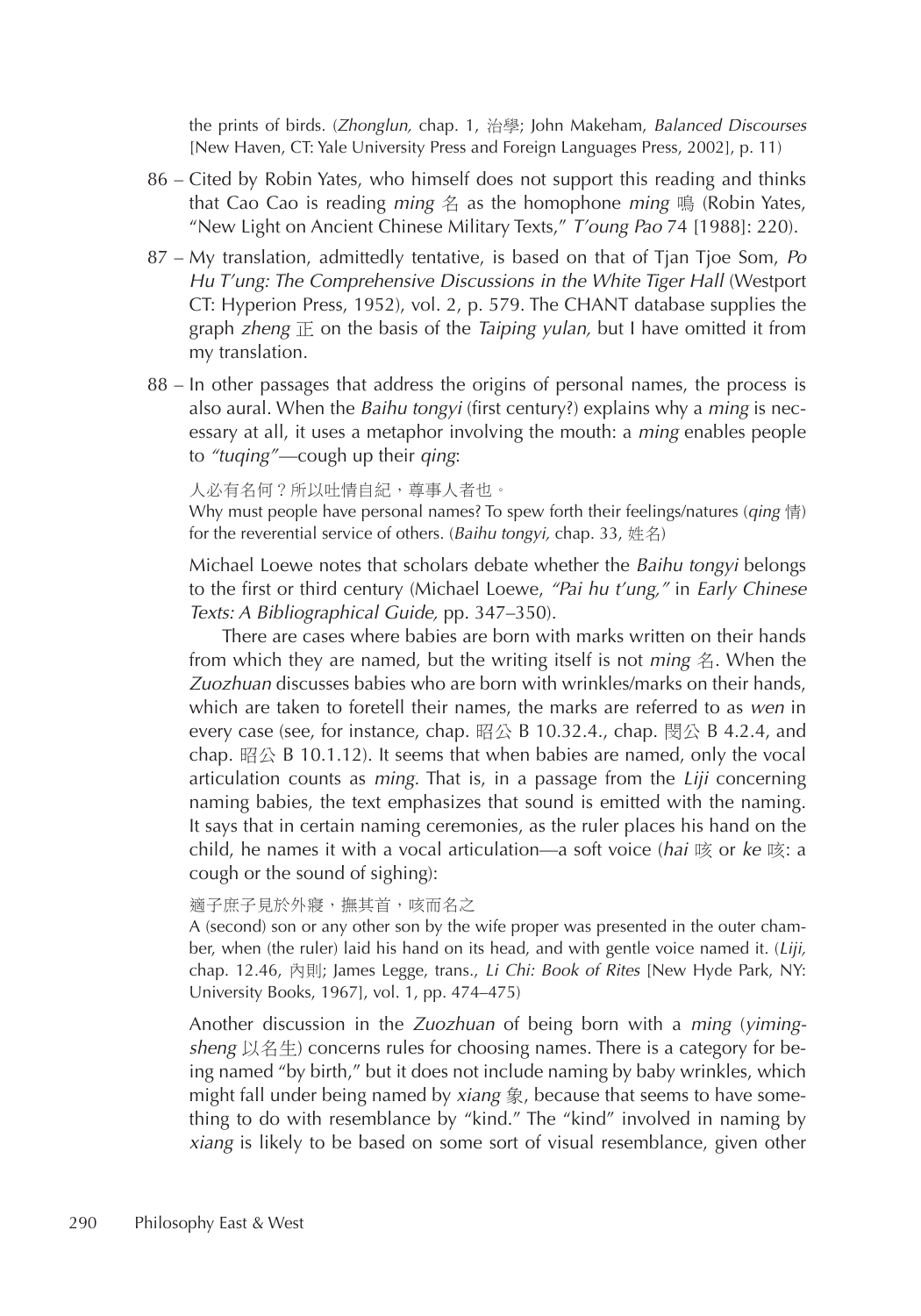the prints of birds. (*Zhonglun,* chap. 1, 治學; John Makeham, *Balanced Discourses* [New Haven, CT: Yale University Press and Foreign Languages Press, 2002], p. 11)

86 – Cited by Robin Yates, who himself does not support this reading and thinks that Cao Cao is reading *ming* 名 as the homophone *ming* 鳴 (Robin Yates, "New Light on Ancient Chinese Military Texts," *T'oung Pao* 74 [1988]: 220).

87 – My translation, admittedly tentative, is based on that of Tjan Tjoe Som, *Po Hu T'ung: The Comprehensive Discussions in the White Tiger Hall* (Westport CT: Hyperion Press, 1952), vol. 2, p. 579. The CHANT database supplies the graph *zheng* 正 on the basis of the *Taiping yulan,* but I have omitted it from my translation.

88 – In other passages that address the origins of personal names, the process is also aural. When the *Baihu tongyi* (first century?) explains why a *ming* is necessary at all, it uses a metaphor involving the mouth: a *ming* enables people to *"tuqing"*—cough up their *qing*:

人必有名何？所以吐情自紀，尊事人者也。
Why must people have personal names? To spew forth their feelings/natures (*qing* 情) for the reverential service of others. (*Baihu tongyi,* chap. 33, 姓名)

Michael Loewe notes that scholars debate whether the *Baihu tongyi* belongs to the first or third century (Michael Loewe, *"Pai hu t'ung,"* in *Early Chinese Texts: A Bibliographical Guide,* pp. 347–350).

There are cases where babies are born with marks written on their hands from which they are named, but the writing itself is not *ming* 名. When the *Zuozhuan* discusses babies who are born with wrinkles/marks on their hands, which are taken to foretell their names, the marks are referred to as *wen* in every case (see, for instance, chap. 昭公 B 10.32.4., chap. 閔公 B 4.2.4, and chap. 昭公 B 10.1.12). It seems that when babies are named, only the vocal articulation counts as *ming.* That is, in a passage from the *Liji* concerning naming babies, the text emphasizes that sound is emitted with the naming. It says that in certain naming ceremonies, as the ruler places his hand on the child, he names it with a vocal articulation—a soft voice (*hai* 咳 or *ke* 咳: a cough or the sound of sighing):

適子庶子見於外寢，撫其首，咳而名之
A (second) son or any other son by the wife proper was presented in the outer chamber, when (the ruler) laid his hand on its head, and with gentle voice named it. (*Liji,* chap. 12.46, 內則; James Legge, trans., *Li Chi: Book of Rites* [New Hyde Park, NY: University Books, 1967], vol. 1, pp. 474–475)

Another discussion in the *Zuozhuan* of being born with a *ming* (*yimingsheng* 以名生) concerns rules for choosing names. There is a category for being named "by birth," but it does not include naming by baby wrinkles, which might fall under being named by *xiang* 象, because that seems to have something to do with resemblance by "kind." The "kind" involved in naming by *xiang* is likely to be based on some sort of visual resemblance, given other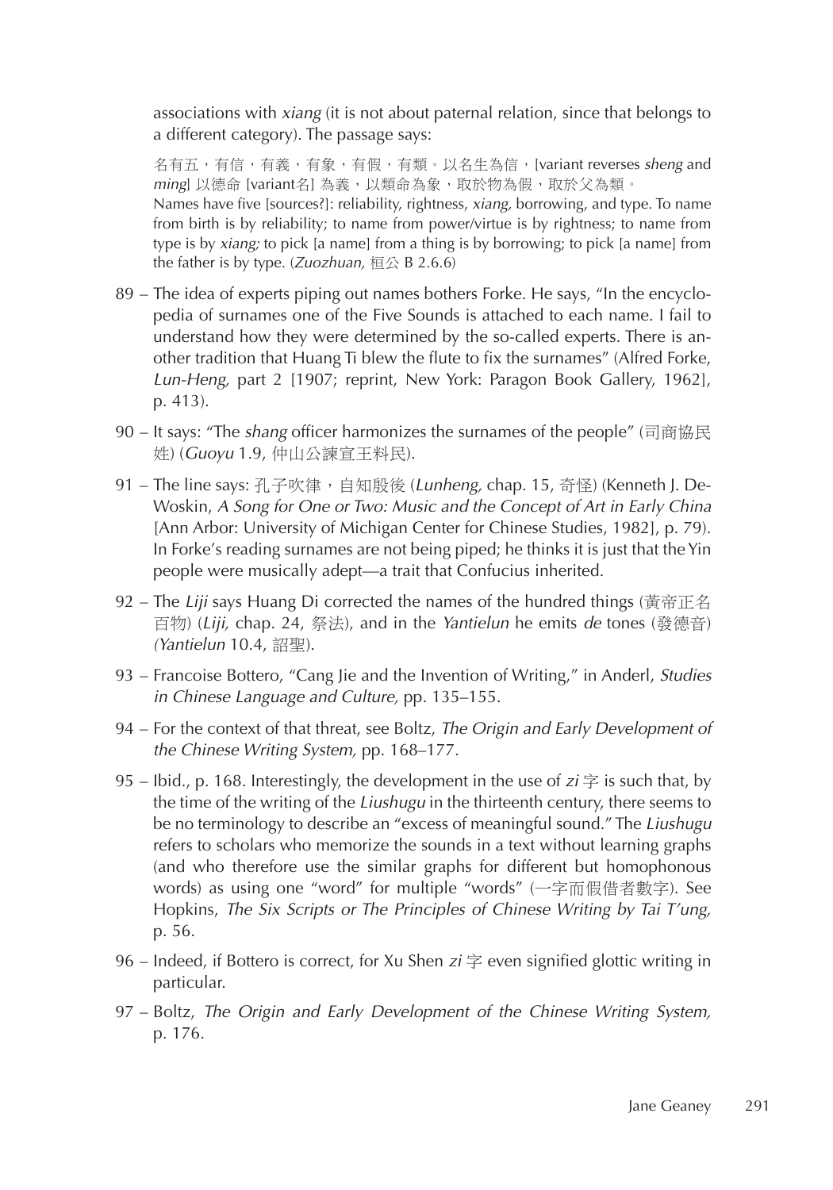associations with *xiang* (it is not about paternal relation, since that belongs to a different category). The passage says:

> 名有五，有信，有義，有象，有假，有類。以名生為信，[variant reverses *sheng* and *ming*] 以德命 [variant名] 為義，以類命為象，取於物為假，取於父為類。
> Names have five [sources?]: reliability, rightness, *xiang,* borrowing, and type. To name from birth is by reliability; to name from power/virtue is by rightness; to name from type is by *xiang;* to pick [a name] from a thing is by borrowing; to pick [a name] from the father is by type. (*Zuozhuan,* 桓公 B 2.6.6)

89 – The idea of experts piping out names bothers Forke. He says, "In the encyclopedia of surnames one of the Five Sounds is attached to each name. I fail to understand how they were determined by the so-called experts. There is another tradition that Huang Ti blew the flute to fix the surnames" (Alfred Forke, *Lun-Heng,* part 2 [1907; reprint, New York: Paragon Book Gallery, 1962], p. 413).

90 – It says: "The *shang* officer harmonizes the surnames of the people" (司商協民姓) (*Guoyu* 1.9, 仲山公諫宣王料民).

91 – The line says: 孔子吹律，自知殷後 (*Lunheng,* chap. 15, 奇怪) (Kenneth J. DeWoskin, *A Song for One or Two: Music and the Concept of Art in Early China* [Ann Arbor: University of Michigan Center for Chinese Studies, 1982], p. 79). In Forke's reading surnames are not being piped; he thinks it is just that the Yin people were musically adept—a trait that Confucius inherited.

92 – The *Liji* says Huang Di corrected the names of the hundred things (黃帝正名百物) (*Liji,* chap. 24, 祭法), and in the *Yantielun* he emits *de* tones (發德音) (*Yantielun* 10.4, 詔聖).

93 – Francoise Bottero, "Cang Jie and the Invention of Writing," in Anderl, *Studies in Chinese Language and Culture,* pp. 135–155.

94 – For the context of that threat, see Boltz, *The Origin and Early Development of the Chinese Writing System,* pp. 168–177.

95 – Ibid., p. 168. Interestingly, the development in the use of *zi* 字 is such that, by the time of the writing of the *Liushugu* in the thirteenth century, there seems to be no terminology to describe an "excess of meaningful sound." The *Liushugu* refers to scholars who memorize the sounds in a text without learning graphs (and who therefore use the similar graphs for different but homophonous words) as using one "word" for multiple "words" (一字而假借者數字). See Hopkins, *The Six Scripts or The Principles of Chinese Writing by Tai T'ung,* p. 56.

96 – Indeed, if Bottero is correct, for Xu Shen *zi* 字 even signified glottic writing in particular.

97 – Boltz, *The Origin and Early Development of the Chinese Writing System,* p. 176.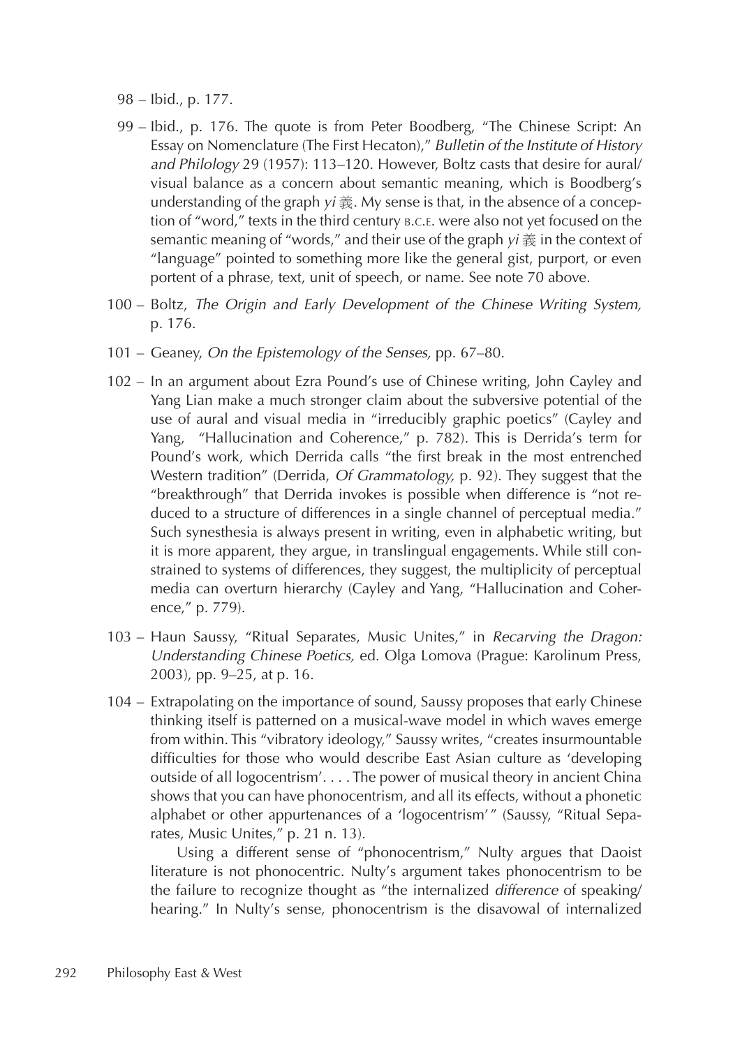98 – Ibid., p. 177.

99 – Ibid., p. 176. The quote is from Peter Boodberg, "The Chinese Script: An Essay on Nomenclature (The First Hecaton)," *Bulletin of the Institute of History and Philology* 29 (1957): 113–120. However, Boltz casts that desire for aural/visual balance as a concern about semantic meaning, which is Boodberg's understanding of the graph *yi* 義. My sense is that, in the absence of a conception of "word," texts in the third century B.C.E. were also not yet focused on the semantic meaning of "words," and their use of the graph *yi* 義 in the context of "language" pointed to something more like the general gist, purport, or even portent of a phrase, text, unit of speech, or name. See note 70 above.

100 – Boltz, *The Origin and Early Development of the Chinese Writing System,* p. 176.

101 – Geaney, *On the Epistemology of the Senses,* pp. 67–80.

102 – In an argument about Ezra Pound's use of Chinese writing, John Cayley and Yang Lian make a much stronger claim about the subversive potential of the use of aural and visual media in "irreducibly graphic poetics" (Cayley and Yang, "Hallucination and Coherence," p. 782). This is Derrida's term for Pound's work, which Derrida calls "the first break in the most entrenched Western tradition" (Derrida, *Of Grammatology,* p. 92). They suggest that the "breakthrough" that Derrida invokes is possible when difference is "not reduced to a structure of differences in a single channel of perceptual media." Such synesthesia is always present in writing, even in alphabetic writing, but it is more apparent, they argue, in translingual engagements. While still constrained to systems of differences, they suggest, the multiplicity of perceptual media can overturn hierarchy (Cayley and Yang, "Hallucination and Coherence," p. 779).

103 – Haun Saussy, "Ritual Separates, Music Unites," in *Recarving the Dragon: Understanding Chinese Poetics,* ed. Olga Lomova (Prague: Karolinum Press, 2003), pp. 9–25, at p. 16.

104 – Extrapolating on the importance of sound, Saussy proposes that early Chinese thinking itself is patterned on a musical-wave model in which waves emerge from within. This "vibratory ideology," Saussy writes, "creates insurmountable difficulties for those who would describe East Asian culture as 'developing outside of all logocentrism'. . . . The power of musical theory in ancient China shows that you can have phonocentrism, and all its effects, without a phonetic alphabet or other appurtenances of a 'logocentrism'" (Saussy, "Ritual Separates, Music Unites," p. 21 n. 13).

Using a different sense of "phonocentrism," Nulty argues that Daoist literature is not phonocentric. Nulty's argument takes phonocentrism to be the failure to recognize thought as "the internalized *difference* of speaking/hearing." In Nulty's sense, phonocentrism is the disavowal of internalized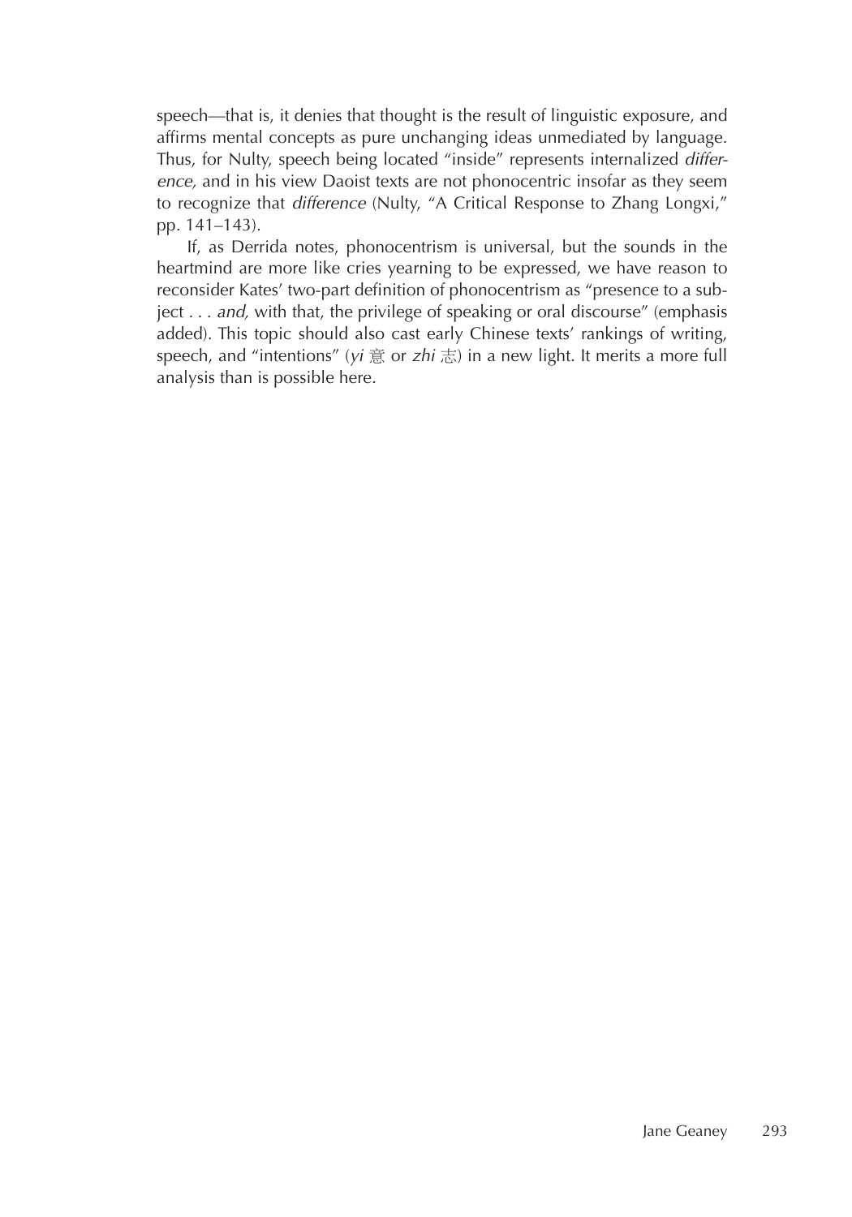speech—that is, it denies that thought is the result of linguistic exposure, and affirms mental concepts as pure unchanging ideas unmediated by language. Thus, for Nulty, speech being located "inside" represents internalized *difference,* and in his view Daoist texts are not phonocentric insofar as they seem to recognize that *difference* (Nulty, "A Critical Response to Zhang Longxi," pp. 141–143).

If, as Derrida notes, phonocentrism is universal, but the sounds in the heartmind are more like cries yearning to be expressed, we have reason to reconsider Kates' two-part definition of phonocentrism as "presence to a subject . . . *and,* with that, the privilege of speaking or oral discourse" (emphasis added). This topic should also cast early Chinese texts' rankings of writing, speech, and "intentions" (*yi* 意 or *zhi* 志) in a new light. It merits a more full analysis than is possible here.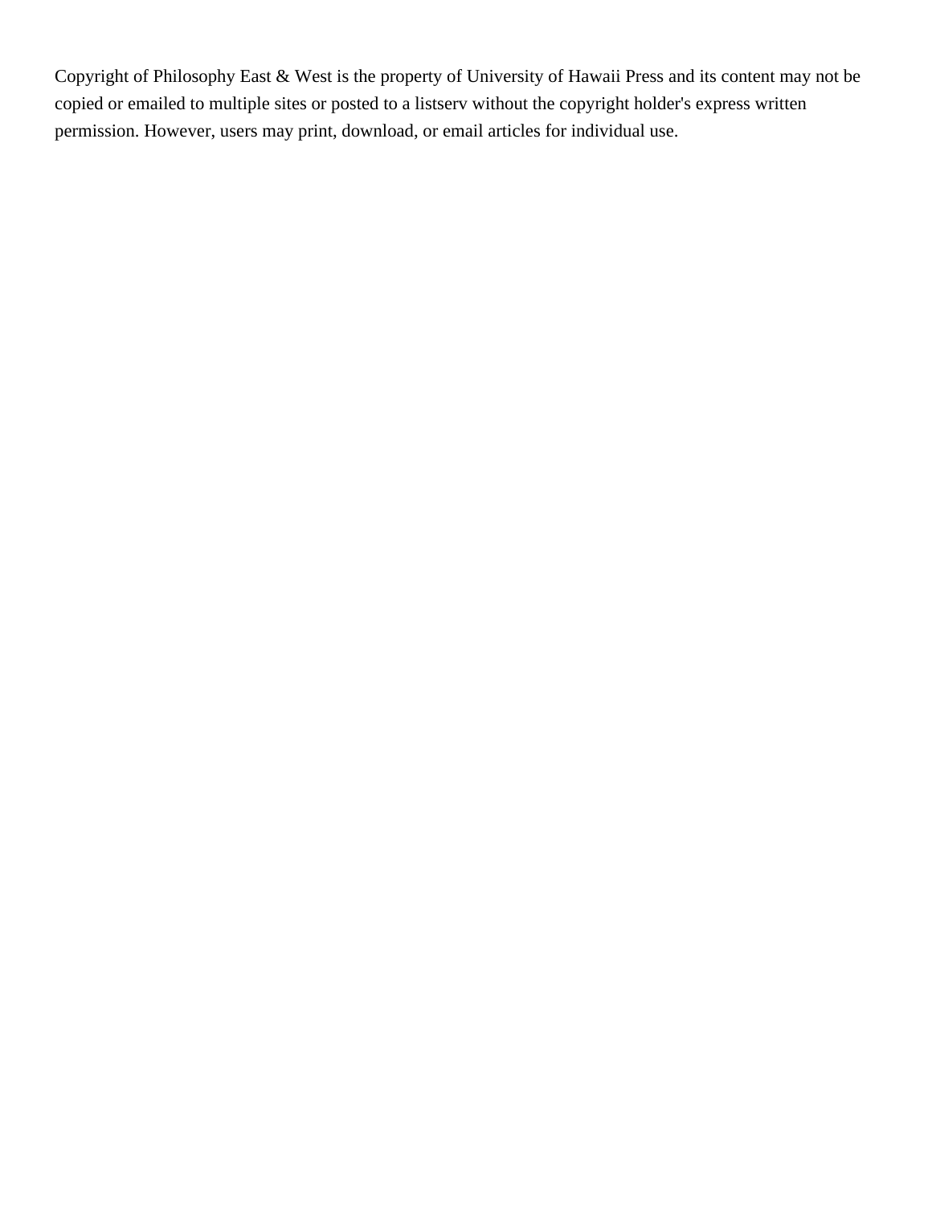Copyright of Philosophy East & West is the property of University of Hawaii Press and its content may not be copied or emailed to multiple sites or posted to a listserv without the copyright holder's express written permission. However, users may print, download, or email articles for individual use.